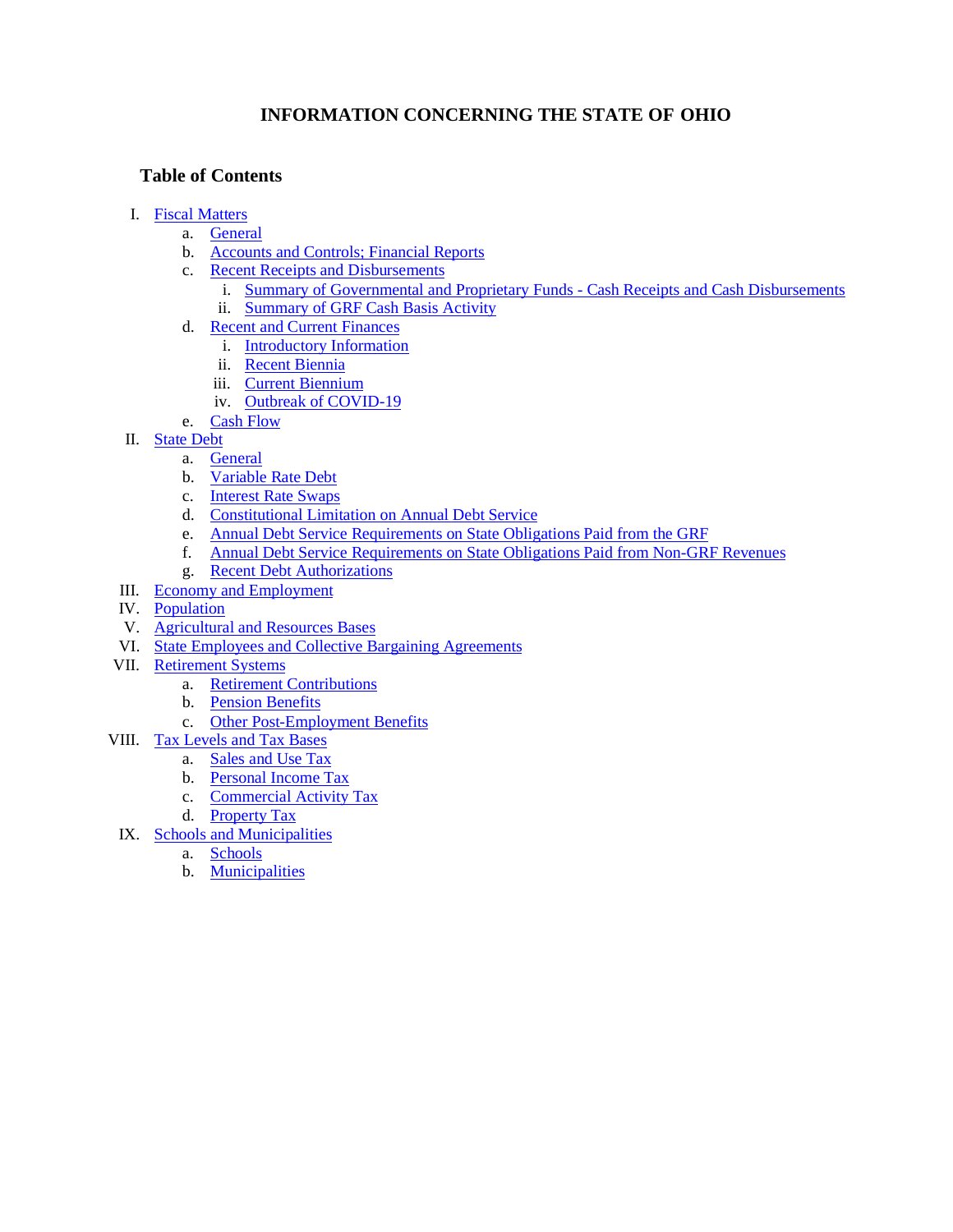# INFORMATION CONCERNING THE STATE OF OHIO

## Table of Contents

I. Fiscal Matters
   a. General
   b. Accounts and Controls; Financial Reports
   c. Recent Receipts and Disbursements
      i. Summary of Governmental and Proprietary Funds - Cash Receipts and Cash Disbursements
      ii. Summary of GRF Cash Basis Activity
   d. Recent and Current Finances
      i. Introductory Information
      ii. Recent Biennia
      iii. Current Biennium
      iv. Outbreak of COVID-19
   e. Cash Flow

II. State Debt
   a. General
   b. Variable Rate Debt
   c. Interest Rate Swaps
   d. Constitutional Limitation on Annual Debt Service
   e. Annual Debt Service Requirements on State Obligations Paid from the GRF
   f. Annual Debt Service Requirements on State Obligations Paid from Non-GRF Revenues
   g. Recent Debt Authorizations

III. Economy and Employment

IV. Population

V. Agricultural and Resources Bases

VI. State Employees and Collective Bargaining Agreements

VII. Retirement Systems
   a. Retirement Contributions
   b. Pension Benefits
   c. Other Post-Employment Benefits

VIII. Tax Levels and Tax Bases
   a. Sales and Use Tax
   b. Personal Income Tax
   c. Commercial Activity Tax
   d. Property Tax

IX. Schools and Municipalities
   a. Schools
   b. Municipalities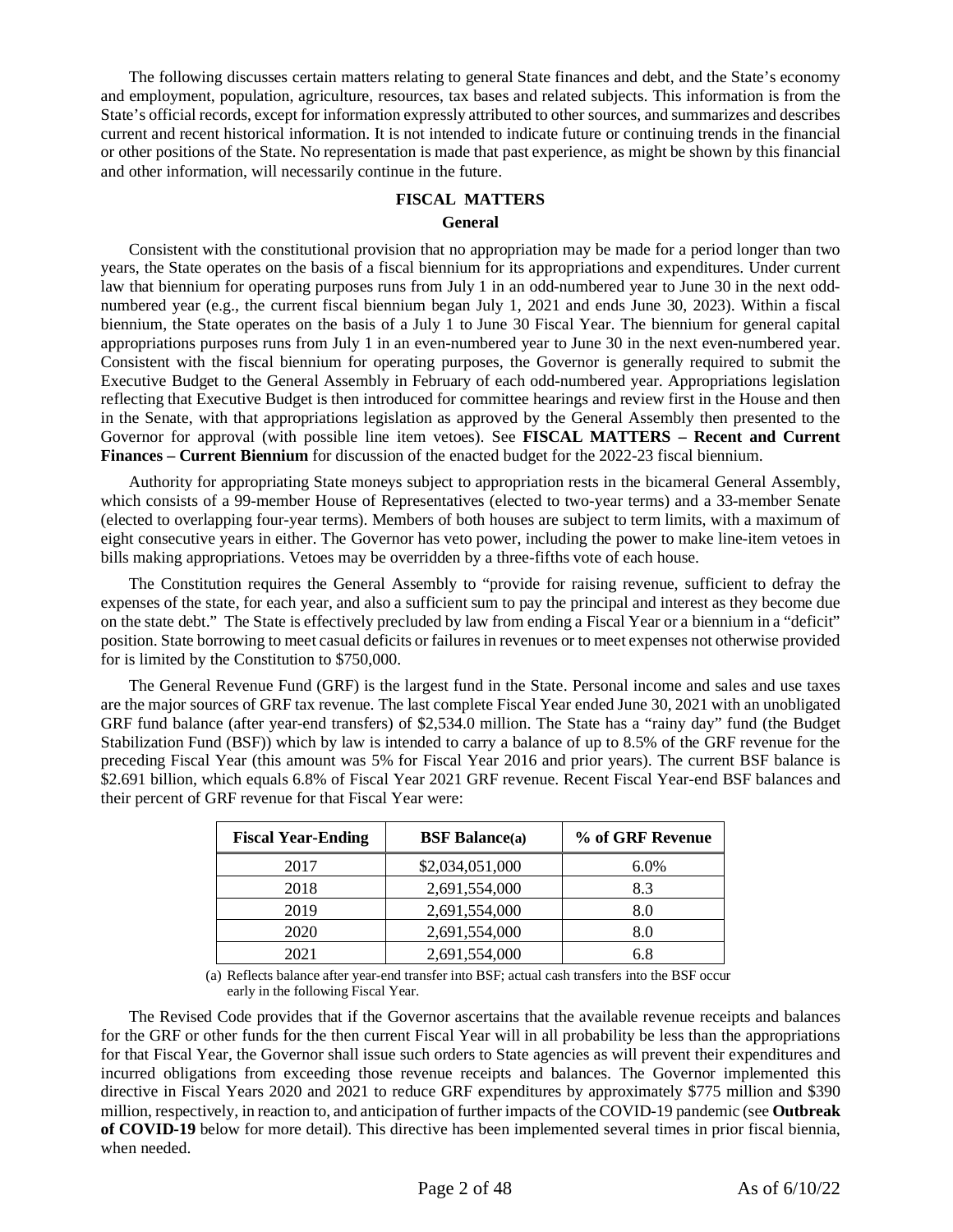The following discusses certain matters relating to general State finances and debt, and the State's economy and employment, population, agriculture, resources, tax bases and related subjects. This information is from the State's official records, except for information expressly attributed to other sources, and summarizes and describes current and recent historical information. It is not intended to indicate future or continuing trends in the financial or other positions of the State. No representation is made that past experience, as might be shown by this financial and other information, will necessarily continue in the future.

## FISCAL MATTERS

### General

Consistent with the constitutional provision that no appropriation may be made for a period longer than two years, the State operates on the basis of a fiscal biennium for its appropriations and expenditures. Under current law that biennium for operating purposes runs from July 1 in an odd-numbered year to June 30 in the next odd-numbered year (e.g., the current fiscal biennium began July 1, 2021 and ends June 30, 2023). Within a fiscal biennium, the State operates on the basis of a July 1 to June 30 Fiscal Year. The biennium for general capital appropriations purposes runs from July 1 in an even-numbered year to June 30 in the next even-numbered year. Consistent with the fiscal biennium for operating purposes, the Governor is generally required to submit the Executive Budget to the General Assembly in February of each odd-numbered year. Appropriations legislation reflecting that Executive Budget is then introduced for committee hearings and review first in the House and then in the Senate, with that appropriations legislation as approved by the General Assembly then presented to the Governor for approval (with possible line item vetoes). See **FISCAL MATTERS – Recent and Current Finances – Current Biennium** for discussion of the enacted budget for the 2022-23 fiscal biennium.

Authority for appropriating State moneys subject to appropriation rests in the bicameral General Assembly, which consists of a 99-member House of Representatives (elected to two-year terms) and a 33-member Senate (elected to overlapping four-year terms). Members of both houses are subject to term limits, with a maximum of eight consecutive years in either. The Governor has veto power, including the power to make line-item vetoes in bills making appropriations. Vetoes may be overridden by a three-fifths vote of each house.

The Constitution requires the General Assembly to "provide for raising revenue, sufficient to defray the expenses of the state, for each year, and also a sufficient sum to pay the principal and interest as they become due on the state debt." The State is effectively precluded by law from ending a Fiscal Year or a biennium in a "deficit" position. State borrowing to meet casual deficits or failures in revenues or to meet expenses not otherwise provided for is limited by the Constitution to $750,000.

The General Revenue Fund (GRF) is the largest fund in the State. Personal income and sales and use taxes are the major sources of GRF tax revenue. The last complete Fiscal Year ended June 30, 2021 with an unobligated GRF fund balance (after year-end transfers) of $2,534.0 million. The State has a "rainy day" fund (the Budget Stabilization Fund (BSF)) which by law is intended to carry a balance of up to 8.5% of the GRF revenue for the preceding Fiscal Year (this amount was 5% for Fiscal Year 2016 and prior years). The current BSF balance is $2.691 billion, which equals 6.8% of Fiscal Year 2021 GRF revenue. Recent Fiscal Year-end BSF balances and their percent of GRF revenue for that Fiscal Year were:

| Fiscal Year-Ending | BSF Balance(a) | % of GRF Revenue |
|---|---|---|
| 2017 | $2,034,051,000 | 6.0% |
| 2018 | 2,691,554,000 | 8.3 |
| 2019 | 2,691,554,000 | 8.0 |
| 2020 | 2,691,554,000 | 8.0 |
| 2021 | 2,691,554,000 | 6.8 |

(a) Reflects balance after year-end transfer into BSF; actual cash transfers into the BSF occur early in the following Fiscal Year.

The Revised Code provides that if the Governor ascertains that the available revenue receipts and balances for the GRF or other funds for the then current Fiscal Year will in all probability be less than the appropriations for that Fiscal Year, the Governor shall issue such orders to State agencies as will prevent their expenditures and incurred obligations from exceeding those revenue receipts and balances. The Governor implemented this directive in Fiscal Years 2020 and 2021 to reduce GRF expenditures by approximately $775 million and $390 million, respectively, in reaction to, and anticipation of further impacts of the COVID-19 pandemic (see **Outbreak of COVID-19** below for more detail). This directive has been implemented several times in prior fiscal biennia, when needed.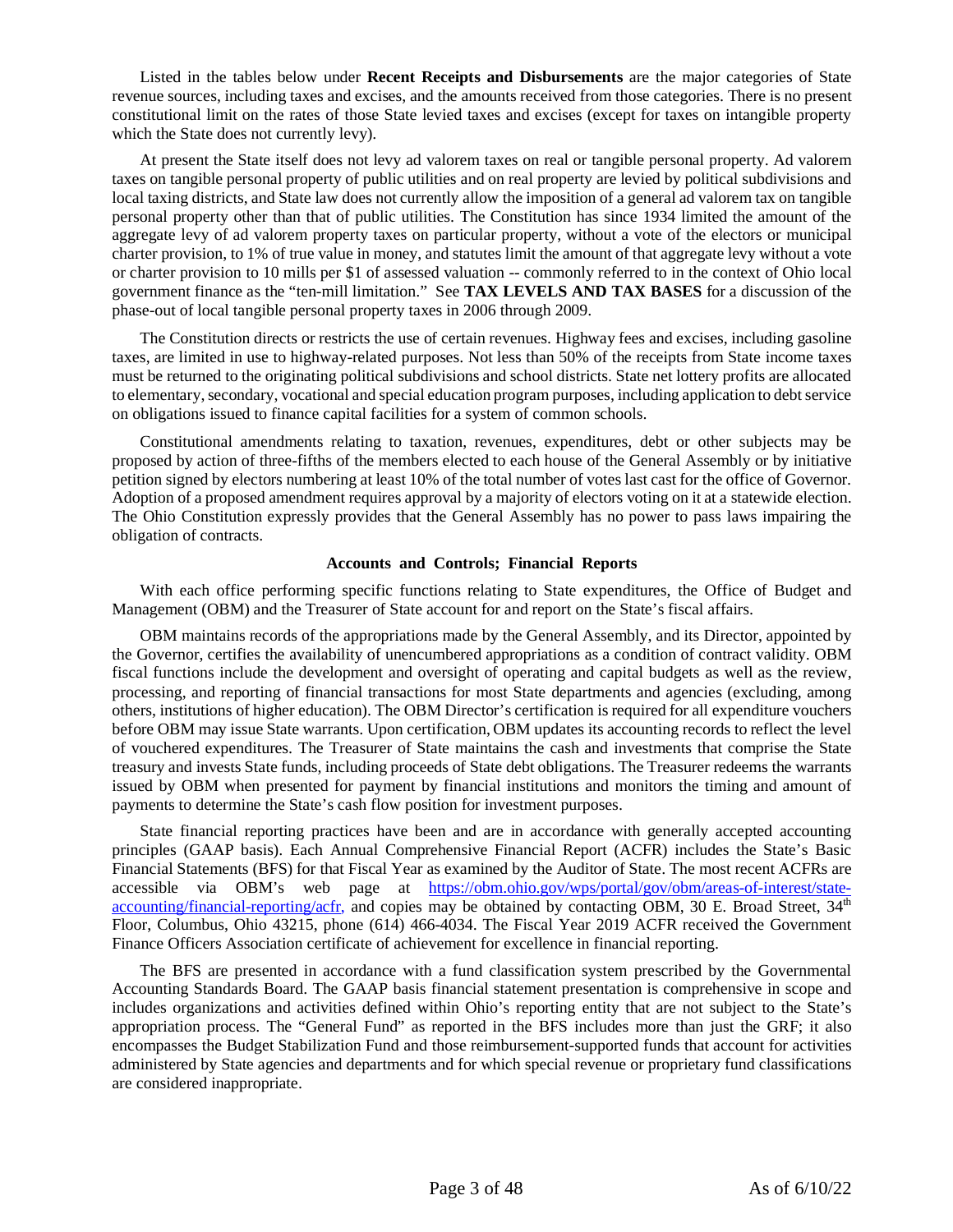Listed in the tables below under **Recent Receipts and Disbursements** are the major categories of State revenue sources, including taxes and excises, and the amounts received from those categories. There is no present constitutional limit on the rates of those State levied taxes and excises (except for taxes on intangible property which the State does not currently levy).

At present the State itself does not levy ad valorem taxes on real or tangible personal property. Ad valorem taxes on tangible personal property of public utilities and on real property are levied by political subdivisions and local taxing districts, and State law does not currently allow the imposition of a general ad valorem tax on tangible personal property other than that of public utilities. The Constitution has since 1934 limited the amount of the aggregate levy of ad valorem property taxes on particular property, without a vote of the electors or municipal charter provision, to 1% of true value in money, and statutes limit the amount of that aggregate levy without a vote or charter provision to 10 mills per $1 of assessed valuation -- commonly referred to in the context of Ohio local government finance as the "ten-mill limitation." See **TAX LEVELS AND TAX BASES** for a discussion of the phase-out of local tangible personal property taxes in 2006 through 2009.

The Constitution directs or restricts the use of certain revenues. Highway fees and excises, including gasoline taxes, are limited in use to highway-related purposes. Not less than 50% of the receipts from State income taxes must be returned to the originating political subdivisions and school districts. State net lottery profits are allocated to elementary, secondary, vocational and special education program purposes, including application to debt service on obligations issued to finance capital facilities for a system of common schools.

Constitutional amendments relating to taxation, revenues, expenditures, debt or other subjects may be proposed by action of three-fifths of the members elected to each house of the General Assembly or by initiative petition signed by electors numbering at least 10% of the total number of votes last cast for the office of Governor. Adoption of a proposed amendment requires approval by a majority of electors voting on it at a statewide election. The Ohio Constitution expressly provides that the General Assembly has no power to pass laws impairing the obligation of contracts.

### Accounts and Controls; Financial Reports

With each office performing specific functions relating to State expenditures, the Office of Budget and Management (OBM) and the Treasurer of State account for and report on the State's fiscal affairs.

OBM maintains records of the appropriations made by the General Assembly, and its Director, appointed by the Governor, certifies the availability of unencumbered appropriations as a condition of contract validity. OBM fiscal functions include the development and oversight of operating and capital budgets as well as the review, processing, and reporting of financial transactions for most State departments and agencies (excluding, among others, institutions of higher education). The OBM Director's certification is required for all expenditure vouchers before OBM may issue State warrants. Upon certification, OBM updates its accounting records to reflect the level of vouchered expenditures. The Treasurer of State maintains the cash and investments that comprise the State treasury and invests State funds, including proceeds of State debt obligations. The Treasurer redeems the warrants issued by OBM when presented for payment by financial institutions and monitors the timing and amount of payments to determine the State's cash flow position for investment purposes.

State financial reporting practices have been and are in accordance with generally accepted accounting principles (GAAP basis). Each Annual Comprehensive Financial Report (ACFR) includes the State's Basic Financial Statements (BFS) for that Fiscal Year as examined by the Auditor of State. The most recent ACFRs are accessible via OBM's web page at https://obm.ohio.gov/wps/portal/gov/obm/areas-of-interest/state-accounting/financial-reporting/acfr, and copies may be obtained by contacting OBM, 30 E. Broad Street, 34th Floor, Columbus, Ohio 43215, phone (614) 466-4034. The Fiscal Year 2019 ACFR received the Government Finance Officers Association certificate of achievement for excellence in financial reporting.

The BFS are presented in accordance with a fund classification system prescribed by the Governmental Accounting Standards Board. The GAAP basis financial statement presentation is comprehensive in scope and includes organizations and activities defined within Ohio's reporting entity that are not subject to the State's appropriation process. The "General Fund" as reported in the BFS includes more than just the GRF; it also encompasses the Budget Stabilization Fund and those reimbursement-supported funds that account for activities administered by State agencies and departments and for which special revenue or proprietary fund classifications are considered inappropriate.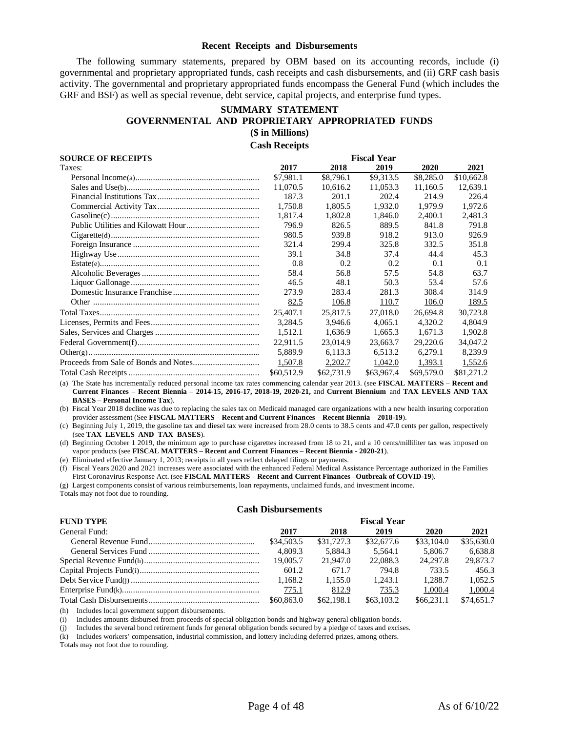### Recent Receipts and Disbursements

The following summary statements, prepared by OBM based on its accounting records, include (i) governmental and proprietary appropriated funds, cash receipts and cash disbursements, and (ii) GRF cash basis activity. The governmental and proprietary appropriated funds encompass the General Fund (which includes the GRF and BSF) as well as special revenue, debt service, capital projects, and enterprise fund types.

## SUMMARY STATEMENT
## GOVERNMENTAL AND PROPRIETARY APPROPRIATED FUNDS
### ($ in Millions)
### Cash Receipts

| SOURCE OF RECEIPTS | Fiscal Year | | | | |
|---|---|---|---|---|---|
| Taxes: | 2017 | 2018 | 2019 | 2020 | 2021 |
| Personal Income(a) | $7,981.1 | $8,796.1 | $9,313.5 | $8,285.0 | $10,662.8 |
| Sales and Use(b) | 11,070.5 | 10,616.2 | 11,053.3 | 11,160.5 | 12,639.1 |
| Financial Institutions Tax | 187.3 | 201.1 | 202.4 | 214.9 | 226.4 |
| Commercial Activity Tax | 1,750.8 | 1,805.5 | 1,932.0 | 1,979.9 | 1,972.6 |
| Gasoline(c) | 1,817.4 | 1,802.8 | 1,846.0 | 2,400.1 | 2,481.3 |
| Public Utilities and Kilowatt Hour | 796.9 | 826.5 | 889.5 | 841.8 | 791.8 |
| Cigarette(d) | 980.5 | 939.8 | 918.2 | 913.0 | 926.9 |
| Foreign Insurance | 321.4 | 299.4 | 325.8 | 332.5 | 351.8 |
| Highway Use | 39.1 | 34.8 | 37.4 | 44.4 | 45.3 |
| Estate(e) | 0.8 | 0.2 | 0.2 | 0.1 | 0.1 |
| Alcoholic Beverages | 58.4 | 56.8 | 57.5 | 54.8 | 63.7 |
| Liquor Gallonage | 46.5 | 48.1 | 50.3 | 53.4 | 57.6 |
| Domestic Insurance Franchise | 273.9 | 283.4 | 281.3 | 308.4 | 314.9 |
| Other | 82.5 | 106.8 | 110.7 | 106.0 | 189.5 |
| Total Taxes | 25,407.1 | 25,817.5 | 27,018.0 | 26,694.8 | 30,723.8 |
| Licenses, Permits and Fees | 3,284.5 | 3,946.6 | 4,065.1 | 4,320.2 | 4,804.9 |
| Sales, Services and Charges | 1,512.1 | 1,636.9 | 1,665.3 | 1,671.3 | 1,902.8 |
| Federal Government(f) | 22,911.5 | 23,014.9 | 23,663.7 | 29,220.6 | 34,047.2 |
| Other(g) | 5,889.9 | 6,113.3 | 6,513.2 | 6,279.1 | 8,239.9 |
| Proceeds from Sale of Bonds and Notes | 1,507.8 | 2,202.7 | 1,042.0 | 1,393.1 | 1,552.6 |
| Total Cash Receipts | $60,512.9 | $62,731.9 | $63,967.4 | $69,579.0 | $81,271.2 |

(a) The State has incrementally reduced personal income tax rates commencing calendar year 2013. (see **FISCAL MATTERS** – **Recent and Current Finances** – **Recent Biennia – 2014-15, 2016-17, 2018-19, 2020-21,** and **Current Biennium** and **TAX LEVELS AND TAX BASES – Personal Income Tax**).

(b) Fiscal Year 2018 decline was due to replacing the sales tax on Medicaid managed care organizations with a new health insuring corporation provider assessment (See **FISCAL MATTERS** – **Recent and Current Finances** – **Recent Biennia** – **2018-19**).

(c) Beginning July 1, 2019, the gasoline tax and diesel tax were increased from 28.0 cents to 38.5 cents and 47.0 cents per gallon, respectively (see **TAX LEVELS AND TAX BASES**).

(d) Beginning October 1 2019, the minimum age to purchase cigarettes increased from 18 to 21, and a 10 cents/milliliter tax was imposed on vapor products (see **FISCAL MATTERS** – **Recent and Current Finances** – **Recent Biennia** - **2020-21**).

(e) Eliminated effective January 1, 2013; receipts in all years reflect delayed filings or payments.

(f) Fiscal Years 2020 and 2021 increases were associated with the enhanced Federal Medical Assistance Percentage authorized in the Families First Coronavirus Response Act. (see **FISCAL MATTERS – Recent and Current Finances –Outbreak of COVID-19**).

(g) Largest components consist of various reimbursements, loan repayments, unclaimed funds, and investment income.

Totals may not foot due to rounding.

### Cash Disbursements

| FUND TYPE | Fiscal Year | | | | |
|---|---|---|---|---|---|
| General Fund: | 2017 | 2018 | 2019 | 2020 | 2021 |
| General Revenue Fund | $34,503.5 | $31,727.3 | $32,677.6 | $33,104.0 | $35,630.0 |
| General Services Fund | 4,809.3 | 5,884.3 | 5,564.1 | 5,806.7 | 6,638.8 |
| Special Revenue Fund(h) | 19,005.7 | 21,947.0 | 22,088.3 | 24,297.8 | 29,873.7 |
| Capital Projects Fund(i) | 601.2 | 671.7 | 794.8 | 733.5 | 456.3 |
| Debt Service Fund(j) | 1,168.2 | 1,155.0 | 1,243.1 | 1,288.7 | 1,052.5 |
| Enterprise Fund(k) | 775.1 | 812.9 | 735.3 | 1,000.4 | 1,000.4 |
| Total Cash Disbursements | $60,863.0 | $62,198.1 | $63,103.2 | $66,231.1 | $74,651.7 |

(h) Includes local government support disbursements.

(i) Includes amounts disbursed from proceeds of special obligation bonds and highway general obligation bonds.

(j) Includes the several bond retirement funds for general obligation bonds secured by a pledge of taxes and excises.

(k) Includes workers' compensation, industrial commission, and lottery including deferred prizes, among others.

Totals may not foot due to rounding.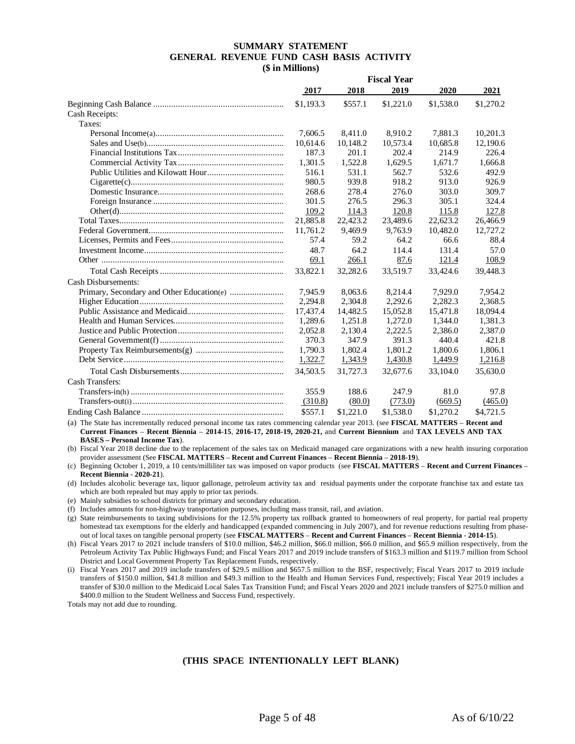# SUMMARY STATEMENT
## GENERAL REVENUE FUND CASH BASIS ACTIVITY
### ($ in Millions)

| | Fiscal Year | | | | |
|---|---|---|---|---|---|
| | **2017** | **2018** | **2019** | **2020** | **2021** |
| Beginning Cash Balance | $1,193.3 | $557.1 | $1,221.0 | $1,538.0 | $1,270.2 |
| Cash Receipts: | | | | | |
| Taxes: | | | | | |
| Personal Income(a) | 7,606.5 | 8,411.0 | 8,910.2 | 7,881.3 | 10,201.3 |
| Sales and Use(b) | 10,614.6 | 10,148.2 | 10,573.4 | 10,685.8 | 12,190.6 |
| Financial Institutions Tax | 187.3 | 201.1 | 202.4 | 214.9 | 226.4 |
| Commercial Activity Tax | 1,301.5 | 1,522.8 | 1,629.5 | 1,671.7 | 1,666.8 |
| Public Utilities and Kilowatt Hour | 516.1 | 531.1 | 562.7 | 532.6 | 492.9 |
| Cigarette(c) | 980.5 | 939.8 | 918.2 | 913.0 | 926.9 |
| Domestic Insurance | 268.6 | 278.4 | 276.0 | 303.0 | 309.7 |
| Foreign Insurance | 301.5 | 276.5 | 296.3 | 305.1 | 324.4 |
| Other(d) | 109.2 | 114.3 | 120.8 | 115.8 | 127.8 |
| Total Taxes | 21,885.8 | 22,423.2 | 23,489.6 | 22,623.2 | 26,466.9 |
| Federal Government | 11,761.2 | 9,469.9 | 9,763.9 | 10,482.0 | 12,727.2 |
| Licenses, Permits and Fees | 57.4 | 59.2 | 64.2 | 66.6 | 88.4 |
| Investment Income | 48.7 | 64.2 | 114.4 | 131.4 | 57.0 |
| Other | 69.1 | 266.1 | 87.6 | 121.4 | 108.9 |
| Total Cash Receipts | 33,822.1 | 32,282.6 | 33,519.7 | 33,424.6 | 39,448.3 |
| Cash Disbursements: | | | | | |
| Primary, Secondary and Other Education(e) | 7,945.9 | 8,063.6 | 8,214.4 | 7,929.0 | 7,954.2 |
| Higher Education | 2,294.8 | 2,304.8 | 2,292.6 | 2,282.3 | 2,368.5 |
| Public Assistance and Medicaid | 17,437.4 | 14,482.5 | 15,052.8 | 15,471.8 | 18,094.4 |
| Health and Human Services | 1,289.6 | 1,251.8 | 1,272.0 | 1,344.0 | 1,381.3 |
| Justice and Public Protection | 2,052.8 | 2,130.4 | 2,222.5 | 2,386.0 | 2,387.0 |
| General Government(f) | 370.3 | 347.9 | 391.3 | 440.4 | 421.8 |
| Property Tax Reimbursements(g) | 1,790.3 | 1,802.4 | 1,801.2 | 1,800.6 | 1,806.1 |
| Debt Service | 1,322.7 | 1,343.9 | 1,430.8 | 1,449.9 | 1,216.8 |
| Total Cash Disbursements | 34,503.5 | 31,727.3 | 32,677.6 | 33,104.0 | 35,630.0 |
| Cash Transfers: | | | | | |
| Transfers-in(h) | 355.9 | 188.6 | 247.9 | 81.0 | 97.8 |
| Transfers-out(i) | (310.8) | (80.0) | (773.0) | (669.5) | (465.0) |
| Ending Cash Balance | $557.1 | $1,221.0 | $1,538.0 | $1,270.2 | $4,721.5 |

(a) The State has incrementally reduced personal income tax rates commencing calendar year 2013. (see **FISCAL MATTERS** – **Recent and Current Finances** – **Recent Biennia** – **2014-15**, **2016-17, 2018-19, 2020-21,** and **Current Biennium** and **TAX LEVELS AND TAX BASES – Personal Income Tax**).

(b) Fiscal Year 2018 decline due to the replacement of the sales tax on Medicaid managed care organizations with a new health insuring corporation provider assessment (See **FISCAL MATTERS** – **Recent and Current Finances** – **Recent Biennia** – **2018-19**).

(c) Beginning October 1, 2019, a 10 cents/milliliter tax was imposed on vapor products (see **FISCAL MATTERS** – **Recent and Current Finances** – **Recent Biennia** - **2020-21**).

(d) Includes alcoholic beverage tax, liquor gallonage, petroleum activity tax and residual payments under the corporate franchise tax and estate tax which are both repealed but may apply to prior tax periods.

(e) Mainly subsidies to school districts for primary and secondary education.

(f) Includes amounts for non-highway transportation purposes, including mass transit, rail, and aviation.

(g) State reimbursements to taxing subdivisions for the 12.5% property tax rollback granted to homeowners of real property, for partial real property homestead tax exemptions for the elderly and handicapped (expanded commencing in July 2007), and for revenue reductions resulting from phase-out of local taxes on tangible personal property (see **FISCAL MATTERS** – **Recent and Current Finances** – **Recent Biennia** - **2014-15**).

(h) Fiscal Years 2017 to 2021 include transfers of $10.0 million, $46.2 million, $66.0 million, $66.0 million, and $65.9 million respectively, from the Petroleum Activity Tax Public Highways Fund; and Fiscal Years 2017 and 2019 include transfers of $163.3 million and $119.7 million from School District and Local Government Property Tax Replacement Funds, respectively.

(i) Fiscal Years 2017 and 2019 include transfers of $29.5 million and $657.5 million to the BSF, respectively; Fiscal Years 2017 to 2019 include transfers of $150.0 million, $41.8 million and $49.3 million to the Health and Human Services Fund, respectively; Fiscal Year 2019 includes a transfer of $30.0 million to the Medicaid Local Sales Tax Transition Fund; and Fiscal Years 2020 and 2021 include transfers of $275.0 million and $400.0 million to the Student Wellness and Success Fund, respectively.

Totals may not add due to rounding.

**(THIS SPACE INTENTIONALLY LEFT BLANK)**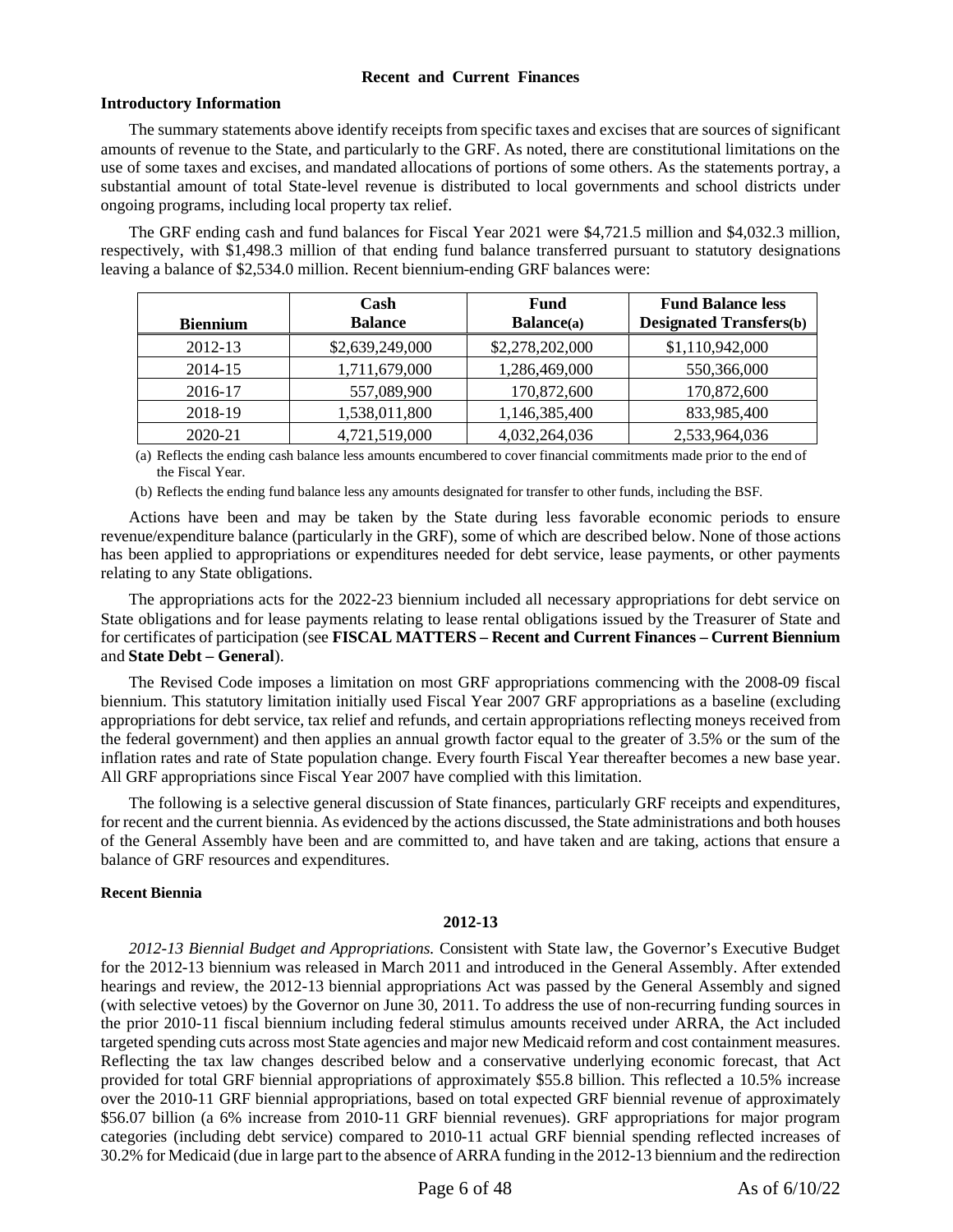## Recent and Current Finances

**Introductory Information**

The summary statements above identify receipts from specific taxes and excises that are sources of significant amounts of revenue to the State, and particularly to the GRF. As noted, there are constitutional limitations on the use of some taxes and excises, and mandated allocations of portions of some others. As the statements portray, a substantial amount of total State-level revenue is distributed to local governments and school districts under ongoing programs, including local property tax relief.

The GRF ending cash and fund balances for Fiscal Year 2021 were $4,721.5 million and $4,032.3 million, respectively, with $1,498.3 million of that ending fund balance transferred pursuant to statutory designations leaving a balance of $2,534.0 million. Recent biennium-ending GRF balances were:

| Biennium | Cash Balance | Fund Balance(a) | Fund Balance less Designated Transfers(b) |
|---|---|---|---|
| 2012-13 | $2,639,249,000 | $2,278,202,000 | $1,110,942,000 |
| 2014-15 | 1,711,679,000 | 1,286,469,000 | 550,366,000 |
| 2016-17 | 557,089,900 | 170,872,600 | 170,872,600 |
| 2018-19 | 1,538,011,800 | 1,146,385,400 | 833,985,400 |
| 2020-21 | 4,721,519,000 | 4,032,264,036 | 2,533,964,036 |

(a) Reflects the ending cash balance less amounts encumbered to cover financial commitments made prior to the end of the Fiscal Year.

(b) Reflects the ending fund balance less any amounts designated for transfer to other funds, including the BSF.

Actions have been and may be taken by the State during less favorable economic periods to ensure revenue/expenditure balance (particularly in the GRF), some of which are described below. None of those actions has been applied to appropriations or expenditures needed for debt service, lease payments, or other payments relating to any State obligations.

The appropriations acts for the 2022-23 biennium included all necessary appropriations for debt service on State obligations and for lease payments relating to lease rental obligations issued by the Treasurer of State and for certificates of participation (see **FISCAL MATTERS – Recent and Current Finances – Current Biennium** and **State Debt – General**).

The Revised Code imposes a limitation on most GRF appropriations commencing with the 2008-09 fiscal biennium. This statutory limitation initially used Fiscal Year 2007 GRF appropriations as a baseline (excluding appropriations for debt service, tax relief and refunds, and certain appropriations reflecting moneys received from the federal government) and then applies an annual growth factor equal to the greater of 3.5% or the sum of the inflation rates and rate of State population change. Every fourth Fiscal Year thereafter becomes a new base year. All GRF appropriations since Fiscal Year 2007 have complied with this limitation.

The following is a selective general discussion of State finances, particularly GRF receipts and expenditures, for recent and the current biennia. As evidenced by the actions discussed, the State administrations and both houses of the General Assembly have been and are committed to, and have taken and are taking, actions that ensure a balance of GRF resources and expenditures.

**Recent Biennia**

### 2012-13

*2012-13 Biennial Budget and Appropriations.* Consistent with State law, the Governor's Executive Budget for the 2012-13 biennium was released in March 2011 and introduced in the General Assembly. After extended hearings and review, the 2012-13 biennial appropriations Act was passed by the General Assembly and signed (with selective vetoes) by the Governor on June 30, 2011. To address the use of non-recurring funding sources in the prior 2010-11 fiscal biennium including federal stimulus amounts received under ARRA, the Act included targeted spending cuts across most State agencies and major new Medicaid reform and cost containment measures. Reflecting the tax law changes described below and a conservative underlying economic forecast, that Act provided for total GRF biennial appropriations of approximately $55.8 billion. This reflected a 10.5% increase over the 2010-11 GRF biennial appropriations, based on total expected GRF biennial revenue of approximately $56.07 billion (a 6% increase from 2010-11 GRF biennial revenues). GRF appropriations for major program categories (including debt service) compared to 2010-11 actual GRF biennial spending reflected increases of 30.2% for Medicaid (due in large part to the absence of ARRA funding in the 2012-13 biennium and the redirection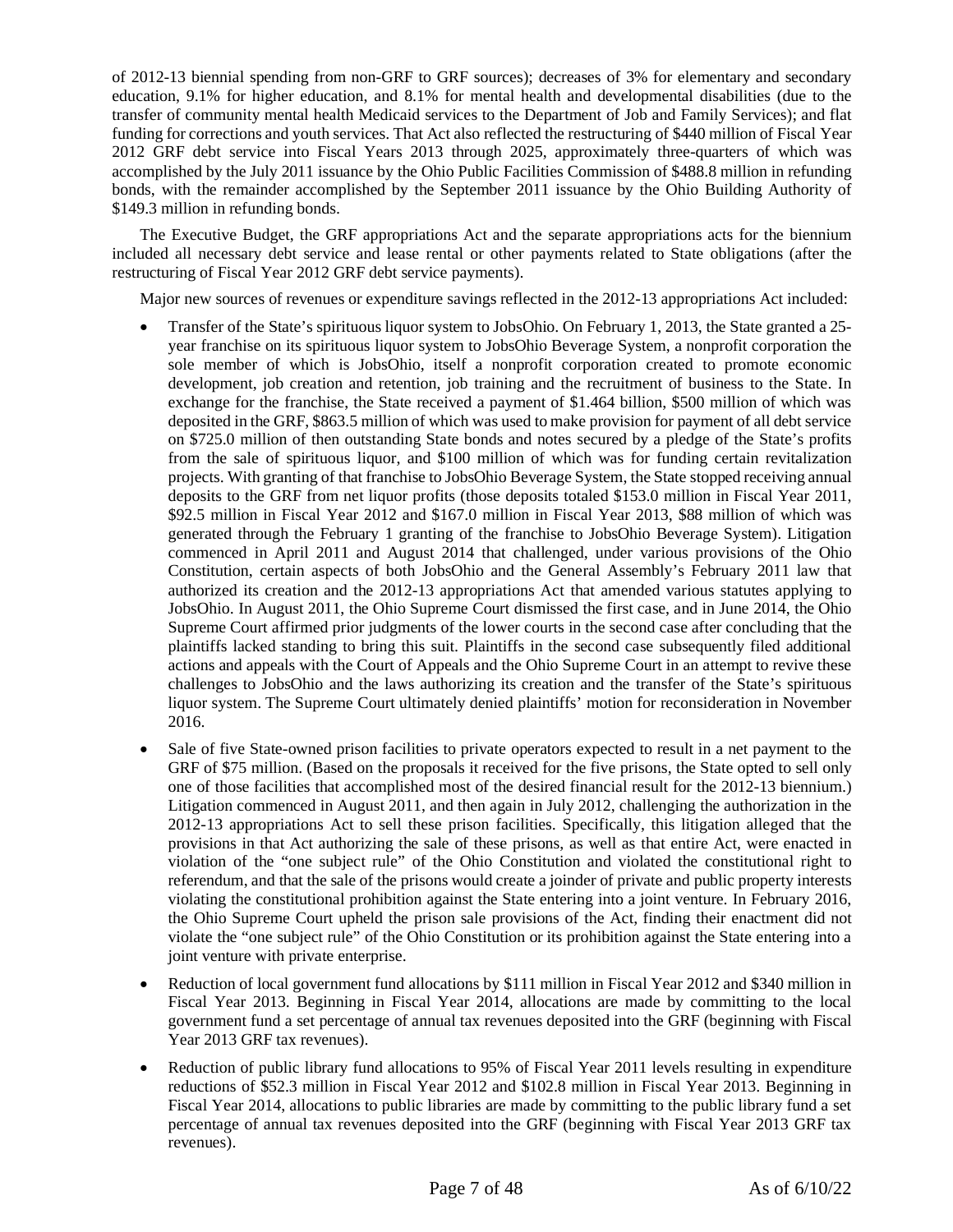of 2012-13 biennial spending from non-GRF to GRF sources); decreases of 3% for elementary and secondary education, 9.1% for higher education, and 8.1% for mental health and developmental disabilities (due to the transfer of community mental health Medicaid services to the Department of Job and Family Services); and flat funding for corrections and youth services. That Act also reflected the restructuring of $440 million of Fiscal Year 2012 GRF debt service into Fiscal Years 2013 through 2025, approximately three-quarters of which was accomplished by the July 2011 issuance by the Ohio Public Facilities Commission of $488.8 million in refunding bonds, with the remainder accomplished by the September 2011 issuance by the Ohio Building Authority of $149.3 million in refunding bonds.

The Executive Budget, the GRF appropriations Act and the separate appropriations acts for the biennium included all necessary debt service and lease rental or other payments related to State obligations (after the restructuring of Fiscal Year 2012 GRF debt service payments).

Major new sources of revenues or expenditure savings reflected in the 2012-13 appropriations Act included:

- Transfer of the State's spirituous liquor system to JobsOhio. On February 1, 2013, the State granted a 25-year franchise on its spirituous liquor system to JobsOhio Beverage System, a nonprofit corporation the sole member of which is JobsOhio, itself a nonprofit corporation created to promote economic development, job creation and retention, job training and the recruitment of business to the State. In exchange for the franchise, the State received a payment of $1.464 billion, $500 million of which was deposited in the GRF, $863.5 million of which was used to make provision for payment of all debt service on $725.0 million of then outstanding State bonds and notes secured by a pledge of the State's profits from the sale of spirituous liquor, and $100 million of which was for funding certain revitalization projects. With granting of that franchise to JobsOhio Beverage System, the State stopped receiving annual deposits to the GRF from net liquor profits (those deposits totaled $153.0 million in Fiscal Year 2011, $92.5 million in Fiscal Year 2012 and $167.0 million in Fiscal Year 2013, $88 million of which was generated through the February 1 granting of the franchise to JobsOhio Beverage System). Litigation commenced in April 2011 and August 2014 that challenged, under various provisions of the Ohio Constitution, certain aspects of both JobsOhio and the General Assembly's February 2011 law that authorized its creation and the 2012-13 appropriations Act that amended various statutes applying to JobsOhio. In August 2011, the Ohio Supreme Court dismissed the first case, and in June 2014, the Ohio Supreme Court affirmed prior judgments of the lower courts in the second case after concluding that the plaintiffs lacked standing to bring this suit. Plaintiffs in the second case subsequently filed additional actions and appeals with the Court of Appeals and the Ohio Supreme Court in an attempt to revive these challenges to JobsOhio and the laws authorizing its creation and the transfer of the State's spirituous liquor system. The Supreme Court ultimately denied plaintiffs' motion for reconsideration in November 2016.
- Sale of five State-owned prison facilities to private operators expected to result in a net payment to the GRF of $75 million. (Based on the proposals it received for the five prisons, the State opted to sell only one of those facilities that accomplished most of the desired financial result for the 2012-13 biennium.) Litigation commenced in August 2011, and then again in July 2012, challenging the authorization in the 2012-13 appropriations Act to sell these prison facilities. Specifically, this litigation alleged that the provisions in that Act authorizing the sale of these prisons, as well as that entire Act, were enacted in violation of the "one subject rule" of the Ohio Constitution and violated the constitutional right to referendum, and that the sale of the prisons would create a joinder of private and public property interests violating the constitutional prohibition against the State entering into a joint venture. In February 2016, the Ohio Supreme Court upheld the prison sale provisions of the Act, finding their enactment did not violate the "one subject rule" of the Ohio Constitution or its prohibition against the State entering into a joint venture with private enterprise.
- Reduction of local government fund allocations by $111 million in Fiscal Year 2012 and $340 million in Fiscal Year 2013. Beginning in Fiscal Year 2014, allocations are made by committing to the local government fund a set percentage of annual tax revenues deposited into the GRF (beginning with Fiscal Year 2013 GRF tax revenues).
- Reduction of public library fund allocations to 95% of Fiscal Year 2011 levels resulting in expenditure reductions of $52.3 million in Fiscal Year 2012 and $102.8 million in Fiscal Year 2013. Beginning in Fiscal Year 2014, allocations to public libraries are made by committing to the public library fund a set percentage of annual tax revenues deposited into the GRF (beginning with Fiscal Year 2013 GRF tax revenues).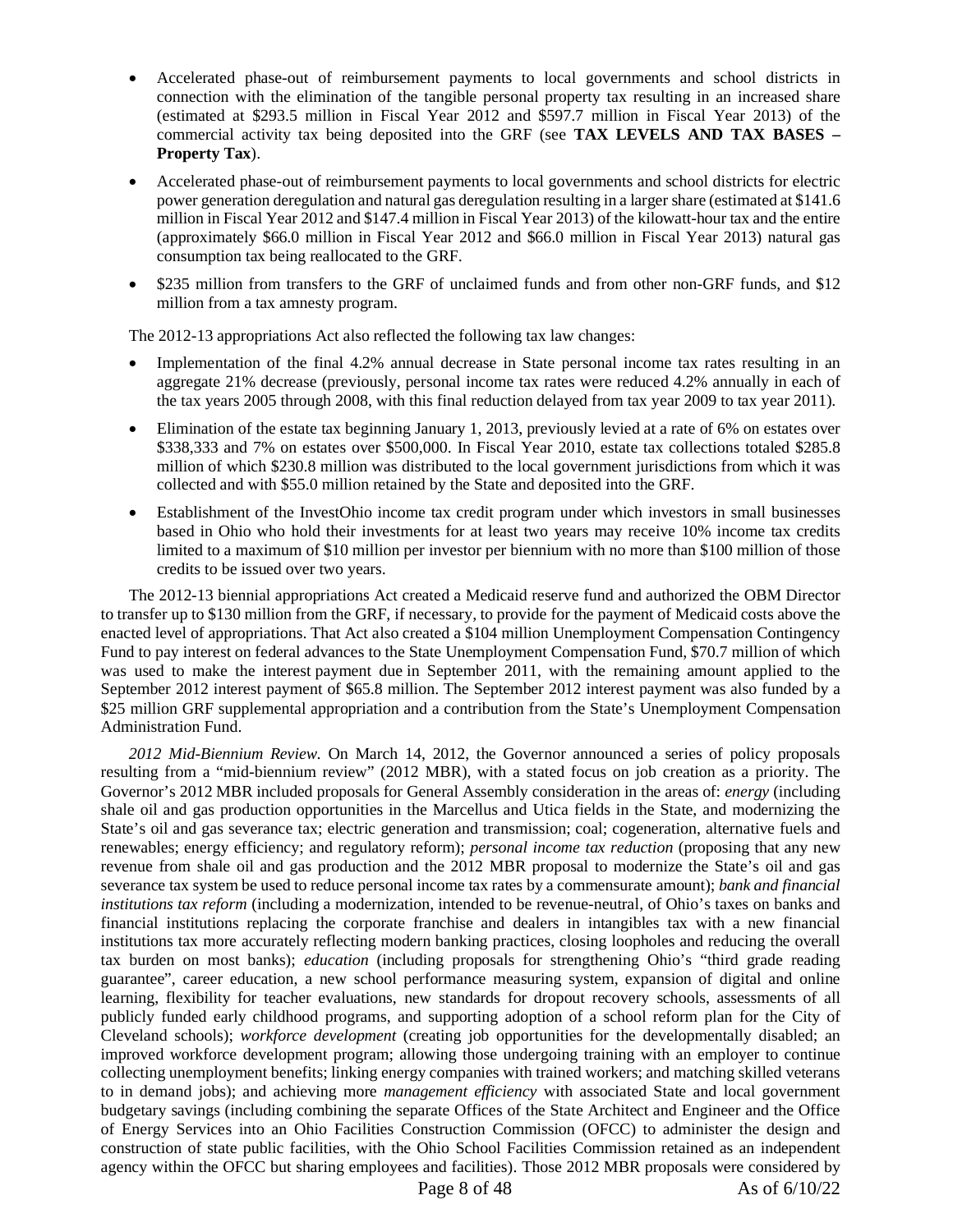- Accelerated phase-out of reimbursement payments to local governments and school districts in connection with the elimination of the tangible personal property tax resulting in an increased share (estimated at $293.5 million in Fiscal Year 2012 and $597.7 million in Fiscal Year 2013) of the commercial activity tax being deposited into the GRF (see **TAX LEVELS AND TAX BASES – Property Tax**).
- Accelerated phase-out of reimbursement payments to local governments and school districts for electric power generation deregulation and natural gas deregulation resulting in a larger share (estimated at $141.6 million in Fiscal Year 2012 and $147.4 million in Fiscal Year 2013) of the kilowatt-hour tax and the entire (approximately $66.0 million in Fiscal Year 2012 and $66.0 million in Fiscal Year 2013) natural gas consumption tax being reallocated to the GRF.
- $235 million from transfers to the GRF of unclaimed funds and from other non-GRF funds, and $12 million from a tax amnesty program.

The 2012-13 appropriations Act also reflected the following tax law changes:

- Implementation of the final 4.2% annual decrease in State personal income tax rates resulting in an aggregate 21% decrease (previously, personal income tax rates were reduced 4.2% annually in each of the tax years 2005 through 2008, with this final reduction delayed from tax year 2009 to tax year 2011).
- Elimination of the estate tax beginning January 1, 2013, previously levied at a rate of 6% on estates over $338,333 and 7% on estates over $500,000. In Fiscal Year 2010, estate tax collections totaled $285.8 million of which $230.8 million was distributed to the local government jurisdictions from which it was collected and with $55.0 million retained by the State and deposited into the GRF.
- Establishment of the InvestOhio income tax credit program under which investors in small businesses based in Ohio who hold their investments for at least two years may receive 10% income tax credits limited to a maximum of $10 million per investor per biennium with no more than $100 million of those credits to be issued over two years.

The 2012-13 biennial appropriations Act created a Medicaid reserve fund and authorized the OBM Director to transfer up to $130 million from the GRF, if necessary, to provide for the payment of Medicaid costs above the enacted level of appropriations. That Act also created a $104 million Unemployment Compensation Contingency Fund to pay interest on federal advances to the State Unemployment Compensation Fund, $70.7 million of which was used to make the interest payment due in September 2011, with the remaining amount applied to the September 2012 interest payment of $65.8 million. The September 2012 interest payment was also funded by a $25 million GRF supplemental appropriation and a contribution from the State's Unemployment Compensation Administration Fund.

*2012 Mid-Biennium Review.* On March 14, 2012, the Governor announced a series of policy proposals resulting from a "mid-biennium review" (2012 MBR), with a stated focus on job creation as a priority. The Governor's 2012 MBR included proposals for General Assembly consideration in the areas of: *energy* (including shale oil and gas production opportunities in the Marcellus and Utica fields in the State, and modernizing the State's oil and gas severance tax; electric generation and transmission; coal; cogeneration, alternative fuels and renewables; energy efficiency; and regulatory reform); *personal income tax reduction* (proposing that any new revenue from shale oil and gas production and the 2012 MBR proposal to modernize the State's oil and gas severance tax system be used to reduce personal income tax rates by a commensurate amount); *bank and financial institutions tax reform* (including a modernization, intended to be revenue-neutral, of Ohio's taxes on banks and financial institutions replacing the corporate franchise and dealers in intangibles tax with a new financial institutions tax more accurately reflecting modern banking practices, closing loopholes and reducing the overall tax burden on most banks); *education* (including proposals for strengthening Ohio's "third grade reading guarantee", career education, a new school performance measuring system, expansion of digital and online learning, flexibility for teacher evaluations, new standards for dropout recovery schools, assessments of all publicly funded early childhood programs, and supporting adoption of a school reform plan for the City of Cleveland schools); *workforce development* (creating job opportunities for the developmentally disabled; an improved workforce development program; allowing those undergoing training with an employer to continue collecting unemployment benefits; linking energy companies with trained workers; and matching skilled veterans to in demand jobs); and achieving more *management efficiency* with associated State and local government budgetary savings (including combining the separate Offices of the State Architect and Engineer and the Office of Energy Services into an Ohio Facilities Construction Commission (OFCC) to administer the design and construction of state public facilities, with the Ohio School Facilities Commission retained as an independent agency within the OFCC but sharing employees and facilities). Those 2012 MBR proposals were considered by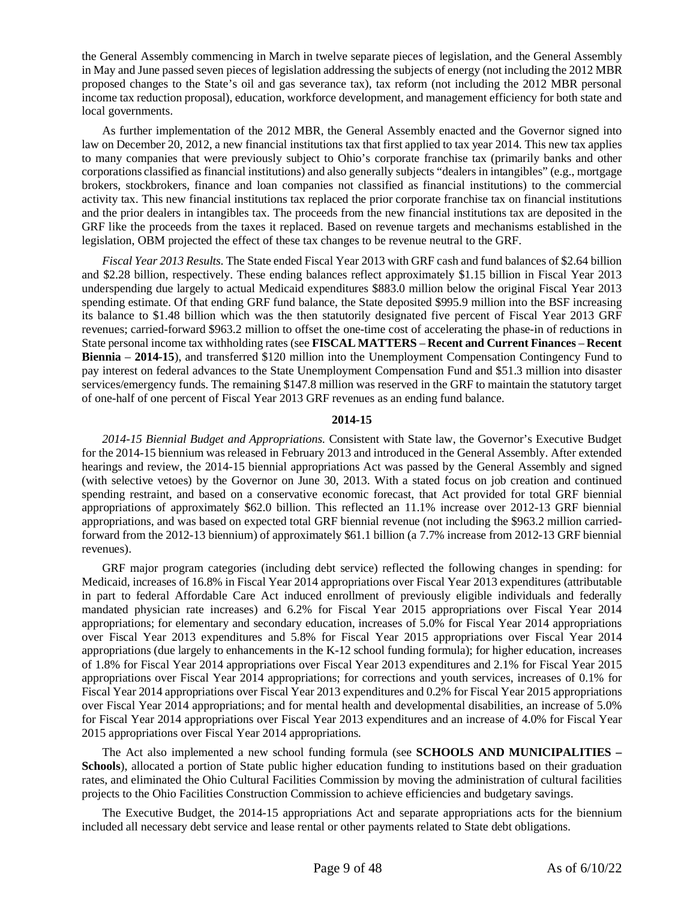the General Assembly commencing in March in twelve separate pieces of legislation, and the General Assembly in May and June passed seven pieces of legislation addressing the subjects of energy (not including the 2012 MBR proposed changes to the State's oil and gas severance tax), tax reform (not including the 2012 MBR personal income tax reduction proposal), education, workforce development, and management efficiency for both state and local governments.

As further implementation of the 2012 MBR, the General Assembly enacted and the Governor signed into law on December 20, 2012, a new financial institutions tax that first applied to tax year 2014. This new tax applies to many companies that were previously subject to Ohio's corporate franchise tax (primarily banks and other corporations classified as financial institutions) and also generally subjects "dealers in intangibles" (e.g., mortgage brokers, stockbrokers, finance and loan companies not classified as financial institutions) to the commercial activity tax. This new financial institutions tax replaced the prior corporate franchise tax on financial institutions and the prior dealers in intangibles tax. The proceeds from the new financial institutions tax are deposited in the GRF like the proceeds from the taxes it replaced. Based on revenue targets and mechanisms established in the legislation, OBM projected the effect of these tax changes to be revenue neutral to the GRF.

*Fiscal Year 2013 Results.* The State ended Fiscal Year 2013 with GRF cash and fund balances of $2.64 billion and $2.28 billion, respectively. These ending balances reflect approximately $1.15 billion in Fiscal Year 2013 underspending due largely to actual Medicaid expenditures $883.0 million below the original Fiscal Year 2013 spending estimate. Of that ending GRF fund balance, the State deposited $995.9 million into the BSF increasing its balance to $1.48 billion which was the then statutorily designated five percent of Fiscal Year 2013 GRF revenues; carried-forward $963.2 million to offset the one-time cost of accelerating the phase-in of reductions in State personal income tax withholding rates (see **FISCAL MATTERS** – **Recent and Current Finances** – **Recent Biennia** – **2014-15**), and transferred $120 million into the Unemployment Compensation Contingency Fund to pay interest on federal advances to the State Unemployment Compensation Fund and $51.3 million into disaster services/emergency funds. The remaining $147.8 million was reserved in the GRF to maintain the statutory target of one-half of one percent of Fiscal Year 2013 GRF revenues as an ending fund balance.

### 2014-15

*2014-15 Biennial Budget and Appropriations.* Consistent with State law, the Governor's Executive Budget for the 2014-15 biennium was released in February 2013 and introduced in the General Assembly. After extended hearings and review, the 2014-15 biennial appropriations Act was passed by the General Assembly and signed (with selective vetoes) by the Governor on June 30, 2013. With a stated focus on job creation and continued spending restraint, and based on a conservative economic forecast, that Act provided for total GRF biennial appropriations of approximately $62.0 billion. This reflected an 11.1% increase over 2012-13 GRF biennial appropriations, and was based on expected total GRF biennial revenue (not including the $963.2 million carried-forward from the 2012-13 biennium) of approximately $61.1 billion (a 7.7% increase from 2012-13 GRF biennial revenues).

GRF major program categories (including debt service) reflected the following changes in spending: for Medicaid, increases of 16.8% in Fiscal Year 2014 appropriations over Fiscal Year 2013 expenditures (attributable in part to federal Affordable Care Act induced enrollment of previously eligible individuals and federally mandated physician rate increases) and 6.2% for Fiscal Year 2015 appropriations over Fiscal Year 2014 appropriations; for elementary and secondary education, increases of 5.0% for Fiscal Year 2014 appropriations over Fiscal Year 2013 expenditures and 5.8% for Fiscal Year 2015 appropriations over Fiscal Year 2014 appropriations (due largely to enhancements in the K-12 school funding formula); for higher education, increases of 1.8% for Fiscal Year 2014 appropriations over Fiscal Year 2013 expenditures and 2.1% for Fiscal Year 2015 appropriations over Fiscal Year 2014 appropriations; for corrections and youth services, increases of 0.1% for Fiscal Year 2014 appropriations over Fiscal Year 2013 expenditures and 0.2% for Fiscal Year 2015 appropriations over Fiscal Year 2014 appropriations; and for mental health and developmental disabilities, an increase of 5.0% for Fiscal Year 2014 appropriations over Fiscal Year 2013 expenditures and an increase of 4.0% for Fiscal Year 2015 appropriations over Fiscal Year 2014 appropriations.

The Act also implemented a new school funding formula (see **SCHOOLS AND MUNICIPALITIES – Schools**), allocated a portion of State public higher education funding to institutions based on their graduation rates, and eliminated the Ohio Cultural Facilities Commission by moving the administration of cultural facilities projects to the Ohio Facilities Construction Commission to achieve efficiencies and budgetary savings.

The Executive Budget, the 2014-15 appropriations Act and separate appropriations acts for the biennium included all necessary debt service and lease rental or other payments related to State debt obligations.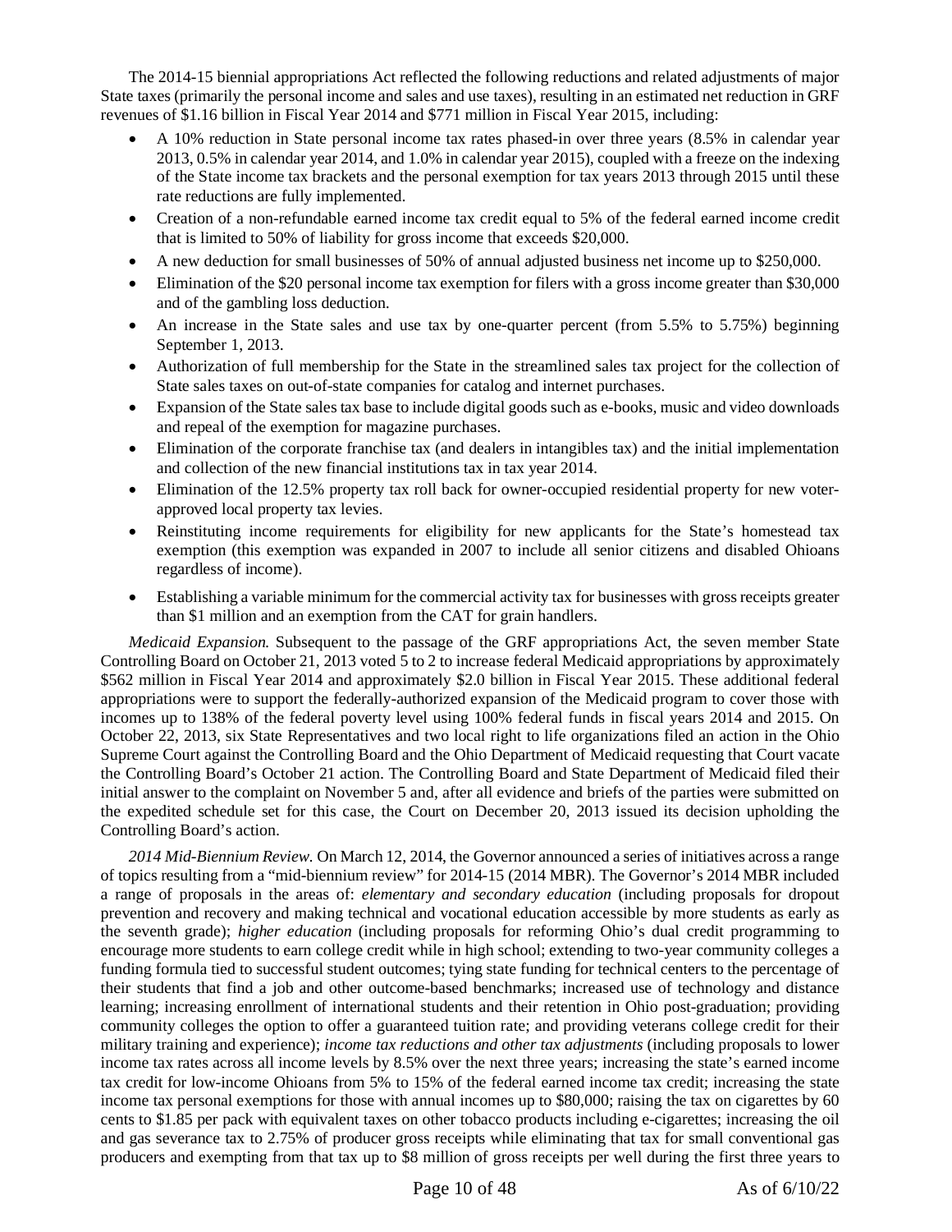The 2014-15 biennial appropriations Act reflected the following reductions and related adjustments of major State taxes (primarily the personal income and sales and use taxes), resulting in an estimated net reduction in GRF revenues of $1.16 billion in Fiscal Year 2014 and $771 million in Fiscal Year 2015, including:

- A 10% reduction in State personal income tax rates phased-in over three years (8.5% in calendar year 2013, 0.5% in calendar year 2014, and 1.0% in calendar year 2015), coupled with a freeze on the indexing of the State income tax brackets and the personal exemption for tax years 2013 through 2015 until these rate reductions are fully implemented.
- Creation of a non-refundable earned income tax credit equal to 5% of the federal earned income credit that is limited to 50% of liability for gross income that exceeds $20,000.
- A new deduction for small businesses of 50% of annual adjusted business net income up to $250,000.
- Elimination of the $20 personal income tax exemption for filers with a gross income greater than $30,000 and of the gambling loss deduction.
- An increase in the State sales and use tax by one-quarter percent (from 5.5% to 5.75%) beginning September 1, 2013.
- Authorization of full membership for the State in the streamlined sales tax project for the collection of State sales taxes on out-of-state companies for catalog and internet purchases.
- Expansion of the State sales tax base to include digital goods such as e-books, music and video downloads and repeal of the exemption for magazine purchases.
- Elimination of the corporate franchise tax (and dealers in intangibles tax) and the initial implementation and collection of the new financial institutions tax in tax year 2014.
- Elimination of the 12.5% property tax roll back for owner-occupied residential property for new voter-approved local property tax levies.
- Reinstituting income requirements for eligibility for new applicants for the State's homestead tax exemption (this exemption was expanded in 2007 to include all senior citizens and disabled Ohioans regardless of income).
- Establishing a variable minimum for the commercial activity tax for businesses with gross receipts greater than $1 million and an exemption from the CAT for grain handlers.

*Medicaid Expansion.* Subsequent to the passage of the GRF appropriations Act, the seven member State Controlling Board on October 21, 2013 voted 5 to 2 to increase federal Medicaid appropriations by approximately $562 million in Fiscal Year 2014 and approximately $2.0 billion in Fiscal Year 2015. These additional federal appropriations were to support the federally-authorized expansion of the Medicaid program to cover those with incomes up to 138% of the federal poverty level using 100% federal funds in fiscal years 2014 and 2015. On October 22, 2013, six State Representatives and two local right to life organizations filed an action in the Ohio Supreme Court against the Controlling Board and the Ohio Department of Medicaid requesting that Court vacate the Controlling Board's October 21 action. The Controlling Board and State Department of Medicaid filed their initial answer to the complaint on November 5 and, after all evidence and briefs of the parties were submitted on the expedited schedule set for this case, the Court on December 20, 2013 issued its decision upholding the Controlling Board's action.

*2014 Mid-Biennium Review.* On March 12, 2014, the Governor announced a series of initiatives across a range of topics resulting from a "mid-biennium review" for 2014-15 (2014 MBR). The Governor's 2014 MBR included a range of proposals in the areas of: *elementary and secondary education* (including proposals for dropout prevention and recovery and making technical and vocational education accessible by more students as early as the seventh grade); *higher education* (including proposals for reforming Ohio's dual credit programming to encourage more students to earn college credit while in high school; extending to two-year community colleges a funding formula tied to successful student outcomes; tying state funding for technical centers to the percentage of their students that find a job and other outcome-based benchmarks; increased use of technology and distance learning; increasing enrollment of international students and their retention in Ohio post-graduation; providing community colleges the option to offer a guaranteed tuition rate; and providing veterans college credit for their military training and experience); *income tax reductions and other tax adjustments* (including proposals to lower income tax rates across all income levels by 8.5% over the next three years; increasing the state's earned income tax credit for low-income Ohioans from 5% to 15% of the federal earned income tax credit; increasing the state income tax personal exemptions for those with annual incomes up to $80,000; raising the tax on cigarettes by 60 cents to $1.85 per pack with equivalent taxes on other tobacco products including e-cigarettes; increasing the oil and gas severance tax to 2.75% of producer gross receipts while eliminating that tax for small conventional gas producers and exempting from that tax up to $8 million of gross receipts per well during the first three years to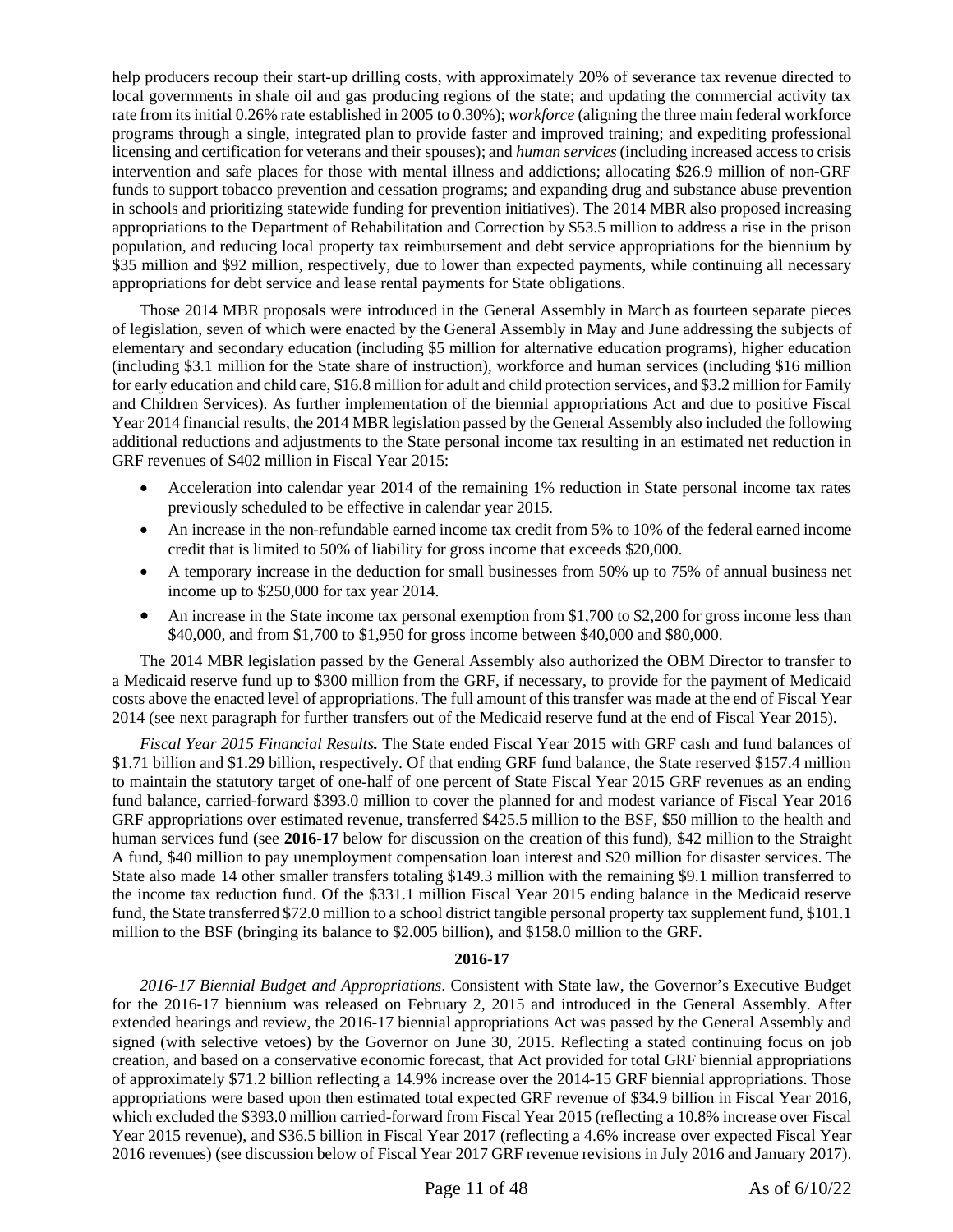help producers recoup their start-up drilling costs, with approximately 20% of severance tax revenue directed to local governments in shale oil and gas producing regions of the state; and updating the commercial activity tax rate from its initial 0.26% rate established in 2005 to 0.30%); *workforce* (aligning the three main federal workforce programs through a single, integrated plan to provide faster and improved training; and expediting professional licensing and certification for veterans and their spouses); and *human services* (including increased access to crisis intervention and safe places for those with mental illness and addictions; allocating $26.9 million of non-GRF funds to support tobacco prevention and cessation programs; and expanding drug and substance abuse prevention in schools and prioritizing statewide funding for prevention initiatives). The 2014 MBR also proposed increasing appropriations to the Department of Rehabilitation and Correction by $53.5 million to address a rise in the prison population, and reducing local property tax reimbursement and debt service appropriations for the biennium by $35 million and $92 million, respectively, due to lower than expected payments, while continuing all necessary appropriations for debt service and lease rental payments for State obligations.

Those 2014 MBR proposals were introduced in the General Assembly in March as fourteen separate pieces of legislation, seven of which were enacted by the General Assembly in May and June addressing the subjects of elementary and secondary education (including $5 million for alternative education programs), higher education (including $3.1 million for the State share of instruction), workforce and human services (including $16 million for early education and child care, $16.8 million for adult and child protection services, and $3.2 million for Family and Children Services). As further implementation of the biennial appropriations Act and due to positive Fiscal Year 2014 financial results, the 2014 MBR legislation passed by the General Assembly also included the following additional reductions and adjustments to the State personal income tax resulting in an estimated net reduction in GRF revenues of $402 million in Fiscal Year 2015:

- Acceleration into calendar year 2014 of the remaining 1% reduction in State personal income tax rates previously scheduled to be effective in calendar year 2015.
- An increase in the non-refundable earned income tax credit from 5% to 10% of the federal earned income credit that is limited to 50% of liability for gross income that exceeds $20,000.
- A temporary increase in the deduction for small businesses from 50% up to 75% of annual business net income up to $250,000 for tax year 2014.
- An increase in the State income tax personal exemption from $1,700 to $2,200 for gross income less than $40,000, and from $1,700 to $1,950 for gross income between $40,000 and $80,000.

The 2014 MBR legislation passed by the General Assembly also authorized the OBM Director to transfer to a Medicaid reserve fund up to $300 million from the GRF, if necessary, to provide for the payment of Medicaid costs above the enacted level of appropriations. The full amount of this transfer was made at the end of Fiscal Year 2014 (see next paragraph for further transfers out of the Medicaid reserve fund at the end of Fiscal Year 2015).

***Fiscal Year 2015 Financial Results.*** The State ended Fiscal Year 2015 with GRF cash and fund balances of $1.71 billion and $1.29 billion, respectively. Of that ending GRF fund balance, the State reserved $157.4 million to maintain the statutory target of one-half of one percent of State Fiscal Year 2015 GRF revenues as an ending fund balance, carried-forward $393.0 million to cover the planned for and modest variance of Fiscal Year 2016 GRF appropriations over estimated revenue, transferred $425.5 million to the BSF, $50 million to the health and human services fund (see **2016-17** below for discussion on the creation of this fund), $42 million to the Straight A fund, $40 million to pay unemployment compensation loan interest and $20 million for disaster services. The State also made 14 other smaller transfers totaling $149.3 million with the remaining $9.1 million transferred to the income tax reduction fund. Of the $331.1 million Fiscal Year 2015 ending balance in the Medicaid reserve fund, the State transferred $72.0 million to a school district tangible personal property tax supplement fund, $101.1 million to the BSF (bringing its balance to $2.005 billion), and $158.0 million to the GRF.

**2016-17**

*2016-17 Biennial Budget and Appropriations*. Consistent with State law, the Governor's Executive Budget for the 2016-17 biennium was released on February 2, 2015 and introduced in the General Assembly. After extended hearings and review, the 2016-17 biennial appropriations Act was passed by the General Assembly and signed (with selective vetoes) by the Governor on June 30, 2015. Reflecting a stated continuing focus on job creation, and based on a conservative economic forecast, that Act provided for total GRF biennial appropriations of approximately $71.2 billion reflecting a 14.9% increase over the 2014-15 GRF biennial appropriations. Those appropriations were based upon then estimated total expected GRF revenue of $34.9 billion in Fiscal Year 2016, which excluded the $393.0 million carried-forward from Fiscal Year 2015 (reflecting a 10.8% increase over Fiscal Year 2015 revenue), and $36.5 billion in Fiscal Year 2017 (reflecting a 4.6% increase over expected Fiscal Year 2016 revenues) (see discussion below of Fiscal Year 2017 GRF revenue revisions in July 2016 and January 2017).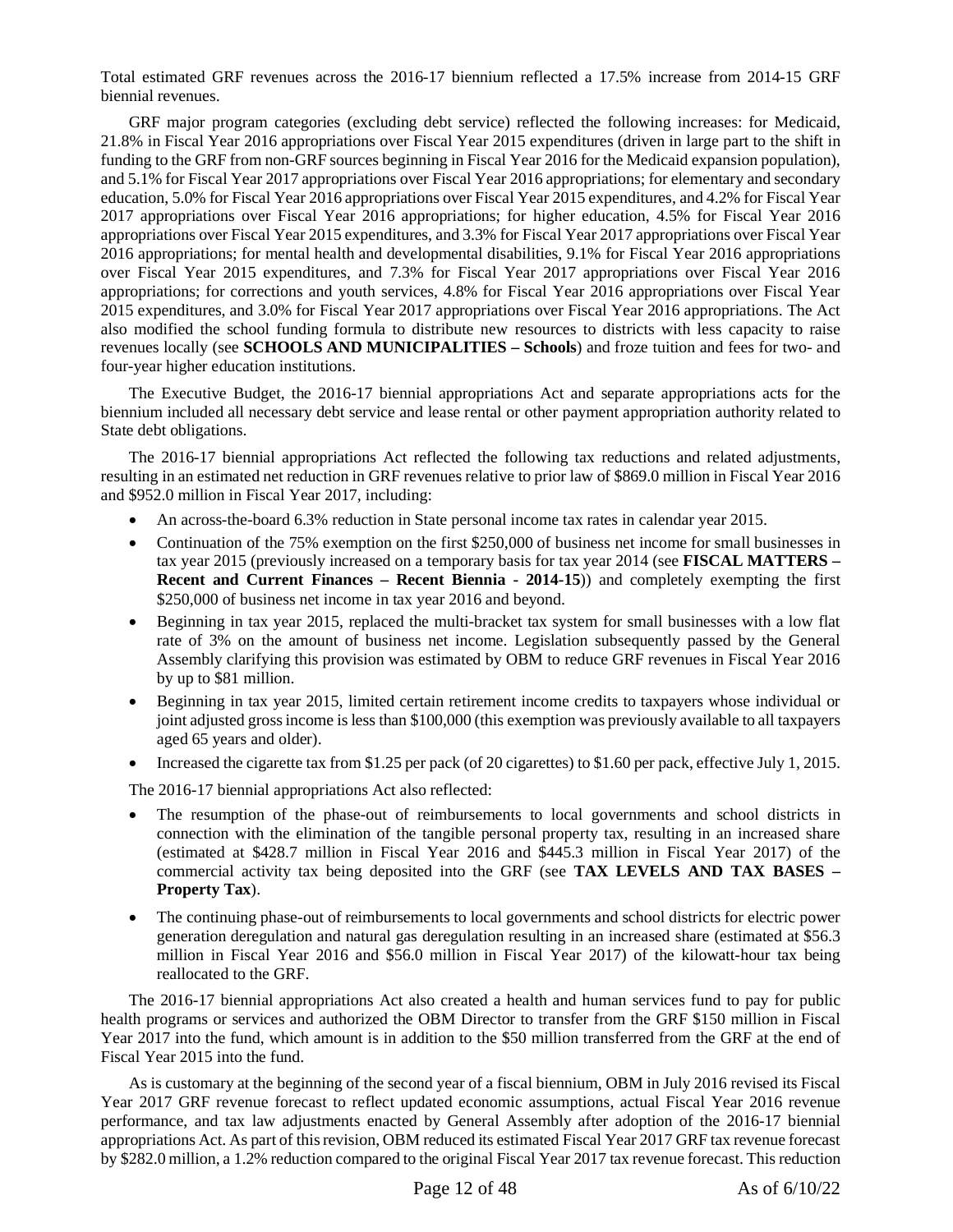Total estimated GRF revenues across the 2016-17 biennium reflected a 17.5% increase from 2014-15 GRF biennial revenues.

GRF major program categories (excluding debt service) reflected the following increases: for Medicaid, 21.8% in Fiscal Year 2016 appropriations over Fiscal Year 2015 expenditures (driven in large part to the shift in funding to the GRF from non-GRF sources beginning in Fiscal Year 2016 for the Medicaid expansion population), and 5.1% for Fiscal Year 2017 appropriations over Fiscal Year 2016 appropriations; for elementary and secondary education, 5.0% for Fiscal Year 2016 appropriations over Fiscal Year 2015 expenditures, and 4.2% for Fiscal Year 2017 appropriations over Fiscal Year 2016 appropriations; for higher education, 4.5% for Fiscal Year 2016 appropriations over Fiscal Year 2015 expenditures, and 3.3% for Fiscal Year 2017 appropriations over Fiscal Year 2016 appropriations; for mental health and developmental disabilities, 9.1% for Fiscal Year 2016 appropriations over Fiscal Year 2015 expenditures, and 7.3% for Fiscal Year 2017 appropriations over Fiscal Year 2016 appropriations; for corrections and youth services, 4.8% for Fiscal Year 2016 appropriations over Fiscal Year 2015 expenditures, and 3.0% for Fiscal Year 2017 appropriations over Fiscal Year 2016 appropriations. The Act also modified the school funding formula to distribute new resources to districts with less capacity to raise revenues locally (see **SCHOOLS AND MUNICIPALITIES – Schools**) and froze tuition and fees for two- and four-year higher education institutions.

The Executive Budget, the 2016-17 biennial appropriations Act and separate appropriations acts for the biennium included all necessary debt service and lease rental or other payment appropriation authority related to State debt obligations.

The 2016-17 biennial appropriations Act reflected the following tax reductions and related adjustments, resulting in an estimated net reduction in GRF revenues relative to prior law of $869.0 million in Fiscal Year 2016 and $952.0 million in Fiscal Year 2017, including:

- An across-the-board 6.3% reduction in State personal income tax rates in calendar year 2015.
- Continuation of the 75% exemption on the first $250,000 of business net income for small businesses in tax year 2015 (previously increased on a temporary basis for tax year 2014 (see **FISCAL MATTERS – Recent and Current Finances – Recent Biennia - 2014-15**)) and completely exempting the first $250,000 of business net income in tax year 2016 and beyond.
- Beginning in tax year 2015, replaced the multi-bracket tax system for small businesses with a low flat rate of 3% on the amount of business net income. Legislation subsequently passed by the General Assembly clarifying this provision was estimated by OBM to reduce GRF revenues in Fiscal Year 2016 by up to $81 million.
- Beginning in tax year 2015, limited certain retirement income credits to taxpayers whose individual or joint adjusted gross income is less than $100,000 (this exemption was previously available to all taxpayers aged 65 years and older).
- Increased the cigarette tax from $1.25 per pack (of 20 cigarettes) to $1.60 per pack, effective July 1, 2015.

The 2016-17 biennial appropriations Act also reflected:

- The resumption of the phase-out of reimbursements to local governments and school districts in connection with the elimination of the tangible personal property tax, resulting in an increased share (estimated at $428.7 million in Fiscal Year 2016 and $445.3 million in Fiscal Year 2017) of the commercial activity tax being deposited into the GRF (see **TAX LEVELS AND TAX BASES – Property Tax**).
- The continuing phase-out of reimbursements to local governments and school districts for electric power generation deregulation and natural gas deregulation resulting in an increased share (estimated at $56.3 million in Fiscal Year 2016 and $56.0 million in Fiscal Year 2017) of the kilowatt-hour tax being reallocated to the GRF.

The 2016-17 biennial appropriations Act also created a health and human services fund to pay for public health programs or services and authorized the OBM Director to transfer from the GRF $150 million in Fiscal Year 2017 into the fund, which amount is in addition to the $50 million transferred from the GRF at the end of Fiscal Year 2015 into the fund.

As is customary at the beginning of the second year of a fiscal biennium, OBM in July 2016 revised its Fiscal Year 2017 GRF revenue forecast to reflect updated economic assumptions, actual Fiscal Year 2016 revenue performance, and tax law adjustments enacted by General Assembly after adoption of the 2016-17 biennial appropriations Act. As part of this revision, OBM reduced its estimated Fiscal Year 2017 GRF tax revenue forecast by $282.0 million, a 1.2% reduction compared to the original Fiscal Year 2017 tax revenue forecast. This reduction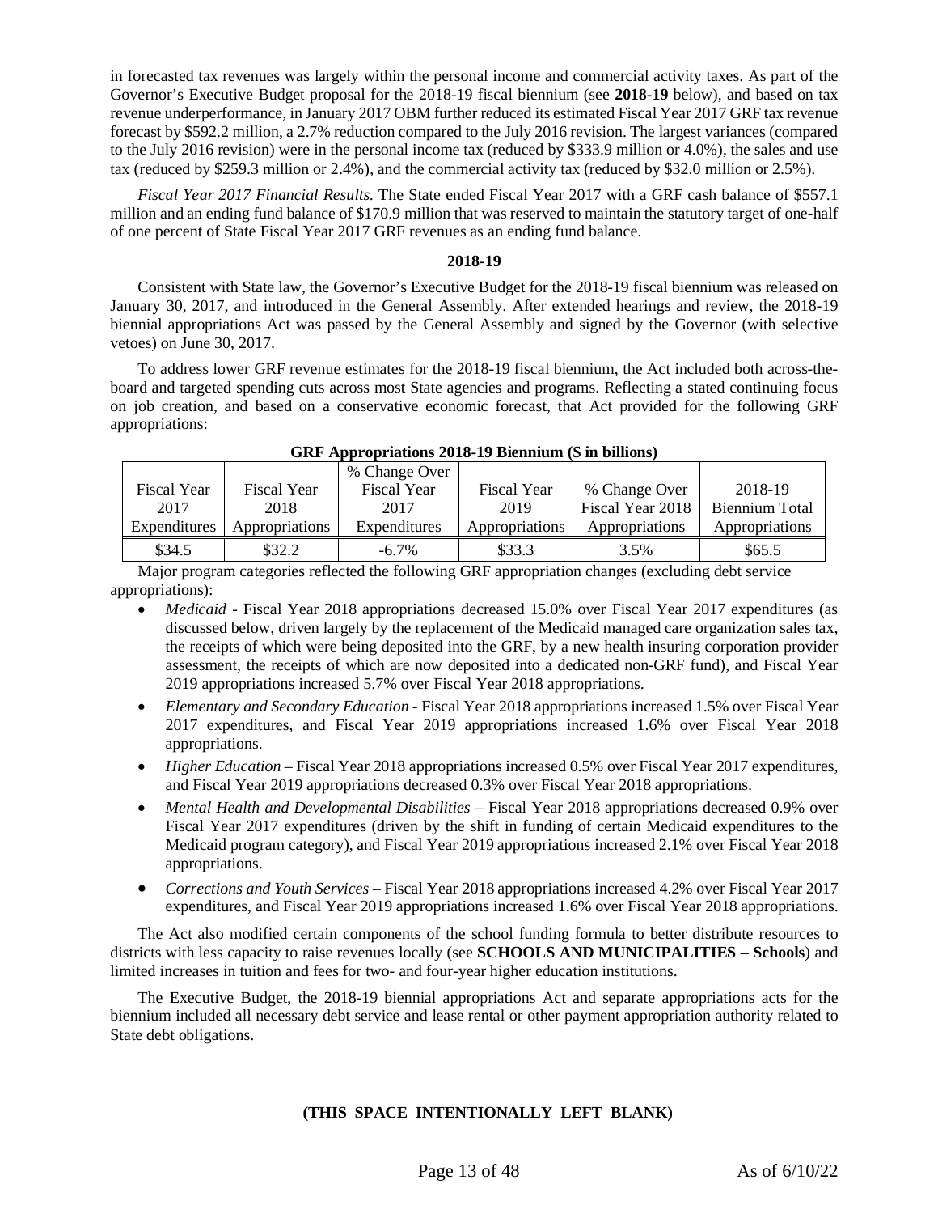in forecasted tax revenues was largely within the personal income and commercial activity taxes. As part of the Governor's Executive Budget proposal for the 2018-19 fiscal biennium (see **2018-19** below), and based on tax revenue underperformance, in January 2017 OBM further reduced its estimated Fiscal Year 2017 GRF tax revenue forecast by $592.2 million, a 2.7% reduction compared to the July 2016 revision. The largest variances (compared to the July 2016 revision) were in the personal income tax (reduced by $333.9 million or 4.0%), the sales and use tax (reduced by $259.3 million or 2.4%), and the commercial activity tax (reduced by $32.0 million or 2.5%).

*Fiscal Year 2017 Financial Results.* The State ended Fiscal Year 2017 with a GRF cash balance of $557.1 million and an ending fund balance of $170.9 million that was reserved to maintain the statutory target of one-half of one percent of State Fiscal Year 2017 GRF revenues as an ending fund balance.

**2018-19**

Consistent with State law, the Governor's Executive Budget for the 2018-19 fiscal biennium was released on January 30, 2017, and introduced in the General Assembly. After extended hearings and review, the 2018-19 biennial appropriations Act was passed by the General Assembly and signed by the Governor (with selective vetoes) on June 30, 2017.

To address lower GRF revenue estimates for the 2018-19 fiscal biennium, the Act included both across-the-board and targeted spending cuts across most State agencies and programs. Reflecting a stated continuing focus on job creation, and based on a conservative economic forecast, that Act provided for the following GRF appropriations:

**GRF Appropriations 2018-19 Biennium ($ in billions)**

| Fiscal Year 2017 Expenditures | Fiscal Year 2018 Appropriations | % Change Over Fiscal Year 2017 Expenditures | Fiscal Year 2019 Appropriations | % Change Over Fiscal Year 2018 Appropriations | 2018-19 Biennium Total Appropriations |
|---|---|---|---|---|---|
| $34.5 | $32.2 | -6.7% | $33.3 | 3.5% | $65.5 |

Major program categories reflected the following GRF appropriation changes (excluding debt service appropriations):

- *Medicaid* - Fiscal Year 2018 appropriations decreased 15.0% over Fiscal Year 2017 expenditures (as discussed below, driven largely by the replacement of the Medicaid managed care organization sales tax, the receipts of which were being deposited into the GRF, by a new health insuring corporation provider assessment, the receipts of which are now deposited into a dedicated non-GRF fund), and Fiscal Year 2019 appropriations increased 5.7% over Fiscal Year 2018 appropriations.
- *Elementary and Secondary Education* - Fiscal Year 2018 appropriations increased 1.5% over Fiscal Year 2017 expenditures, and Fiscal Year 2019 appropriations increased 1.6% over Fiscal Year 2018 appropriations.
- *Higher Education* – Fiscal Year 2018 appropriations increased 0.5% over Fiscal Year 2017 expenditures, and Fiscal Year 2019 appropriations decreased 0.3% over Fiscal Year 2018 appropriations.
- *Mental Health and Developmental Disabilities* – Fiscal Year 2018 appropriations decreased 0.9% over Fiscal Year 2017 expenditures (driven by the shift in funding of certain Medicaid expenditures to the Medicaid program category), and Fiscal Year 2019 appropriations increased 2.1% over Fiscal Year 2018 appropriations.
- *Corrections and Youth Services* – Fiscal Year 2018 appropriations increased 4.2% over Fiscal Year 2017 expenditures, and Fiscal Year 2019 appropriations increased 1.6% over Fiscal Year 2018 appropriations.

The Act also modified certain components of the school funding formula to better distribute resources to districts with less capacity to raise revenues locally (see **SCHOOLS AND MUNICIPALITIES – Schools**) and limited increases in tuition and fees for two- and four-year higher education institutions.

The Executive Budget, the 2018-19 biennial appropriations Act and separate appropriations acts for the biennium included all necessary debt service and lease rental or other payment appropriation authority related to State debt obligations.

**(THIS SPACE INTENTIONALLY LEFT BLANK)**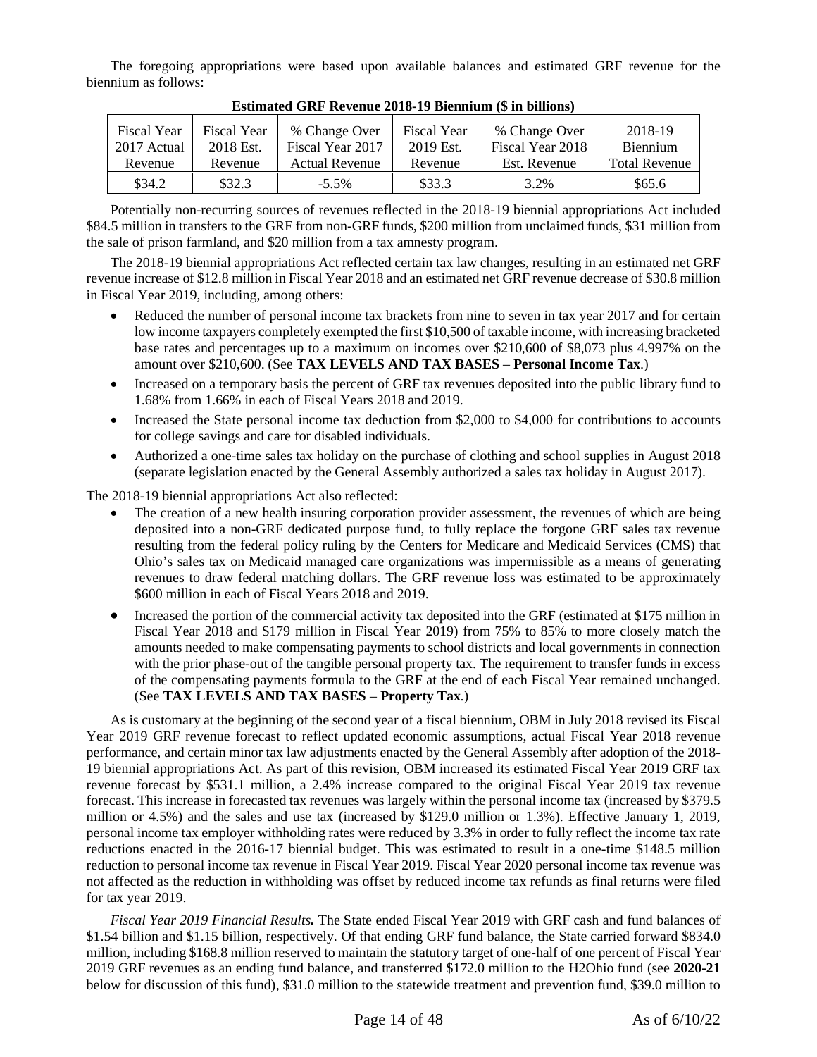The foregoing appropriations were based upon available balances and estimated GRF revenue for the biennium as follows:

**Estimated GRF Revenue 2018-19 Biennium ($ in billions)**

| Fiscal Year 2017 Actual Revenue | Fiscal Year 2018 Est. Revenue | % Change Over Fiscal Year 2017 Actual Revenue | Fiscal Year 2019 Est. Revenue | % Change Over Fiscal Year 2018 Est. Revenue | 2018-19 Biennium Total Revenue |
|---|---|---|---|---|---|
| $34.2 | $32.3 | -5.5% | $33.3 | 3.2% | $65.6 |

Potentially non-recurring sources of revenues reflected in the 2018-19 biennial appropriations Act included $84.5 million in transfers to the GRF from non-GRF funds, $200 million from unclaimed funds, $31 million from the sale of prison farmland, and $20 million from a tax amnesty program.

The 2018-19 biennial appropriations Act reflected certain tax law changes, resulting in an estimated net GRF revenue increase of $12.8 million in Fiscal Year 2018 and an estimated net GRF revenue decrease of $30.8 million in Fiscal Year 2019, including, among others:

- Reduced the number of personal income tax brackets from nine to seven in tax year 2017 and for certain low income taxpayers completely exempted the first $10,500 of taxable income, with increasing bracketed base rates and percentages up to a maximum on incomes over $210,600 of $8,073 plus 4.997% on the amount over $210,600. (See **TAX LEVELS AND TAX BASES** – **Personal Income Tax**.)
- Increased on a temporary basis the percent of GRF tax revenues deposited into the public library fund to 1.68% from 1.66% in each of Fiscal Years 2018 and 2019.
- Increased the State personal income tax deduction from $2,000 to $4,000 for contributions to accounts for college savings and care for disabled individuals.
- Authorized a one-time sales tax holiday on the purchase of clothing and school supplies in August 2018 (separate legislation enacted by the General Assembly authorized a sales tax holiday in August 2017).

The 2018-19 biennial appropriations Act also reflected:

- The creation of a new health insuring corporation provider assessment, the revenues of which are being deposited into a non-GRF dedicated purpose fund, to fully replace the forgone GRF sales tax revenue resulting from the federal policy ruling by the Centers for Medicare and Medicaid Services (CMS) that Ohio's sales tax on Medicaid managed care organizations was impermissible as a means of generating revenues to draw federal matching dollars. The GRF revenue loss was estimated to be approximately $600 million in each of Fiscal Years 2018 and 2019.
- Increased the portion of the commercial activity tax deposited into the GRF (estimated at $175 million in Fiscal Year 2018 and $179 million in Fiscal Year 2019) from 75% to 85% to more closely match the amounts needed to make compensating payments to school districts and local governments in connection with the prior phase-out of the tangible personal property tax. The requirement to transfer funds in excess of the compensating payments formula to the GRF at the end of each Fiscal Year remained unchanged. (See **TAX LEVELS AND TAX BASES** – **Property Tax**.)

As is customary at the beginning of the second year of a fiscal biennium, OBM in July 2018 revised its Fiscal Year 2019 GRF revenue forecast to reflect updated economic assumptions, actual Fiscal Year 2018 revenue performance, and certain minor tax law adjustments enacted by the General Assembly after adoption of the 2018-19 biennial appropriations Act. As part of this revision, OBM increased its estimated Fiscal Year 2019 GRF tax revenue forecast by $531.1 million, a 2.4% increase compared to the original Fiscal Year 2019 tax revenue forecast. This increase in forecasted tax revenues was largely within the personal income tax (increased by $379.5 million or 4.5%) and the sales and use tax (increased by $129.0 million or 1.3%). Effective January 1, 2019, personal income tax employer withholding rates were reduced by 3.3% in order to fully reflect the income tax rate reductions enacted in the 2016-17 biennial budget. This was estimated to result in a one-time $148.5 million reduction to personal income tax revenue in Fiscal Year 2019. Fiscal Year 2020 personal income tax revenue was not affected as the reduction in withholding was offset by reduced income tax refunds as final returns were filed for tax year 2019.

***Fiscal Year 2019 Financial Results.*** The State ended Fiscal Year 2019 with GRF cash and fund balances of $1.54 billion and $1.15 billion, respectively. Of that ending GRF fund balance, the State carried forward $834.0 million, including $168.8 million reserved to maintain the statutory target of one-half of one percent of Fiscal Year 2019 GRF revenues as an ending fund balance, and transferred $172.0 million to the H2Ohio fund (see **2020-21** below for discussion of this fund), $31.0 million to the statewide treatment and prevention fund, $39.0 million to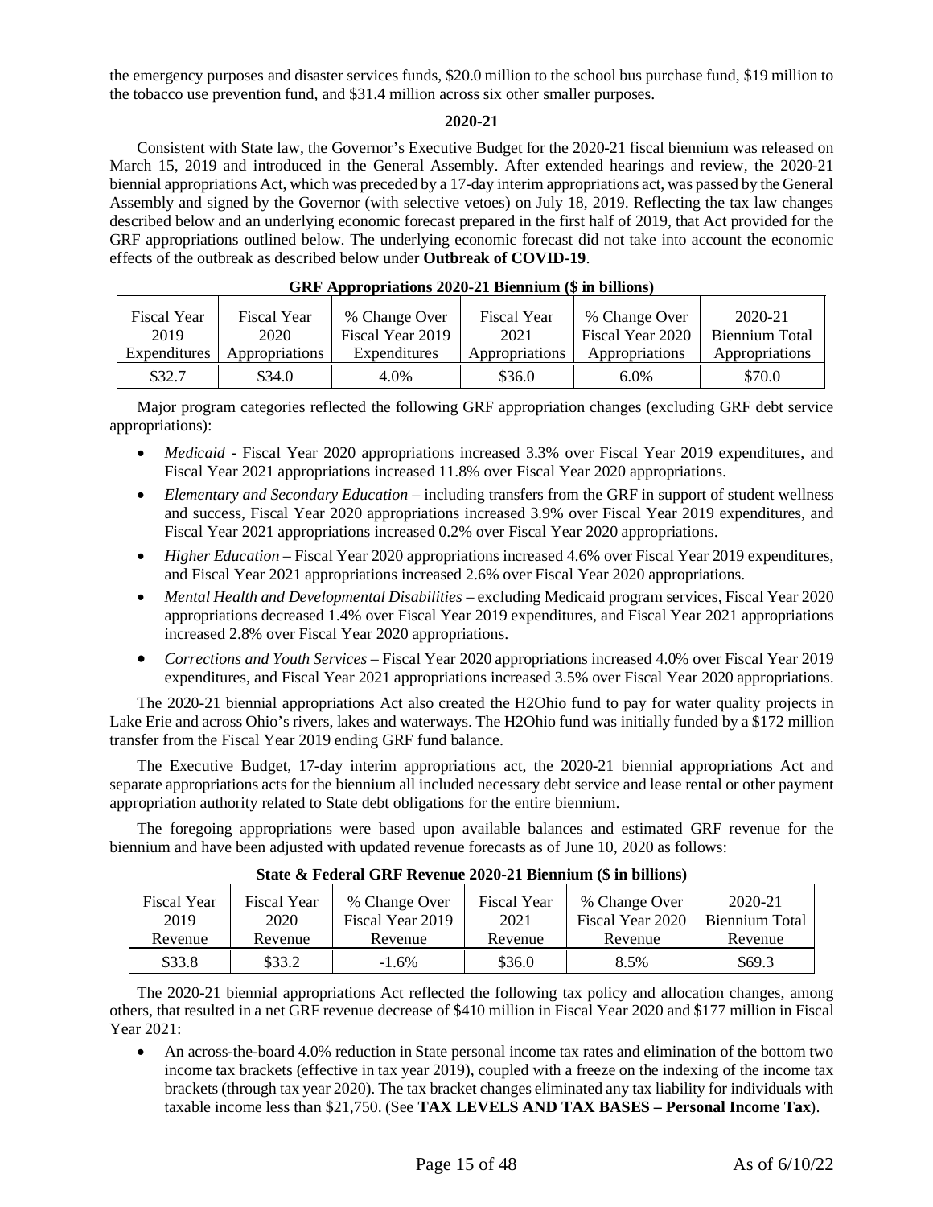the emergency purposes and disaster services funds, $20.0 million to the school bus purchase fund, $19 million to the tobacco use prevention fund, and $31.4 million across six other smaller purposes.

**2020-21**

Consistent with State law, the Governor's Executive Budget for the 2020-21 fiscal biennium was released on March 15, 2019 and introduced in the General Assembly. After extended hearings and review, the 2020-21 biennial appropriations Act, which was preceded by a 17-day interim appropriations act, was passed by the General Assembly and signed by the Governor (with selective vetoes) on July 18, 2019. Reflecting the tax law changes described below and an underlying economic forecast prepared in the first half of 2019, that Act provided for the GRF appropriations outlined below. The underlying economic forecast did not take into account the economic effects of the outbreak as described below under **Outbreak of COVID-19**.

**GRF Appropriations 2020-21 Biennium ($ in billions)**

| Fiscal Year 2019 Expenditures | Fiscal Year 2020 Appropriations | % Change Over Fiscal Year 2019 Expenditures | Fiscal Year 2021 Appropriations | % Change Over Fiscal Year 2020 Appropriations | 2020-21 Biennium Total Appropriations |
|---|---|---|---|---|---|
| $32.7 | $34.0 | 4.0% | $36.0 | 6.0% | $70.0 |

Major program categories reflected the following GRF appropriation changes (excluding GRF debt service appropriations):

- *Medicaid* - Fiscal Year 2020 appropriations increased 3.3% over Fiscal Year 2019 expenditures, and Fiscal Year 2021 appropriations increased 11.8% over Fiscal Year 2020 appropriations.
- *Elementary and Secondary Education* – including transfers from the GRF in support of student wellness and success, Fiscal Year 2020 appropriations increased 3.9% over Fiscal Year 2019 expenditures, and Fiscal Year 2021 appropriations increased 0.2% over Fiscal Year 2020 appropriations.
- *Higher Education* – Fiscal Year 2020 appropriations increased 4.6% over Fiscal Year 2019 expenditures, and Fiscal Year 2021 appropriations increased 2.6% over Fiscal Year 2020 appropriations.
- *Mental Health and Developmental Disabilities* – excluding Medicaid program services, Fiscal Year 2020 appropriations decreased 1.4% over Fiscal Year 2019 expenditures, and Fiscal Year 2021 appropriations increased 2.8% over Fiscal Year 2020 appropriations.
- *Corrections and Youth Services* – Fiscal Year 2020 appropriations increased 4.0% over Fiscal Year 2019 expenditures, and Fiscal Year 2021 appropriations increased 3.5% over Fiscal Year 2020 appropriations.

The 2020-21 biennial appropriations Act also created the H2Ohio fund to pay for water quality projects in Lake Erie and across Ohio's rivers, lakes and waterways. The H2Ohio fund was initially funded by a $172 million transfer from the Fiscal Year 2019 ending GRF fund balance.

The Executive Budget, 17-day interim appropriations act, the 2020-21 biennial appropriations Act and separate appropriations acts for the biennium all included necessary debt service and lease rental or other payment appropriation authority related to State debt obligations for the entire biennium.

The foregoing appropriations were based upon available balances and estimated GRF revenue for the biennium and have been adjusted with updated revenue forecasts as of June 10, 2020 as follows:

**State & Federal GRF Revenue 2020-21 Biennium ($ in billions)**

| Fiscal Year 2019 Revenue | Fiscal Year 2020 Revenue | % Change Over Fiscal Year 2019 Revenue | Fiscal Year 2021 Revenue | % Change Over Fiscal Year 2020 Revenue | 2020-21 Biennium Total Revenue |
|---|---|---|---|---|---|
| $33.8 | $33.2 | -1.6% | $36.0 | 8.5% | $69.3 |

The 2020-21 biennial appropriations Act reflected the following tax policy and allocation changes, among others, that resulted in a net GRF revenue decrease of $410 million in Fiscal Year 2020 and $177 million in Fiscal Year 2021:

- An across-the-board 4.0% reduction in State personal income tax rates and elimination of the bottom two income tax brackets (effective in tax year 2019), coupled with a freeze on the indexing of the income tax brackets (through tax year 2020). The tax bracket changes eliminated any tax liability for individuals with taxable income less than $21,750. (See **TAX LEVELS AND TAX BASES – Personal Income Tax**).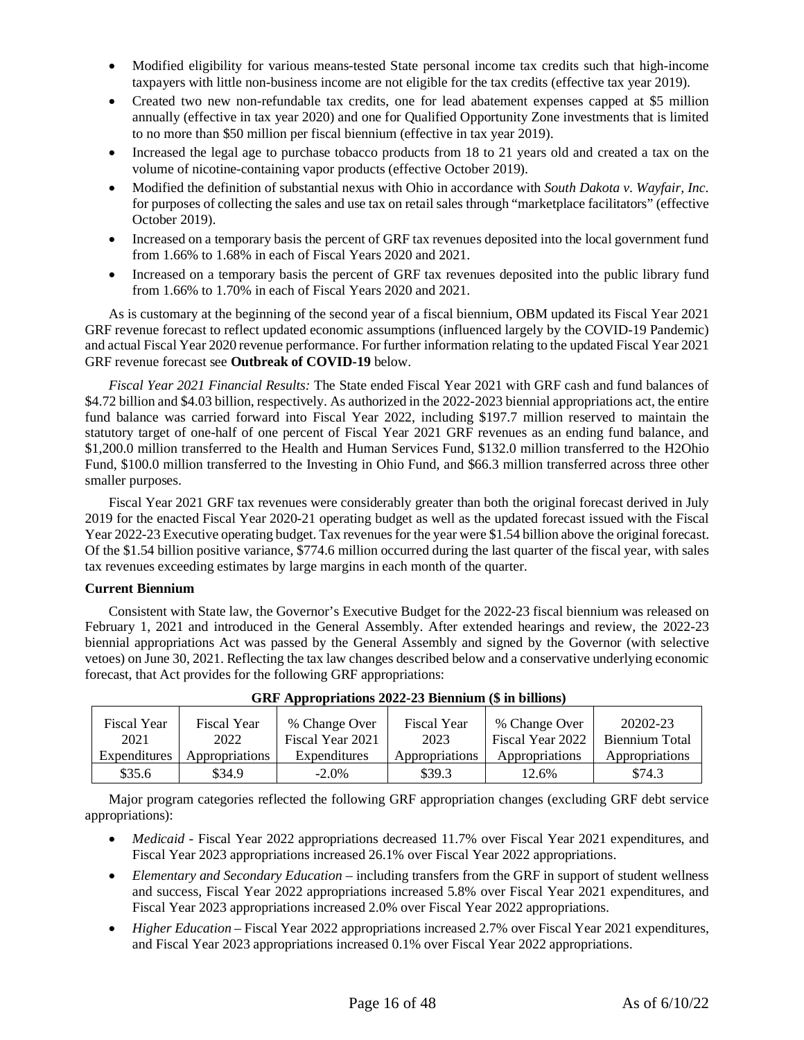- Modified eligibility for various means-tested State personal income tax credits such that high-income taxpayers with little non-business income are not eligible for the tax credits (effective tax year 2019).
- Created two new non-refundable tax credits, one for lead abatement expenses capped at $5 million annually (effective in tax year 2020) and one for Qualified Opportunity Zone investments that is limited to no more than $50 million per fiscal biennium (effective in tax year 2019).
- Increased the legal age to purchase tobacco products from 18 to 21 years old and created a tax on the volume of nicotine-containing vapor products (effective October 2019).
- Modified the definition of substantial nexus with Ohio in accordance with *South Dakota v. Wayfair, Inc*. for purposes of collecting the sales and use tax on retail sales through "marketplace facilitators" (effective October 2019).
- Increased on a temporary basis the percent of GRF tax revenues deposited into the local government fund from 1.66% to 1.68% in each of Fiscal Years 2020 and 2021.
- Increased on a temporary basis the percent of GRF tax revenues deposited into the public library fund from 1.66% to 1.70% in each of Fiscal Years 2020 and 2021.

As is customary at the beginning of the second year of a fiscal biennium, OBM updated its Fiscal Year 2021 GRF revenue forecast to reflect updated economic assumptions (influenced largely by the COVID-19 Pandemic) and actual Fiscal Year 2020 revenue performance. For further information relating to the updated Fiscal Year 2021 GRF revenue forecast see **Outbreak of COVID-19** below.

*Fiscal Year 2021 Financial Results:* The State ended Fiscal Year 2021 with GRF cash and fund balances of $4.72 billion and $4.03 billion, respectively. As authorized in the 2022-2023 biennial appropriations act, the entire fund balance was carried forward into Fiscal Year 2022, including $197.7 million reserved to maintain the statutory target of one-half of one percent of Fiscal Year 2021 GRF revenues as an ending fund balance, and $1,200.0 million transferred to the Health and Human Services Fund, $132.0 million transferred to the H2Ohio Fund, $100.0 million transferred to the Investing in Ohio Fund, and $66.3 million transferred across three other smaller purposes.

Fiscal Year 2021 GRF tax revenues were considerably greater than both the original forecast derived in July 2019 for the enacted Fiscal Year 2020-21 operating budget as well as the updated forecast issued with the Fiscal Year 2022-23 Executive operating budget. Tax revenues for the year were $1.54 billion above the original forecast. Of the $1.54 billion positive variance, $774.6 million occurred during the last quarter of the fiscal year, with sales tax revenues exceeding estimates by large margins in each month of the quarter.

**Current Biennium**

Consistent with State law, the Governor's Executive Budget for the 2022-23 fiscal biennium was released on February 1, 2021 and introduced in the General Assembly. After extended hearings and review, the 2022-23 biennial appropriations Act was passed by the General Assembly and signed by the Governor (with selective vetoes) on June 30, 2021. Reflecting the tax law changes described below and a conservative underlying economic forecast, that Act provides for the following GRF appropriations:

**GRF Appropriations 2022-23 Biennium ($ in billions)**

| Fiscal Year 2021 Expenditures | Fiscal Year 2022 Appropriations | % Change Over Fiscal Year 2021 Expenditures | Fiscal Year 2023 Appropriations | % Change Over Fiscal Year 2022 Appropriations | 20202-23 Biennium Total Appropriations |
|---|---|---|---|---|---|
| $35.6 | $34.9 | -2.0% | $39.3 | 12.6% | $74.3 |

Major program categories reflected the following GRF appropriation changes (excluding GRF debt service appropriations):

- *Medicaid* - Fiscal Year 2022 appropriations decreased 11.7% over Fiscal Year 2021 expenditures, and Fiscal Year 2023 appropriations increased 26.1% over Fiscal Year 2022 appropriations.
- *Elementary and Secondary Education* – including transfers from the GRF in support of student wellness and success, Fiscal Year 2022 appropriations increased 5.8% over Fiscal Year 2021 expenditures, and Fiscal Year 2023 appropriations increased 2.0% over Fiscal Year 2022 appropriations.
- *Higher Education* – Fiscal Year 2022 appropriations increased 2.7% over Fiscal Year 2021 expenditures, and Fiscal Year 2023 appropriations increased 0.1% over Fiscal Year 2022 appropriations.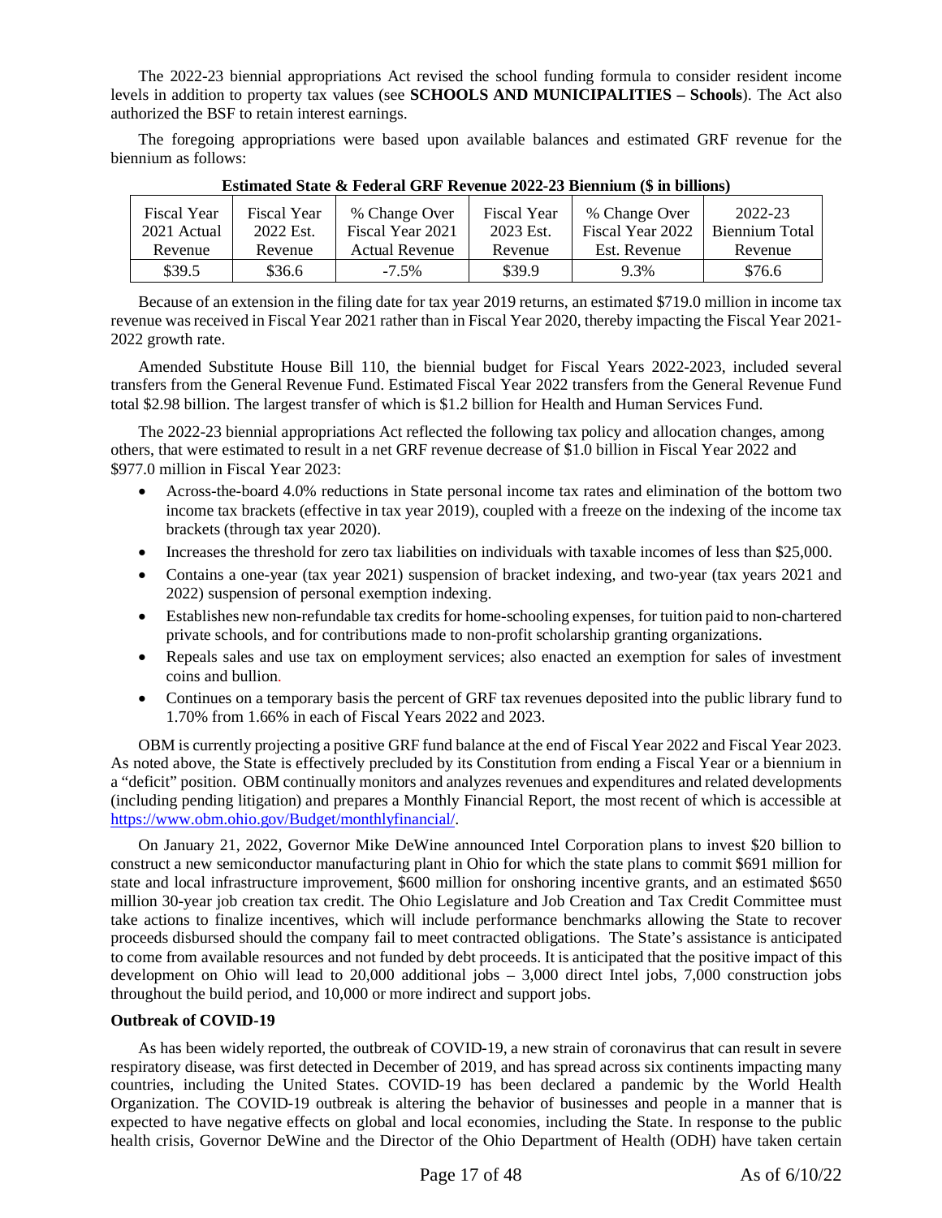The 2022-23 biennial appropriations Act revised the school funding formula to consider resident income levels in addition to property tax values (see **SCHOOLS AND MUNICIPALITIES – Schools**). The Act also authorized the BSF to retain interest earnings.

The foregoing appropriations were based upon available balances and estimated GRF revenue for the biennium as follows:

**Estimated State & Federal GRF Revenue 2022-23 Biennium ($ in billions)**

| Fiscal Year 2021 Actual Revenue | Fiscal Year 2022 Est. Revenue | % Change Over Fiscal Year 2021 Actual Revenue | Fiscal Year 2023 Est. Revenue | % Change Over Fiscal Year 2022 Est. Revenue | 2022-23 Biennium Total Revenue |
|---|---|---|---|---|---|
| $39.5 | $36.6 | -7.5% | $39.9 | 9.3% | $76.6 |

Because of an extension in the filing date for tax year 2019 returns, an estimated $719.0 million in income tax revenue was received in Fiscal Year 2021 rather than in Fiscal Year 2020, thereby impacting the Fiscal Year 2021-2022 growth rate.

Amended Substitute House Bill 110, the biennial budget for Fiscal Years 2022-2023, included several transfers from the General Revenue Fund. Estimated Fiscal Year 2022 transfers from the General Revenue Fund total $2.98 billion. The largest transfer of which is $1.2 billion for Health and Human Services Fund.

The 2022-23 biennial appropriations Act reflected the following tax policy and allocation changes, among others, that were estimated to result in a net GRF revenue decrease of $1.0 billion in Fiscal Year 2022 and $977.0 million in Fiscal Year 2023:

- Across-the-board 4.0% reductions in State personal income tax rates and elimination of the bottom two income tax brackets (effective in tax year 2019), coupled with a freeze on the indexing of the income tax brackets (through tax year 2020).
- Increases the threshold for zero tax liabilities on individuals with taxable incomes of less than $25,000.
- Contains a one-year (tax year 2021) suspension of bracket indexing, and two-year (tax years 2021 and 2022) suspension of personal exemption indexing.
- Establishes new non-refundable tax credits for home-schooling expenses, for tuition paid to non-chartered private schools, and for contributions made to non-profit scholarship granting organizations.
- Repeals sales and use tax on employment services; also enacted an exemption for sales of investment coins and bullion.
- Continues on a temporary basis the percent of GRF tax revenues deposited into the public library fund to 1.70% from 1.66% in each of Fiscal Years 2022 and 2023.

OBM is currently projecting a positive GRF fund balance at the end of Fiscal Year 2022 and Fiscal Year 2023. As noted above, the State is effectively precluded by its Constitution from ending a Fiscal Year or a biennium in a "deficit" position. OBM continually monitors and analyzes revenues and expenditures and related developments (including pending litigation) and prepares a Monthly Financial Report, the most recent of which is accessible at https://www.obm.ohio.gov/Budget/monthlyfinancial/.

On January 21, 2022, Governor Mike DeWine announced Intel Corporation plans to invest $20 billion to construct a new semiconductor manufacturing plant in Ohio for which the state plans to commit $691 million for state and local infrastructure improvement, $600 million for onshoring incentive grants, and an estimated $650 million 30-year job creation tax credit. The Ohio Legislature and Job Creation and Tax Credit Committee must take actions to finalize incentives, which will include performance benchmarks allowing the State to recover proceeds disbursed should the company fail to meet contracted obligations. The State's assistance is anticipated to come from available resources and not funded by debt proceeds. It is anticipated that the positive impact of this development on Ohio will lead to 20,000 additional jobs – 3,000 direct Intel jobs, 7,000 construction jobs throughout the build period, and 10,000 or more indirect and support jobs.

**Outbreak of COVID-19**

As has been widely reported, the outbreak of COVID-19, a new strain of coronavirus that can result in severe respiratory disease, was first detected in December of 2019, and has spread across six continents impacting many countries, including the United States. COVID-19 has been declared a pandemic by the World Health Organization. The COVID-19 outbreak is altering the behavior of businesses and people in a manner that is expected to have negative effects on global and local economies, including the State. In response to the public health crisis, Governor DeWine and the Director of the Ohio Department of Health (ODH) have taken certain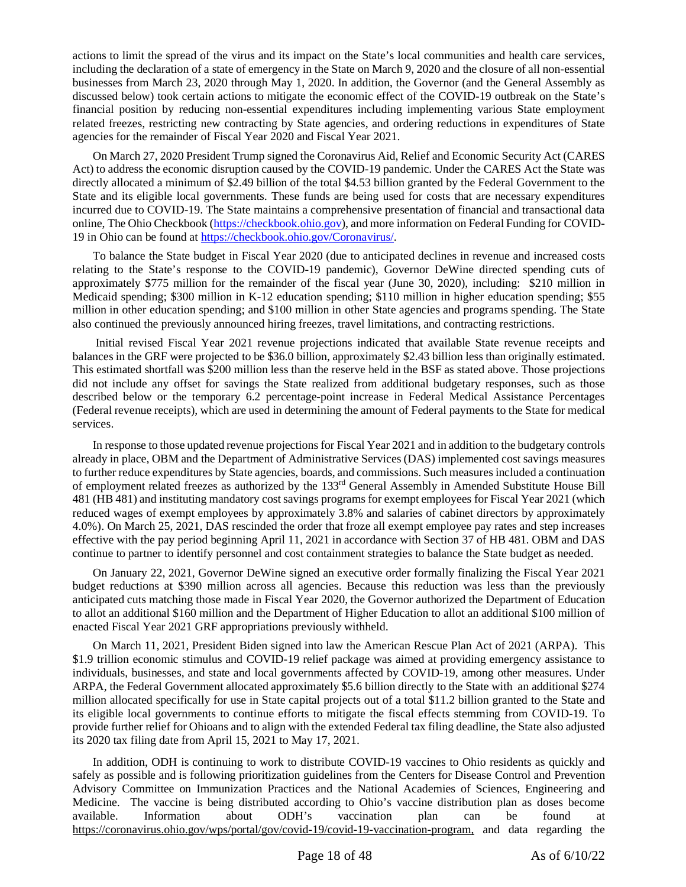actions to limit the spread of the virus and its impact on the State's local communities and health care services, including the declaration of a state of emergency in the State on March 9, 2020 and the closure of all non-essential businesses from March 23, 2020 through May 1, 2020. In addition, the Governor (and the General Assembly as discussed below) took certain actions to mitigate the economic effect of the COVID-19 outbreak on the State's financial position by reducing non-essential expenditures including implementing various State employment related freezes, restricting new contracting by State agencies, and ordering reductions in expenditures of State agencies for the remainder of Fiscal Year 2020 and Fiscal Year 2021.

On March 27, 2020 President Trump signed the Coronavirus Aid, Relief and Economic Security Act (CARES Act) to address the economic disruption caused by the COVID-19 pandemic. Under the CARES Act the State was directly allocated a minimum of $2.49 billion of the total $4.53 billion granted by the Federal Government to the State and its eligible local governments. These funds are being used for costs that are necessary expenditures incurred due to COVID-19. The State maintains a comprehensive presentation of financial and transactional data online, The Ohio Checkbook (https://checkbook.ohio.gov), and more information on Federal Funding for COVID-19 in Ohio can be found at https://checkbook.ohio.gov/Coronavirus/.

To balance the State budget in Fiscal Year 2020 (due to anticipated declines in revenue and increased costs relating to the State's response to the COVID-19 pandemic), Governor DeWine directed spending cuts of approximately $775 million for the remainder of the fiscal year (June 30, 2020), including: $210 million in Medicaid spending; $300 million in K-12 education spending; $110 million in higher education spending; $55 million in other education spending; and $100 million in other State agencies and programs spending. The State also continued the previously announced hiring freezes, travel limitations, and contracting restrictions.

Initial revised Fiscal Year 2021 revenue projections indicated that available State revenue receipts and balances in the GRF were projected to be $36.0 billion, approximately $2.43 billion less than originally estimated. This estimated shortfall was $200 million less than the reserve held in the BSF as stated above. Those projections did not include any offset for savings the State realized from additional budgetary responses, such as those described below or the temporary 6.2 percentage-point increase in Federal Medical Assistance Percentages (Federal revenue receipts), which are used in determining the amount of Federal payments to the State for medical services.

In response to those updated revenue projections for Fiscal Year 2021 and in addition to the budgetary controls already in place, OBM and the Department of Administrative Services (DAS) implemented cost savings measures to further reduce expenditures by State agencies, boards, and commissions. Such measures included a continuation of employment related freezes as authorized by the 133rd General Assembly in Amended Substitute House Bill 481 (HB 481) and instituting mandatory cost savings programs for exempt employees for Fiscal Year 2021 (which reduced wages of exempt employees by approximately 3.8% and salaries of cabinet directors by approximately 4.0%). On March 25, 2021, DAS rescinded the order that froze all exempt employee pay rates and step increases effective with the pay period beginning April 11, 2021 in accordance with Section 37 of HB 481. OBM and DAS continue to partner to identify personnel and cost containment strategies to balance the State budget as needed.

On January 22, 2021, Governor DeWine signed an executive order formally finalizing the Fiscal Year 2021 budget reductions at $390 million across all agencies. Because this reduction was less than the previously anticipated cuts matching those made in Fiscal Year 2020, the Governor authorized the Department of Education to allot an additional $160 million and the Department of Higher Education to allot an additional $100 million of enacted Fiscal Year 2021 GRF appropriations previously withheld.

On March 11, 2021, President Biden signed into law the American Rescue Plan Act of 2021 (ARPA). This $1.9 trillion economic stimulus and COVID-19 relief package was aimed at providing emergency assistance to individuals, businesses, and state and local governments affected by COVID-19, among other measures. Under ARPA, the Federal Government allocated approximately $5.6 billion directly to the State with an additional $274 million allocated specifically for use in State capital projects out of a total $11.2 billion granted to the State and its eligible local governments to continue efforts to mitigate the fiscal effects stemming from COVID-19. To provide further relief for Ohioans and to align with the extended Federal tax filing deadline, the State also adjusted its 2020 tax filing date from April 15, 2021 to May 17, 2021.

In addition, ODH is continuing to work to distribute COVID-19 vaccines to Ohio residents as quickly and safely as possible and is following prioritization guidelines from the Centers for Disease Control and Prevention Advisory Committee on Immunization Practices and the National Academies of Sciences, Engineering and Medicine. The vaccine is being distributed according to Ohio's vaccine distribution plan as doses become available. Information about ODH's vaccination plan can be found at https://coronavirus.ohio.gov/wps/portal/gov/covid-19/covid-19-vaccination-program, and data regarding the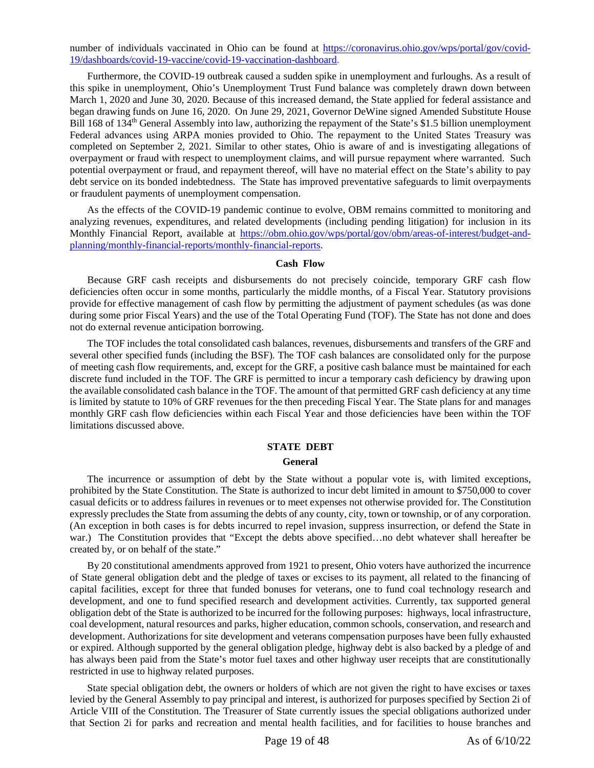number of individuals vaccinated in Ohio can be found at https://coronavirus.ohio.gov/wps/portal/gov/covid-19/dashboards/covid-19-vaccine/covid-19-vaccination-dashboard.

Furthermore, the COVID-19 outbreak caused a sudden spike in unemployment and furloughs. As a result of this spike in unemployment, Ohio's Unemployment Trust Fund balance was completely drawn down between March 1, 2020 and June 30, 2020. Because of this increased demand, the State applied for federal assistance and began drawing funds on June 16, 2020. On June 29, 2021, Governor DeWine signed Amended Substitute House Bill 168 of 134th General Assembly into law, authorizing the repayment of the State's $1.5 billion unemployment Federal advances using ARPA monies provided to Ohio. The repayment to the United States Treasury was completed on September 2, 2021. Similar to other states, Ohio is aware of and is investigating allegations of overpayment or fraud with respect to unemployment claims, and will pursue repayment where warranted. Such potential overpayment or fraud, and repayment thereof, will have no material effect on the State's ability to pay debt service on its bonded indebtedness. The State has improved preventative safeguards to limit overpayments or fraudulent payments of unemployment compensation.

As the effects of the COVID-19 pandemic continue to evolve, OBM remains committed to monitoring and analyzing revenues, expenditures, and related developments (including pending litigation) for inclusion in its Monthly Financial Report, available at https://obm.ohio.gov/wps/portal/gov/obm/areas-of-interest/budget-and-planning/monthly-financial-reports/monthly-financial-reports.

### Cash Flow

Because GRF cash receipts and disbursements do not precisely coincide, temporary GRF cash flow deficiencies often occur in some months, particularly the middle months, of a Fiscal Year. Statutory provisions provide for effective management of cash flow by permitting the adjustment of payment schedules (as was done during some prior Fiscal Years) and the use of the Total Operating Fund (TOF). The State has not done and does not do external revenue anticipation borrowing.

The TOF includes the total consolidated cash balances, revenues, disbursements and transfers of the GRF and several other specified funds (including the BSF). The TOF cash balances are consolidated only for the purpose of meeting cash flow requirements, and, except for the GRF, a positive cash balance must be maintained for each discrete fund included in the TOF. The GRF is permitted to incur a temporary cash deficiency by drawing upon the available consolidated cash balance in the TOF. The amount of that permitted GRF cash deficiency at any time is limited by statute to 10% of GRF revenues for the then preceding Fiscal Year. The State plans for and manages monthly GRF cash flow deficiencies within each Fiscal Year and those deficiencies have been within the TOF limitations discussed above.

## STATE DEBT

### General

The incurrence or assumption of debt by the State without a popular vote is, with limited exceptions, prohibited by the State Constitution. The State is authorized to incur debt limited in amount to $750,000 to cover casual deficits or to address failures in revenues or to meet expenses not otherwise provided for. The Constitution expressly precludes the State from assuming the debts of any county, city, town or township, or of any corporation. (An exception in both cases is for debts incurred to repel invasion, suppress insurrection, or defend the State in war.) The Constitution provides that "Except the debts above specified…no debt whatever shall hereafter be created by, or on behalf of the state."

By 20 constitutional amendments approved from 1921 to present, Ohio voters have authorized the incurrence of State general obligation debt and the pledge of taxes or excises to its payment, all related to the financing of capital facilities, except for three that funded bonuses for veterans, one to fund coal technology research and development, and one to fund specified research and development activities. Currently, tax supported general obligation debt of the State is authorized to be incurred for the following purposes: highways, local infrastructure, coal development, natural resources and parks, higher education, common schools, conservation, and research and development. Authorizations for site development and veterans compensation purposes have been fully exhausted or expired. Although supported by the general obligation pledge, highway debt is also backed by a pledge of and has always been paid from the State's motor fuel taxes and other highway user receipts that are constitutionally restricted in use to highway related purposes.

State special obligation debt, the owners or holders of which are not given the right to have excises or taxes levied by the General Assembly to pay principal and interest, is authorized for purposes specified by Section 2i of Article VIII of the Constitution. The Treasurer of State currently issues the special obligations authorized under that Section 2i for parks and recreation and mental health facilities, and for facilities to house branches and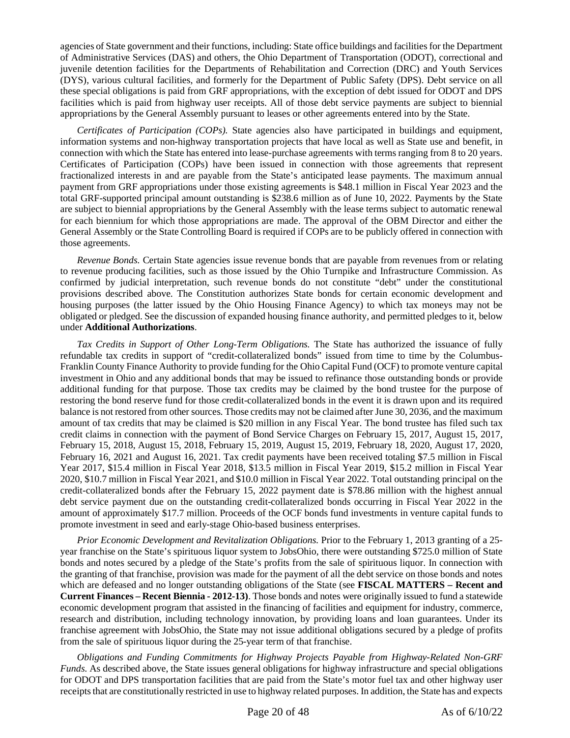agencies of State government and their functions, including: State office buildings and facilities for the Department of Administrative Services (DAS) and others, the Ohio Department of Transportation (ODOT), correctional and juvenile detention facilities for the Departments of Rehabilitation and Correction (DRC) and Youth Services (DYS), various cultural facilities, and formerly for the Department of Public Safety (DPS). Debt service on all these special obligations is paid from GRF appropriations, with the exception of debt issued for ODOT and DPS facilities which is paid from highway user receipts. All of those debt service payments are subject to biennial appropriations by the General Assembly pursuant to leases or other agreements entered into by the State.

*Certificates of Participation (COPs).* State agencies also have participated in buildings and equipment, information systems and non-highway transportation projects that have local as well as State use and benefit, in connection with which the State has entered into lease-purchase agreements with terms ranging from 8 to 20 years. Certificates of Participation (COPs) have been issued in connection with those agreements that represent fractionalized interests in and are payable from the State's anticipated lease payments. The maximum annual payment from GRF appropriations under those existing agreements is $48.1 million in Fiscal Year 2023 and the total GRF-supported principal amount outstanding is $238.6 million as of June 10, 2022. Payments by the State are subject to biennial appropriations by the General Assembly with the lease terms subject to automatic renewal for each biennium for which those appropriations are made. The approval of the OBM Director and either the General Assembly or the State Controlling Board is required if COPs are to be publicly offered in connection with those agreements.

*Revenue Bonds.* Certain State agencies issue revenue bonds that are payable from revenues from or relating to revenue producing facilities, such as those issued by the Ohio Turnpike and Infrastructure Commission. As confirmed by judicial interpretation, such revenue bonds do not constitute "debt" under the constitutional provisions described above. The Constitution authorizes State bonds for certain economic development and housing purposes (the latter issued by the Ohio Housing Finance Agency) to which tax moneys may not be obligated or pledged. See the discussion of expanded housing finance authority, and permitted pledges to it, below under **Additional Authorizations**.

*Tax Credits in Support of Other Long-Term Obligations.* The State has authorized the issuance of fully refundable tax credits in support of "credit-collateralized bonds" issued from time to time by the Columbus-Franklin County Finance Authority to provide funding for the Ohio Capital Fund (OCF) to promote venture capital investment in Ohio and any additional bonds that may be issued to refinance those outstanding bonds or provide additional funding for that purpose. Those tax credits may be claimed by the bond trustee for the purpose of restoring the bond reserve fund for those credit-collateralized bonds in the event it is drawn upon and its required balance is not restored from other sources. Those credits may not be claimed after June 30, 2036, and the maximum amount of tax credits that may be claimed is $20 million in any Fiscal Year. The bond trustee has filed such tax credit claims in connection with the payment of Bond Service Charges on February 15, 2017, August 15, 2017, February 15, 2018, August 15, 2018, February 15, 2019, August 15, 2019, February 18, 2020, August 17, 2020, February 16, 2021 and August 16, 2021. Tax credit payments have been received totaling $7.5 million in Fiscal Year 2017, $15.4 million in Fiscal Year 2018, $13.5 million in Fiscal Year 2019, $15.2 million in Fiscal Year 2020, $10.7 million in Fiscal Year 2021, and $10.0 million in Fiscal Year 2022. Total outstanding principal on the credit-collateralized bonds after the February 15, 2022 payment date is $78.86 million with the highest annual debt service payment due on the outstanding credit-collateralized bonds occurring in Fiscal Year 2022 in the amount of approximately $17.7 million. Proceeds of the OCF bonds fund investments in venture capital funds to promote investment in seed and early-stage Ohio-based business enterprises.

*Prior Economic Development and Revitalization Obligations.* Prior to the February 1, 2013 granting of a 25-year franchise on the State's spirituous liquor system to JobsOhio, there were outstanding $725.0 million of State bonds and notes secured by a pledge of the State's profits from the sale of spirituous liquor. In connection with the granting of that franchise, provision was made for the payment of all the debt service on those bonds and notes which are defeased and no longer outstanding obligations of the State (see **FISCAL MATTERS – Recent and Current Finances – Recent Biennia - 2012-13)**. Those bonds and notes were originally issued to fund a statewide economic development program that assisted in the financing of facilities and equipment for industry, commerce, research and distribution, including technology innovation, by providing loans and loan guarantees. Under its franchise agreement with JobsOhio, the State may not issue additional obligations secured by a pledge of profits from the sale of spirituous liquor during the 25-year term of that franchise.

*Obligations and Funding Commitments for Highway Projects Payable from Highway-Related Non-GRF Funds.* As described above, the State issues general obligations for highway infrastructure and special obligations for ODOT and DPS transportation facilities that are paid from the State's motor fuel tax and other highway user receipts that are constitutionally restricted in use to highway related purposes. In addition, the State has and expects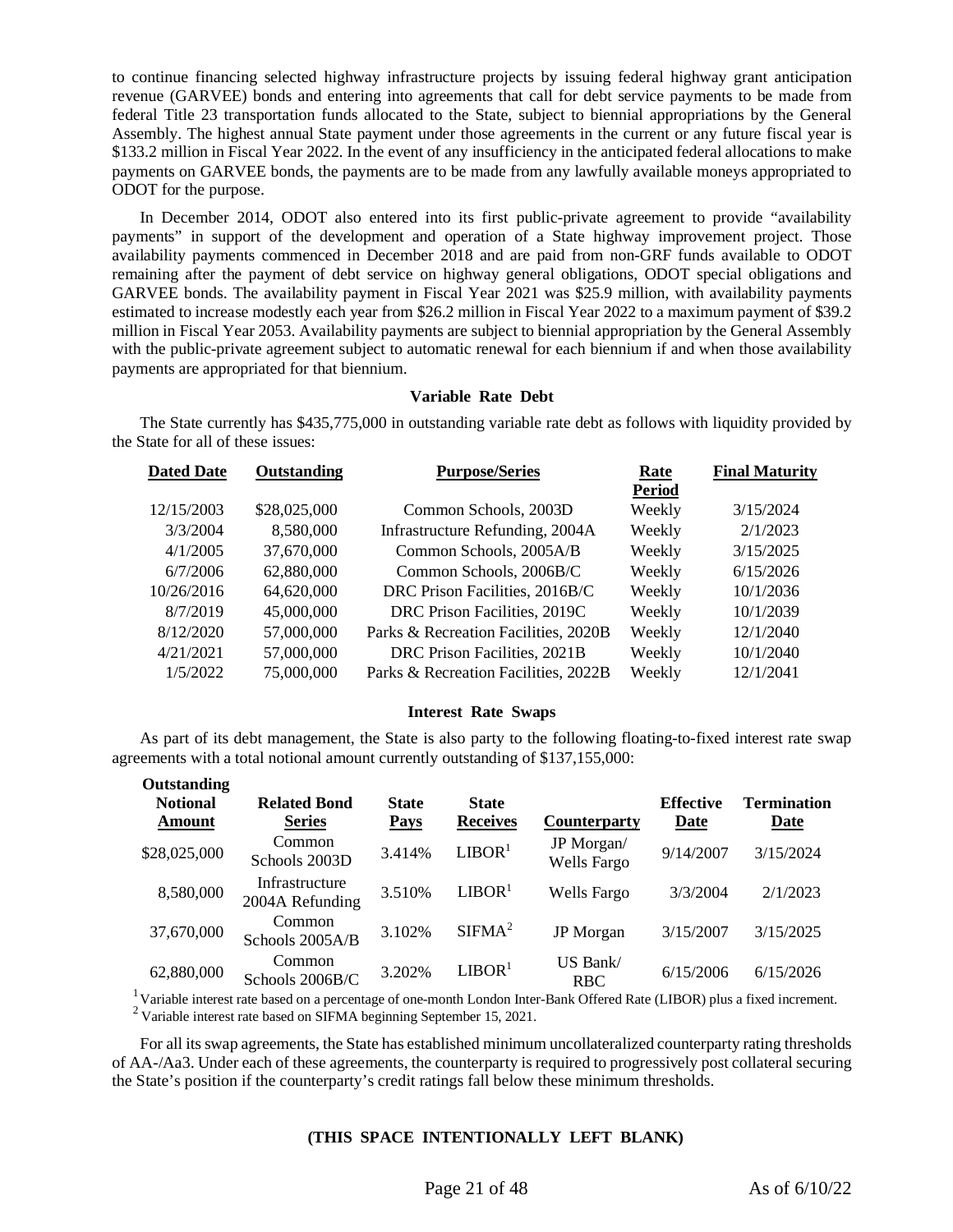to continue financing selected highway infrastructure projects by issuing federal highway grant anticipation revenue (GARVEE) bonds and entering into agreements that call for debt service payments to be made from federal Title 23 transportation funds allocated to the State, subject to biennial appropriations by the General Assembly. The highest annual State payment under those agreements in the current or any future fiscal year is $133.2 million in Fiscal Year 2022. In the event of any insufficiency in the anticipated federal allocations to make payments on GARVEE bonds, the payments are to be made from any lawfully available moneys appropriated to ODOT for the purpose.

In December 2014, ODOT also entered into its first public-private agreement to provide "availability payments" in support of the development and operation of a State highway improvement project. Those availability payments commenced in December 2018 and are paid from non-GRF funds available to ODOT remaining after the payment of debt service on highway general obligations, ODOT special obligations and GARVEE bonds. The availability payment in Fiscal Year 2021 was $25.9 million, with availability payments estimated to increase modestly each year from $26.2 million in Fiscal Year 2022 to a maximum payment of $39.2 million in Fiscal Year 2053. Availability payments are subject to biennial appropriation by the General Assembly with the public-private agreement subject to automatic renewal for each biennium if and when those availability payments are appropriated for that biennium.

### Variable Rate Debt

The State currently has $435,775,000 in outstanding variable rate debt as follows with liquidity provided by the State for all of these issues:

| Dated Date | Outstanding | Purpose/Series | Rate Period | Final Maturity |
|---|---|---|---|---|
| 12/15/2003 | $28,025,000 | Common Schools, 2003D | Weekly | 3/15/2024 |
| 3/3/2004 | 8,580,000 | Infrastructure Refunding, 2004A | Weekly | 2/1/2023 |
| 4/1/2005 | 37,670,000 | Common Schools, 2005A/B | Weekly | 3/15/2025 |
| 6/7/2006 | 62,880,000 | Common Schools, 2006B/C | Weekly | 6/15/2026 |
| 10/26/2016 | 64,620,000 | DRC Prison Facilities, 2016B/C | Weekly | 10/1/2036 |
| 8/7/2019 | 45,000,000 | DRC Prison Facilities, 2019C | Weekly | 10/1/2039 |
| 8/12/2020 | 57,000,000 | Parks & Recreation Facilities, 2020B | Weekly | 12/1/2040 |
| 4/21/2021 | 57,000,000 | DRC Prison Facilities, 2021B | Weekly | 10/1/2040 |
| 1/5/2022 | 75,000,000 | Parks & Recreation Facilities, 2022B | Weekly | 12/1/2041 |

### Interest Rate Swaps

As part of its debt management, the State is also party to the following floating-to-fixed interest rate swap agreements with a total notional amount currently outstanding of $137,155,000:

| Outstanding Notional Amount | Related Bond Series | State Pays | State Receives | Counterparty | Effective Date | Termination Date |
|---|---|---|---|---|---|---|
| $28,025,000 | Common Schools 2003D | 3.414% | LIBOR[1] | JP Morgan/ Wells Fargo | 9/14/2007 | 3/15/2024 |
| 8,580,000 | Infrastructure 2004A Refunding | 3.510% | LIBOR[1] | Wells Fargo | 3/3/2004 | 2/1/2023 |
| 37,670,000 | Common Schools 2005A/B | 3.102% | SIFMA[2] | JP Morgan | 3/15/2007 | 3/15/2025 |
| 62,880,000 | Common Schools 2006B/C | 3.202% | LIBOR[1] | US Bank/ RBC | 6/15/2006 | 6/15/2026 |

[1] Variable interest rate based on a percentage of one-month London Inter-Bank Offered Rate (LIBOR) plus a fixed increment.
[2] Variable interest rate based on SIFMA beginning September 15, 2021.

For all its swap agreements, the State has established minimum uncollateralized counterparty rating thresholds of AA-/Aa3. Under each of these agreements, the counterparty is required to progressively post collateral securing the State's position if the counterparty's credit ratings fall below these minimum thresholds.

**(THIS SPACE INTENTIONALLY LEFT BLANK)**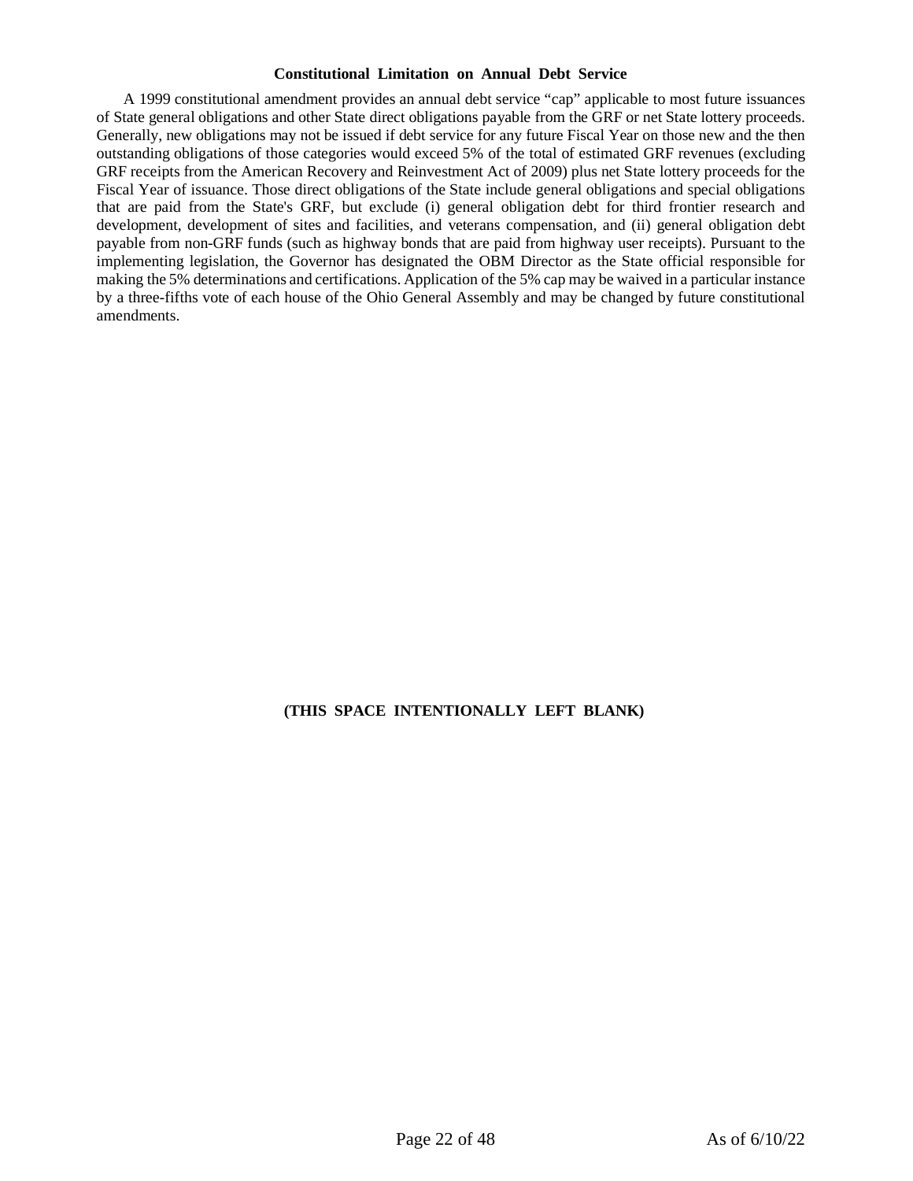### Constitutional Limitation on Annual Debt Service

A 1999 constitutional amendment provides an annual debt service "cap" applicable to most future issuances of State general obligations and other State direct obligations payable from the GRF or net State lottery proceeds. Generally, new obligations may not be issued if debt service for any future Fiscal Year on those new and the then outstanding obligations of those categories would exceed 5% of the total of estimated GRF revenues (excluding GRF receipts from the American Recovery and Reinvestment Act of 2009) plus net State lottery proceeds for the Fiscal Year of issuance. Those direct obligations of the State include general obligations and special obligations that are paid from the State's GRF, but exclude (i) general obligation debt for third frontier research and development, development of sites and facilities, and veterans compensation, and (ii) general obligation debt payable from non-GRF funds (such as highway bonds that are paid from highway user receipts). Pursuant to the implementing legislation, the Governor has designated the OBM Director as the State official responsible for making the 5% determinations and certifications. Application of the 5% cap may be waived in a particular instance by a three-fifths vote of each house of the Ohio General Assembly and may be changed by future constitutional amendments.

**(THIS SPACE INTENTIONALLY LEFT BLANK)**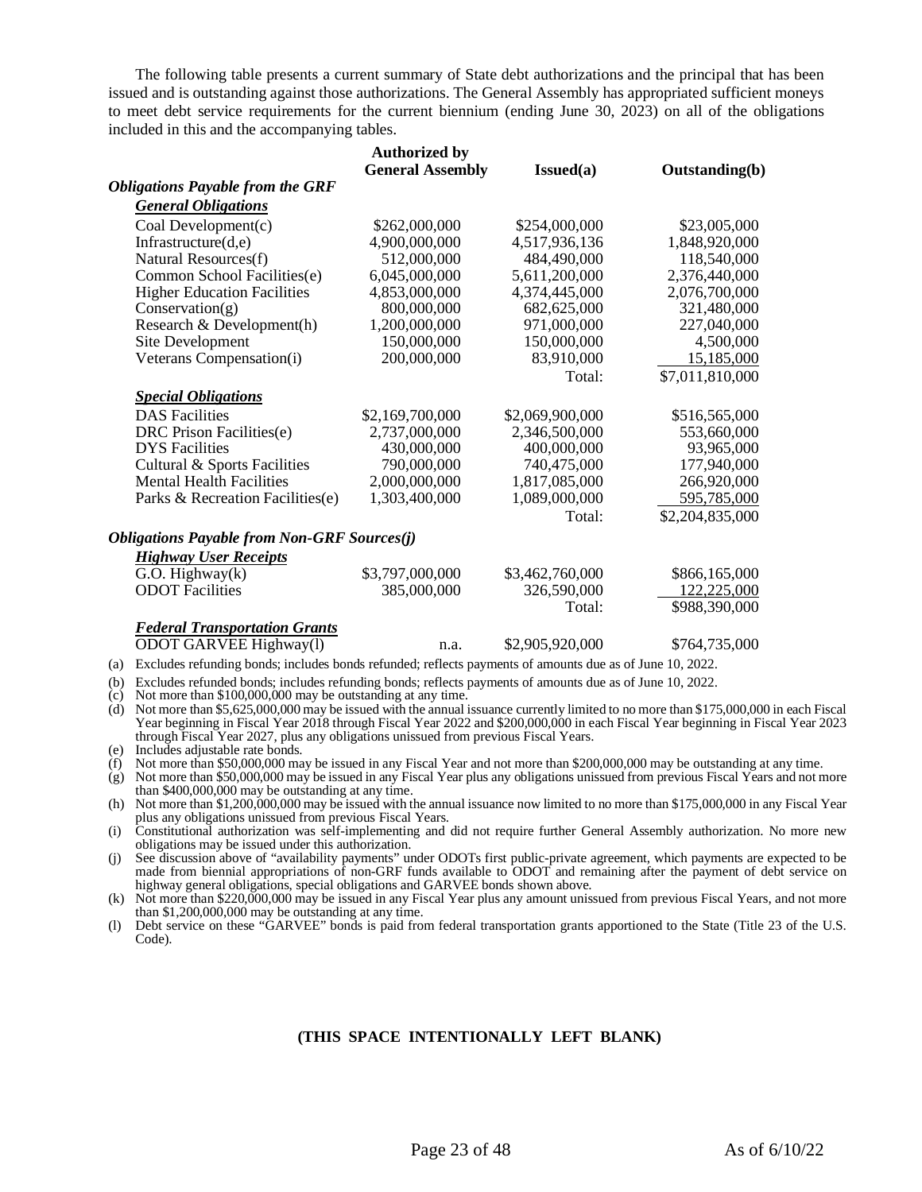The following table presents a current summary of State debt authorizations and the principal that has been issued and is outstanding against those authorizations. The General Assembly has appropriated sufficient moneys to meet debt service requirements for the current biennium (ending June 30, 2023) on all of the obligations included in this and the accompanying tables.

| | Authorized by General Assembly | Issued(a) | Outstanding(b) |
|---|---|---|---|
| ***Obligations Payable from the GRF*** | | | |
| ***General Obligations*** | | | |
| Coal Development(c) | \$262,000,000 | \$254,000,000 | \$23,005,000 |
| Infrastructure(d,e) | 4,900,000,000 | 4,517,936,136 | 1,848,920,000 |
| Natural Resources(f) | 512,000,000 | 484,490,000 | 118,540,000 |
| Common School Facilities(e) | 6,045,000,000 | 5,611,200,000 | 2,376,440,000 |
| Higher Education Facilities | 4,853,000,000 | 4,374,445,000 | 2,076,700,000 |
| Conservation(g) | 800,000,000 | 682,625,000 | 321,480,000 |
| Research & Development(h) | 1,200,000,000 | 971,000,000 | 227,040,000 |
| Site Development | 150,000,000 | 150,000,000 | 4,500,000 |
| Veterans Compensation(i) | 200,000,000 | 83,910,000 | 15,185,000 |
| | | Total: | \$7,011,810,000 |
| ***Special Obligations*** | | | |
| DAS Facilities | \$2,169,700,000 | \$2,069,900,000 | \$516,565,000 |
| DRC Prison Facilities(e) | 2,737,000,000 | 2,346,500,000 | 553,660,000 |
| DYS Facilities | 430,000,000 | 400,000,000 | 93,965,000 |
| Cultural & Sports Facilities | 790,000,000 | 740,475,000 | 177,940,000 |
| Mental Health Facilities | 2,000,000,000 | 1,817,085,000 | 266,920,000 |
| Parks & Recreation Facilities(e) | 1,303,400,000 | 1,089,000,000 | 595,785,000 |
| | | Total: | \$2,204,835,000 |
| ***Obligations Payable from Non-GRF Sources(j)*** | | | |
| ***Highway User Receipts*** | | | |
| G.O. Highway(k) | \$3,797,000,000 | \$3,462,760,000 | \$866,165,000 |
| ODOT Facilities | 385,000,000 | 326,590,000 | 122,225,000 |
| | | Total: | \$988,390,000 |
| ***Federal Transportation Grants*** | | | |
| ODOT GARVEE Highway(l) | n.a. | \$2,905,920,000 | \$764,735,000 |

(a) Excludes refunding bonds; includes bonds refunded; reflects payments of amounts due as of June 10, 2022.

(b) Excludes refunded bonds; includes refunding bonds; reflects payments of amounts due as of June 10, 2022.

(c) Not more than \$100,000,000 may be outstanding at any time.

(d) Not more than \$5,625,000,000 may be issued with the annual issuance currently limited to no more than \$175,000,000 in each Fiscal Year beginning in Fiscal Year 2018 through Fiscal Year 2022 and \$200,000,000 in each Fiscal Year beginning in Fiscal Year 2023 through Fiscal Year 2027, plus any obligations unissued from previous Fiscal Years.

(e) Includes adjustable rate bonds.

(f) Not more than \$50,000,000 may be issued in any Fiscal Year and not more than \$200,000,000 may be outstanding at any time.

(g) Not more than \$50,000,000 may be issued in any Fiscal Year plus any obligations unissued from previous Fiscal Years and not more than \$400,000,000 may be outstanding at any time.

(h) Not more than \$1,200,000,000 may be issued with the annual issuance now limited to no more than \$175,000,000 in any Fiscal Year plus any obligations unissued from previous Fiscal Years.

(i) Constitutional authorization was self-implementing and did not require further General Assembly authorization. No more new obligations may be issued under this authorization.

(j) See discussion above of "availability payments" under ODOTs first public-private agreement, which payments are expected to be made from biennial appropriations of non-GRF funds available to ODOT and remaining after the payment of debt service on highway general obligations, special obligations and GARVEE bonds shown above.

(k) Not more than \$220,000,000 may be issued in any Fiscal Year plus any amount unissued from previous Fiscal Years, and not more than \$1,200,000,000 may be outstanding at any time.

(l) Debt service on these "GARVEE" bonds is paid from federal transportation grants apportioned to the State (Title 23 of the U.S. Code).

**(THIS SPACE INTENTIONALLY LEFT BLANK)**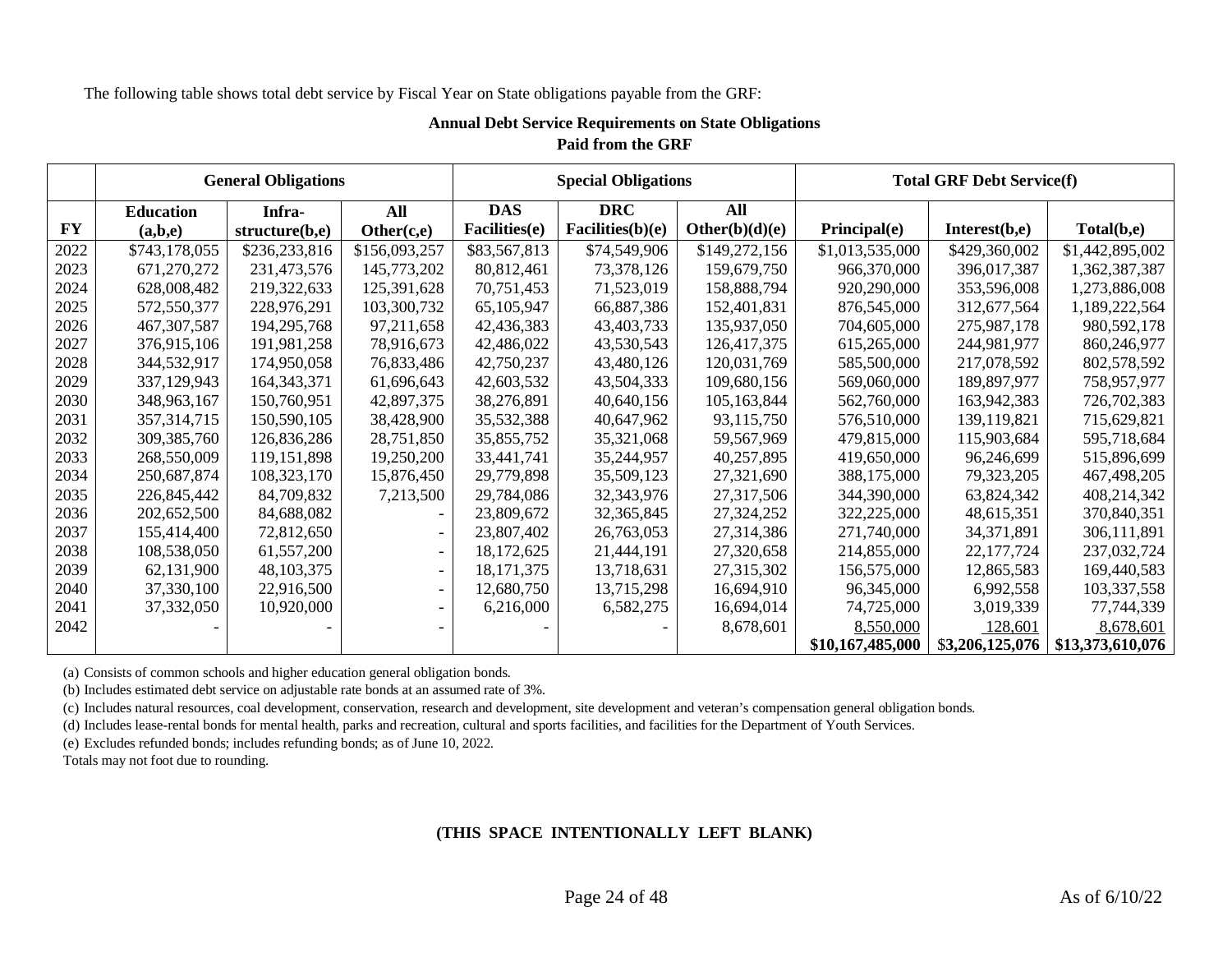The following table shows total debt service by Fiscal Year on State obligations payable from the GRF:

**Annual Debt Service Requirements on State Obligations**
**Paid from the GRF**

| | General Obligations | | | Special Obligations | | | Total GRF Debt Service(f) | | |
|---|---|---|---|---|---|---|---|---|---|
| **FY** | **Education (a,b,e)** | **Infra-structure(b,e)** | **All Other(c,e)** | **DAS Facilities(e)** | **DRC Facilities(b)(e)** | **All Other(b)(d)(e)** | **Principal(e)** | **Interest(b,e)** | **Total(b,e)** |
| 2022 | $743,178,055 | $236,233,816 | $156,093,257 | $83,567,813 | $74,549,906 | $149,272,156 | $1,013,535,000 | $429,360,002 | $1,442,895,002 |
| 2023 | 671,270,272 | 231,473,576 | 145,773,202 | 80,812,461 | 73,378,126 | 159,679,750 | 966,370,000 | 396,017,387 | 1,362,387,387 |
| 2024 | 628,008,482 | 219,322,633 | 125,391,628 | 70,751,453 | 71,523,019 | 158,888,794 | 920,290,000 | 353,596,008 | 1,273,886,008 |
| 2025 | 572,550,377 | 228,976,291 | 103,300,732 | 65,105,947 | 66,887,386 | 152,401,831 | 876,545,000 | 312,677,564 | 1,189,222,564 |
| 2026 | 467,307,587 | 194,295,768 | 97,211,658 | 42,436,383 | 43,403,733 | 135,937,050 | 704,605,000 | 275,987,178 | 980,592,178 |
| 2027 | 376,915,106 | 191,981,258 | 78,916,673 | 42,486,022 | 43,530,543 | 126,417,375 | 615,265,000 | 244,981,977 | 860,246,977 |
| 2028 | 344,532,917 | 174,950,058 | 76,833,486 | 42,750,237 | 43,480,126 | 120,031,769 | 585,500,000 | 217,078,592 | 802,578,592 |
| 2029 | 337,129,943 | 164,343,371 | 61,696,643 | 42,603,532 | 43,504,333 | 109,680,156 | 569,060,000 | 189,897,977 | 758,957,977 |
| 2030 | 348,963,167 | 150,760,951 | 42,897,375 | 38,276,891 | 40,640,156 | 105,163,844 | 562,760,000 | 163,942,383 | 726,702,383 |
| 2031 | 357,314,715 | 150,590,105 | 38,428,900 | 35,532,388 | 40,647,962 | 93,115,750 | 576,510,000 | 139,119,821 | 715,629,821 |
| 2032 | 309,385,760 | 126,836,286 | 28,751,850 | 35,855,752 | 35,321,068 | 59,567,969 | 479,815,000 | 115,903,684 | 595,718,684 |
| 2033 | 268,550,009 | 119,151,898 | 19,250,200 | 33,441,741 | 35,244,957 | 40,257,895 | 419,650,000 | 96,246,699 | 515,896,699 |
| 2034 | 250,687,874 | 108,323,170 | 15,876,450 | 29,779,898 | 35,509,123 | 27,321,690 | 388,175,000 | 79,323,205 | 467,498,205 |
| 2035 | 226,845,442 | 84,709,832 | 7,213,500 | 29,784,086 | 32,343,976 | 27,317,506 | 344,390,000 | 63,824,342 | 408,214,342 |
| 2036 | 202,652,500 | 84,688,082 | - | 23,809,672 | 32,365,845 | 27,324,252 | 322,225,000 | 48,615,351 | 370,840,351 |
| 2037 | 155,414,400 | 72,812,650 | - | 23,807,402 | 26,763,053 | 27,314,386 | 271,740,000 | 34,371,891 | 306,111,891 |
| 2038 | 108,538,050 | 61,557,200 | - | 18,172,625 | 21,444,191 | 27,320,658 | 214,855,000 | 22,177,724 | 237,032,724 |
| 2039 | 62,131,900 | 48,103,375 | - | 18,171,375 | 13,718,631 | 27,315,302 | 156,575,000 | 12,865,583 | 169,440,583 |
| 2040 | 37,330,100 | 22,916,500 | - | 12,680,750 | 13,715,298 | 16,694,910 | 96,345,000 | 6,992,558 | 103,337,558 |
| 2041 | 37,332,050 | 10,920,000 | - | 6,216,000 | 6,582,275 | 16,694,014 | 74,725,000 | 3,019,339 | 77,744,339 |
| 2042 | - | - | - | - | - | 8,678,601 | 8,550,000 | 128,601 | 8,678,601 |
| | | | | | | | **$10,167,485,000** | $**3,206,125,076** | **$13,373,610,076** |

(a) Consists of common schools and higher education general obligation bonds.
(b) Includes estimated debt service on adjustable rate bonds at an assumed rate of 3%.
(c) Includes natural resources, coal development, conservation, research and development, site development and veteran's compensation general obligation bonds.
(d) Includes lease-rental bonds for mental health, parks and recreation, cultural and sports facilities, and facilities for the Department of Youth Services.
(e) Excludes refunded bonds; includes refunding bonds; as of June 10, 2022.
Totals may not foot due to rounding.

**(THIS SPACE INTENTIONALLY LEFT BLANK)**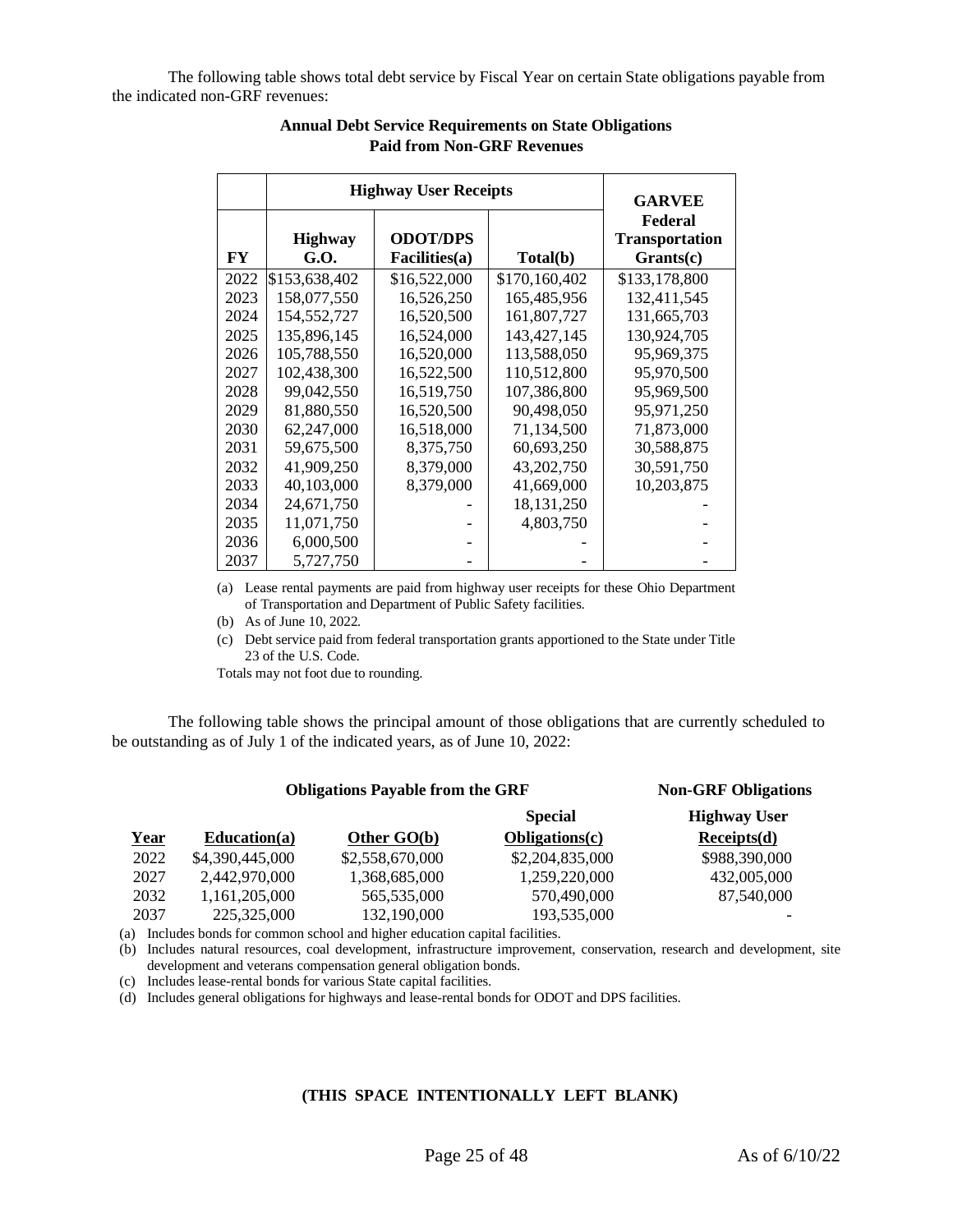The following table shows total debt service by Fiscal Year on certain State obligations payable from the indicated non-GRF revenues:

**Annual Debt Service Requirements on State Obligations Paid from Non-GRF Revenues**

| | Highway User Receipts | | | GARVEE |
|---|---|---|---|---|
| **FY** | **Highway G.O.** | **ODOT/DPS Facilities(a)** | **Total(b)** | **Federal Transportation Grants(c)** |
| 2022 | $153,638,402 | $16,522,000 | $170,160,402 | $133,178,800 |
| 2023 | 158,077,550 | 16,526,250 | 165,485,956 | 132,411,545 |
| 2024 | 154,552,727 | 16,520,500 | 161,807,727 | 131,665,703 |
| 2025 | 135,896,145 | 16,524,000 | 143,427,145 | 130,924,705 |
| 2026 | 105,788,550 | 16,520,000 | 113,588,050 | 95,969,375 |
| 2027 | 102,438,300 | 16,522,500 | 110,512,800 | 95,970,500 |
| 2028 | 99,042,550 | 16,519,750 | 107,386,800 | 95,969,500 |
| 2029 | 81,880,550 | 16,520,500 | 90,498,050 | 95,971,250 |
| 2030 | 62,247,000 | 16,518,000 | 71,134,500 | 71,873,000 |
| 2031 | 59,675,500 | 8,375,750 | 60,693,250 | 30,588,875 |
| 2032 | 41,909,250 | 8,379,000 | 43,202,750 | 30,591,750 |
| 2033 | 40,103,000 | 8,379,000 | 41,669,000 | 10,203,875 |
| 2034 | 24,671,750 | - | 18,131,250 | - |
| 2035 | 11,071,750 | - | 4,803,750 | - |
| 2036 | 6,000,500 | - | - | - |
| 2037 | 5,727,750 | - | - | - |

(a) Lease rental payments are paid from highway user receipts for these Ohio Department of Transportation and Department of Public Safety facilities.

(b) As of June 10, 2022.

(c) Debt service paid from federal transportation grants apportioned to the State under Title 23 of the U.S. Code.

Totals may not foot due to rounding.

The following table shows the principal amount of those obligations that are currently scheduled to be outstanding as of July 1 of the indicated years, as of June 10, 2022:

| | Obligations Payable from the GRF | | | Non-GRF Obligations |
|---|---|---|---|---|
| **Year** | **Education(a)** | **Other GO(b)** | **Special Obligations(c)** | **Highway User Receipts(d)** |
| 2022 | $4,390,445,000 | $2,558,670,000 | $2,204,835,000 | $988,390,000 |
| 2027 | 2,442,970,000 | 1,368,685,000 | 1,259,220,000 | 432,005,000 |
| 2032 | 1,161,205,000 | 565,535,000 | 570,490,000 | 87,540,000 |
| 2037 | 225,325,000 | 132,190,000 | 193,535,000 | - |

(a) Includes bonds for common school and higher education capital facilities.

(b) Includes natural resources, coal development, infrastructure improvement, conservation, research and development, site development and veterans compensation general obligation bonds.

(c) Includes lease-rental bonds for various State capital facilities.

(d) Includes general obligations for highways and lease-rental bonds for ODOT and DPS facilities.

**(THIS SPACE INTENTIONALLY LEFT BLANK)**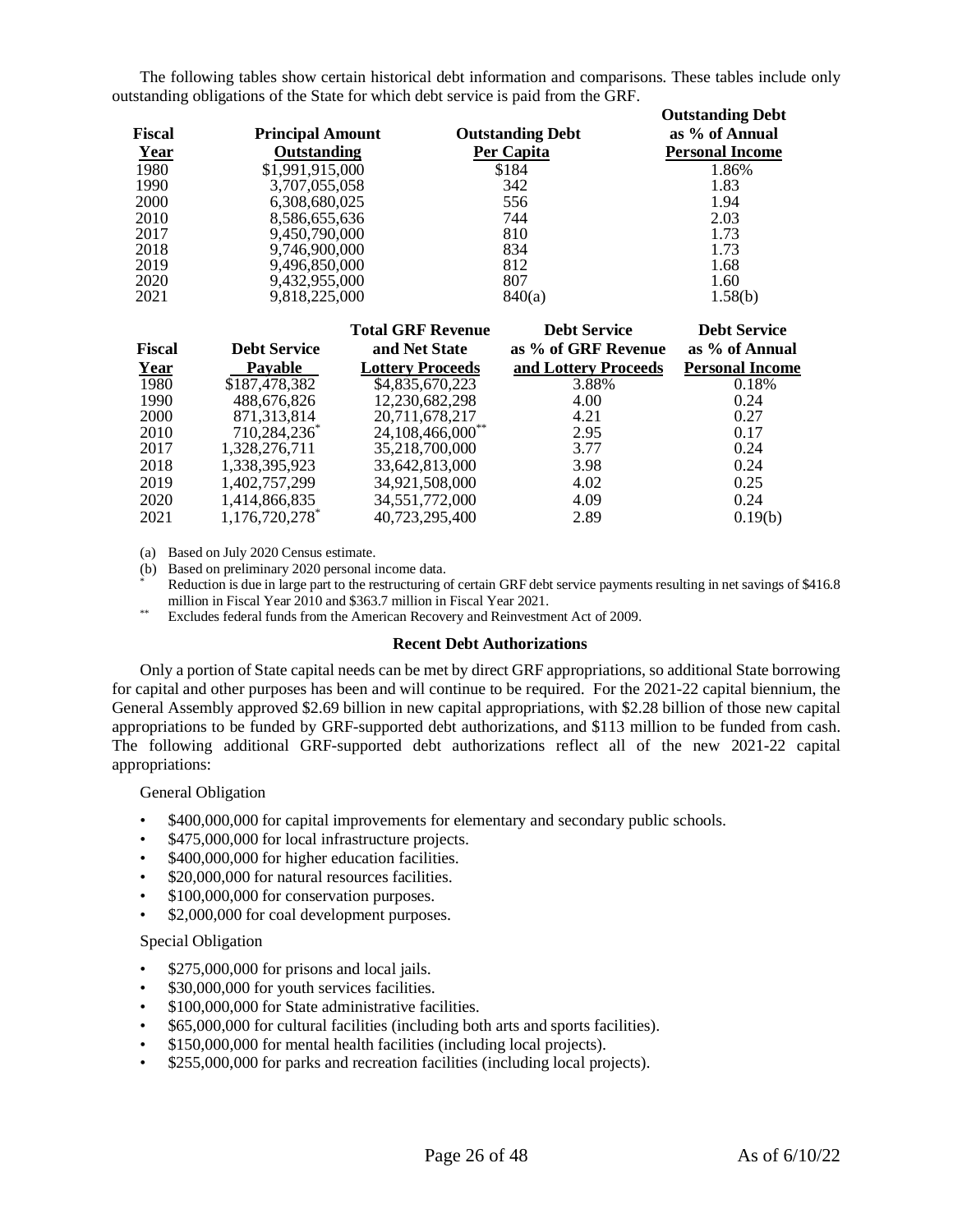The following tables show certain historical debt information and comparisons. These tables include only outstanding obligations of the State for which debt service is paid from the GRF.

| Fiscal Year | Principal Amount Outstanding | Outstanding Debt Per Capita | Outstanding Debt as % of Annual Personal Income |
|---|---|---|---|
| 1980 | $1,991,915,000 | $184 | 1.86% |
| 1990 | 3,707,055,058 | 342 | 1.83 |
| 2000 | 6,308,680,025 | 556 | 1.94 |
| 2010 | 8,586,655,636 | 744 | 2.03 |
| 2017 | 9,450,790,000 | 810 | 1.73 |
| 2018 | 9,746,900,000 | 834 | 1.73 |
| 2019 | 9,496,850,000 | 812 | 1.68 |
| 2020 | 9,432,955,000 | 807 | 1.60 |
| 2021 | 9,818,225,000 | 840(a) | 1.58(b) |

| Fiscal Year | Debt Service Payable | Total GRF Revenue and Net State Lottery Proceeds | Debt Service as % of GRF Revenue and Lottery Proceeds | Debt Service as % of Annual Personal Income |
|---|---|---|---|---|
| 1980 | $187,478,382 | $4,835,670,223 | 3.88% | 0.18% |
| 1990 | 488,676,826 | 12,230,682,298 | 4.00 | 0.24 |
| 2000 | 871,313,814 | 20,711,678,217 | 4.21 | 0.27 |
| 2010 | 710,284,236* | 24,108,466,000** | 2.95 | 0.17 |
| 2017 | 1,328,276,711 | 35,218,700,000 | 3.77 | 0.24 |
| 2018 | 1,338,395,923 | 33,642,813,000 | 3.98 | 0.24 |
| 2019 | 1,402,757,299 | 34,921,508,000 | 4.02 | 0.25 |
| 2020 | 1,414,866,835 | 34,551,772,000 | 4.09 | 0.24 |
| 2021 | 1,176,720,278* | 40,723,295,400 | 2.89 | 0.19(b) |

(a) Based on July 2020 Census estimate.

(b) Based on preliminary 2020 personal income data.

\* Reduction is due in large part to the restructuring of certain GRF debt service payments resulting in net savings of $416.8 million in Fiscal Year 2010 and $363.7 million in Fiscal Year 2021.

\*\* Excludes federal funds from the American Recovery and Reinvestment Act of 2009.

### Recent Debt Authorizations

Only a portion of State capital needs can be met by direct GRF appropriations, so additional State borrowing for capital and other purposes has been and will continue to be required. For the 2021-22 capital biennium, the General Assembly approved $2.69 billion in new capital appropriations, with $2.28 billion of those new capital appropriations to be funded by GRF-supported debt authorizations, and $113 million to be funded from cash. The following additional GRF-supported debt authorizations reflect all of the new 2021-22 capital appropriations:

General Obligation

- $400,000,000 for capital improvements for elementary and secondary public schools.
- $475,000,000 for local infrastructure projects.
- $400,000,000 for higher education facilities.
- $20,000,000 for natural resources facilities.
- $100,000,000 for conservation purposes.
- $2,000,000 for coal development purposes.

Special Obligation

- $275,000,000 for prisons and local jails.
- $30,000,000 for youth services facilities.
- $100,000,000 for State administrative facilities.
- $65,000,000 for cultural facilities (including both arts and sports facilities).
- $150,000,000 for mental health facilities (including local projects).
- $255,000,000 for parks and recreation facilities (including local projects).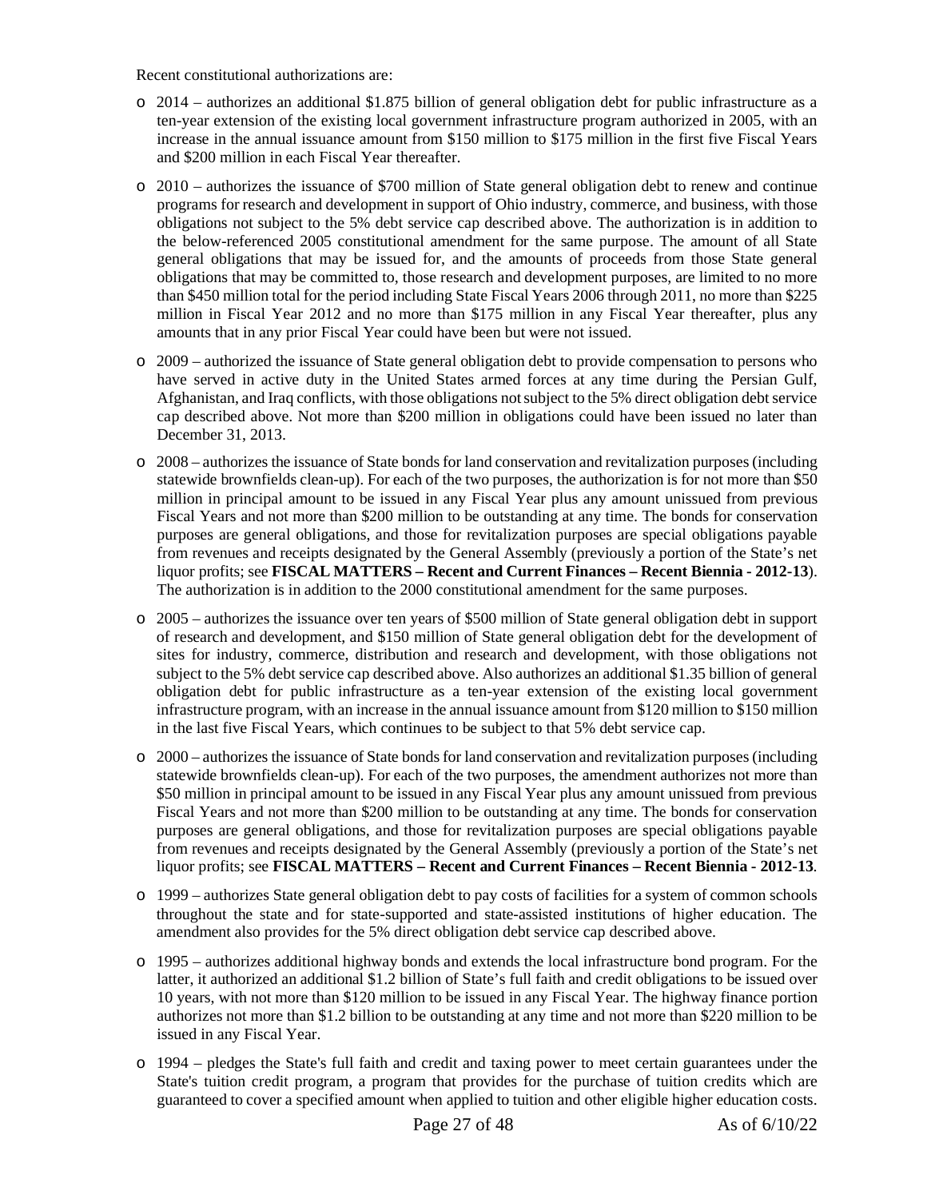Recent constitutional authorizations are:

- 2014 – authorizes an additional $1.875 billion of general obligation debt for public infrastructure as a ten-year extension of the existing local government infrastructure program authorized in 2005, with an increase in the annual issuance amount from $150 million to $175 million in the first five Fiscal Years and $200 million in each Fiscal Year thereafter.
- 2010 – authorizes the issuance of $700 million of State general obligation debt to renew and continue programs for research and development in support of Ohio industry, commerce, and business, with those obligations not subject to the 5% debt service cap described above. The authorization is in addition to the below-referenced 2005 constitutional amendment for the same purpose. The amount of all State general obligations that may be issued for, and the amounts of proceeds from those State general obligations that may be committed to, those research and development purposes, are limited to no more than $450 million total for the period including State Fiscal Years 2006 through 2011, no more than $225 million in Fiscal Year 2012 and no more than $175 million in any Fiscal Year thereafter, plus any amounts that in any prior Fiscal Year could have been but were not issued.
- 2009 – authorized the issuance of State general obligation debt to provide compensation to persons who have served in active duty in the United States armed forces at any time during the Persian Gulf, Afghanistan, and Iraq conflicts, with those obligations not subject to the 5% direct obligation debt service cap described above. Not more than $200 million in obligations could have been issued no later than December 31, 2013.
- 2008 – authorizes the issuance of State bonds for land conservation and revitalization purposes (including statewide brownfields clean-up). For each of the two purposes, the authorization is for not more than $50 million in principal amount to be issued in any Fiscal Year plus any amount unissued from previous Fiscal Years and not more than $200 million to be outstanding at any time. The bonds for conservation purposes are general obligations, and those for revitalization purposes are special obligations payable from revenues and receipts designated by the General Assembly (previously a portion of the State's net liquor profits; see **FISCAL MATTERS – Recent and Current Finances – Recent Biennia - 2012-13**). The authorization is in addition to the 2000 constitutional amendment for the same purposes.
- 2005 – authorizes the issuance over ten years of $500 million of State general obligation debt in support of research and development, and $150 million of State general obligation debt for the development of sites for industry, commerce, distribution and research and development, with those obligations not subject to the 5% debt service cap described above. Also authorizes an additional $1.35 billion of general obligation debt for public infrastructure as a ten-year extension of the existing local government infrastructure program, with an increase in the annual issuance amount from $120 million to $150 million in the last five Fiscal Years, which continues to be subject to that 5% debt service cap.
- 2000 – authorizes the issuance of State bonds for land conservation and revitalization purposes (including statewide brownfields clean-up). For each of the two purposes, the amendment authorizes not more than $50 million in principal amount to be issued in any Fiscal Year plus any amount unissued from previous Fiscal Years and not more than $200 million to be outstanding at any time. The bonds for conservation purposes are general obligations, and those for revitalization purposes are special obligations payable from revenues and receipts designated by the General Assembly (previously a portion of the State's net liquor profits; see **FISCAL MATTERS – Recent and Current Finances – Recent Biennia - 2012-13**.
- 1999 – authorizes State general obligation debt to pay costs of facilities for a system of common schools throughout the state and for state-supported and state-assisted institutions of higher education. The amendment also provides for the 5% direct obligation debt service cap described above.
- 1995 – authorizes additional highway bonds and extends the local infrastructure bond program. For the latter, it authorized an additional $1.2 billion of State's full faith and credit obligations to be issued over 10 years, with not more than $120 million to be issued in any Fiscal Year. The highway finance portion authorizes not more than $1.2 billion to be outstanding at any time and not more than $220 million to be issued in any Fiscal Year.
- 1994 – pledges the State's full faith and credit and taxing power to meet certain guarantees under the State's tuition credit program, a program that provides for the purchase of tuition credits which are guaranteed to cover a specified amount when applied to tuition and other eligible higher education costs.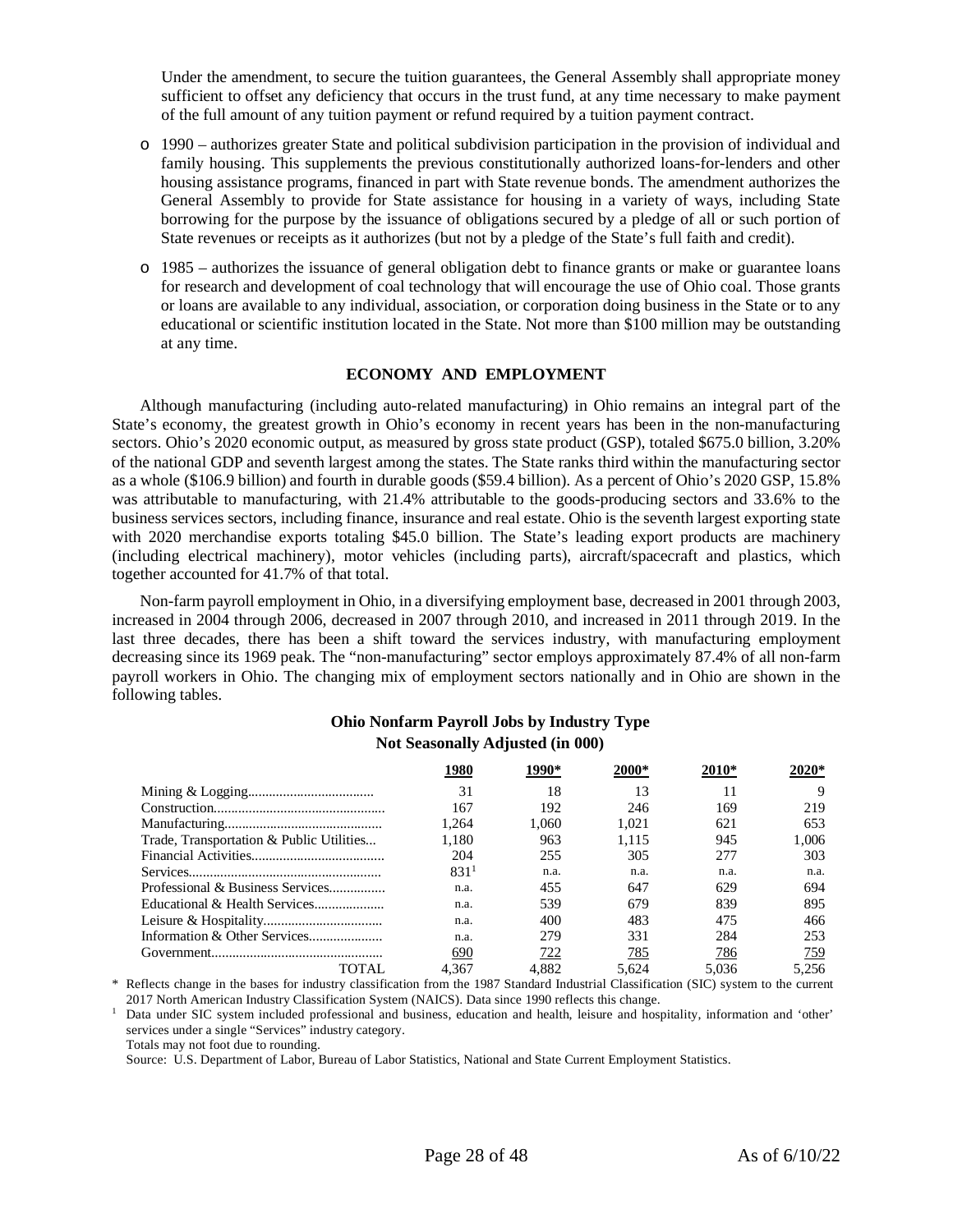Under the amendment, to secure the tuition guarantees, the General Assembly shall appropriate money sufficient to offset any deficiency that occurs in the trust fund, at any time necessary to make payment of the full amount of any tuition payment or refund required by a tuition payment contract.

- 1990 – authorizes greater State and political subdivision participation in the provision of individual and family housing. This supplements the previous constitutionally authorized loans-for-lenders and other housing assistance programs, financed in part with State revenue bonds. The amendment authorizes the General Assembly to provide for State assistance for housing in a variety of ways, including State borrowing for the purpose by the issuance of obligations secured by a pledge of all or such portion of State revenues or receipts as it authorizes (but not by a pledge of the State's full faith and credit).
- 1985 – authorizes the issuance of general obligation debt to finance grants or make or guarantee loans for research and development of coal technology that will encourage the use of Ohio coal. Those grants or loans are available to any individual, association, or corporation doing business in the State or to any educational or scientific institution located in the State. Not more than $100 million may be outstanding at any time.

## ECONOMY AND EMPLOYMENT

Although manufacturing (including auto-related manufacturing) in Ohio remains an integral part of the State's economy, the greatest growth in Ohio's economy in recent years has been in the non-manufacturing sectors. Ohio's 2020 economic output, as measured by gross state product (GSP), totaled $675.0 billion, 3.20% of the national GDP and seventh largest among the states. The State ranks third within the manufacturing sector as a whole ($106.9 billion) and fourth in durable goods ($59.4 billion). As a percent of Ohio's 2020 GSP, 15.8% was attributable to manufacturing, with 21.4% attributable to the goods-producing sectors and 33.6% to the business services sectors, including finance, insurance and real estate. Ohio is the seventh largest exporting state with 2020 merchandise exports totaling $45.0 billion. The State's leading export products are machinery (including electrical machinery), motor vehicles (including parts), aircraft/spacecraft and plastics, which together accounted for 41.7% of that total.

Non-farm payroll employment in Ohio, in a diversifying employment base, decreased in 2001 through 2003, increased in 2004 through 2006, decreased in 2007 through 2010, and increased in 2011 through 2019. In the last three decades, there has been a shift toward the services industry, with manufacturing employment decreasing since its 1969 peak. The "non-manufacturing" sector employs approximately 87.4% of all non-farm payroll workers in Ohio. The changing mix of employment sectors nationally and in Ohio are shown in the following tables.

**Ohio Nonfarm Payroll Jobs by Industry Type**
**Not Seasonally Adjusted (in 000)**

| | 1980 | 1990* | 2000* | 2010* | 2020* |
|---|---|---|---|---|---|
| Mining & Logging | 31 | 18 | 13 | 11 | 9 |
| Construction | 167 | 192 | 246 | 169 | 219 |
| Manufacturing | 1,264 | 1,060 | 1,021 | 621 | 653 |
| Trade, Transportation & Public Utilities | 1,180 | 963 | 1,115 | 945 | 1,006 |
| Financial Activities | 204 | 255 | 305 | 277 | 303 |
| Services | 831[1] | n.a. | n.a. | n.a. | n.a. |
| Professional & Business Services | n.a. | 455 | 647 | 629 | 694 |
| Educational & Health Services | n.a. | 539 | 679 | 839 | 895 |
| Leisure & Hospitality | n.a. | 400 | 483 | 475 | 466 |
| Information & Other Services | n.a. | 279 | 331 | 284 | 253 |
| Government | 690 | 722 | 785 | 786 | 759 |
| TOTAL | 4,367 | 4,882 | 5,624 | 5,036 | 5,256 |

\* Reflects change in the bases for industry classification from the 1987 Standard Industrial Classification (SIC) system to the current 2017 North American Industry Classification System (NAICS). Data since 1990 reflects this change.

[1] Data under SIC system included professional and business, education and health, leisure and hospitality, information and 'other' services under a single "Services" industry category.

Totals may not foot due to rounding.

Source: U.S. Department of Labor, Bureau of Labor Statistics, National and State Current Employment Statistics.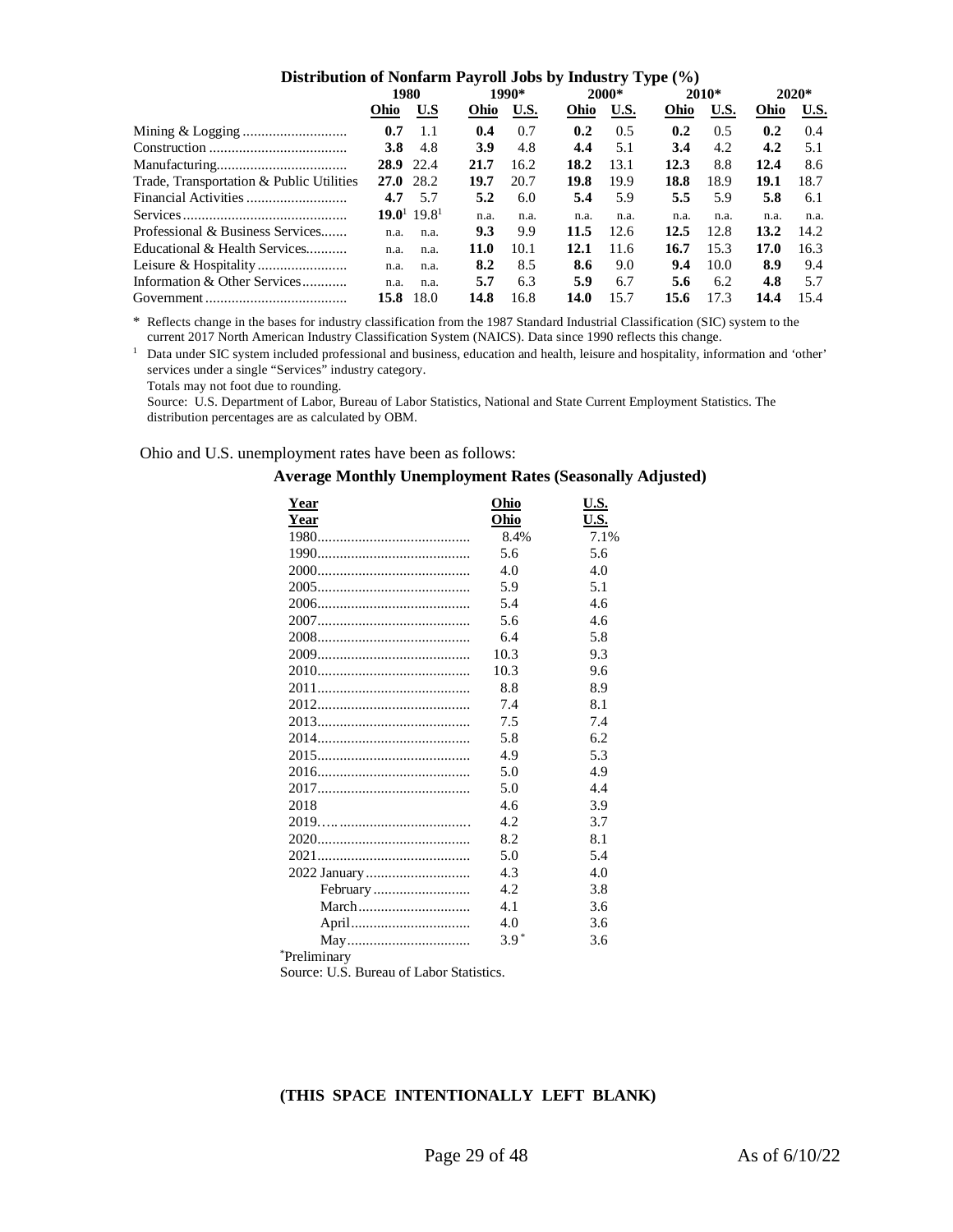### Distribution of Nonfarm Payroll Jobs by Industry Type (%)

| | 1980 | | 1990* | | 2000* | | 2010* | | 2020* | |
|---|---|---|---|---|---|---|---|---|---|---|
| | **Ohio** | **U.S** | **Ohio** | **U.S.** | **Ohio** | **U.S.** | **Ohio** | **U.S.** | **Ohio** | **U.S.** |
| Mining & Logging | **0.7** | 1.1 | **0.4** | 0.7 | **0.2** | 0.5 | **0.2** | 0.5 | **0.2** | 0.4 |
| Construction | **3.8** | 4.8 | **3.9** | 4.8 | **4.4** | 5.1 | **3.4** | 4.2 | **4.2** | 5.1 |
| Manufacturing | **28.9** | 22.4 | **21.7** | 16.2 | **18.2** | 13.1 | **12.3** | 8.8 | **12.4** | 8.6 |
| Trade, Transportation & Public Utilities | **27.0** | 28.2 | **19.7** | 20.7 | **19.8** | 19.9 | **18.8** | 18.9 | **19.1** | 18.7 |
| Financial Activities | **4.7** | 5.7 | **5.2** | 6.0 | **5.4** | 5.9 | **5.5** | 5.9 | **5.8** | 6.1 |
| Services | **19.0**[1] | 19.8[1] | n.a. | n.a. | n.a. | n.a. | n.a. | n.a. | n.a. | n.a. |
| Professional & Business Services | n.a. | n.a. | **9.3** | 9.9 | **11.5** | 12.6 | **12.5** | 12.8 | **13.2** | 14.2 |
| Educational & Health Services | n.a. | n.a. | **11.0** | 10.1 | **12.1** | 11.6 | **16.7** | 15.3 | **17.0** | 16.3 |
| Leisure & Hospitality | n.a. | n.a. | **8.2** | 8.5 | **8.6** | 9.0 | **9.4** | 10.0 | **8.9** | 9.4 |
| Information & Other Services | n.a. | n.a. | **5.7** | 6.3 | **5.9** | 6.7 | **5.6** | 6.2 | **4.8** | 5.7 |
| Government | **15.8** | 18.0 | **14.8** | 16.8 | **14.0** | 15.7 | **15.6** | 17.3 | **14.4** | 15.4 |

\* Reflects change in the bases for industry classification from the 1987 Standard Industrial Classification (SIC) system to the current 2017 North American Industry Classification System (NAICS). Data since 1990 reflects this change.

[1] Data under SIC system included professional and business, education and health, leisure and hospitality, information and 'other' services under a single "Services" industry category.

Totals may not foot due to rounding.

Source: U.S. Department of Labor, Bureau of Labor Statistics, National and State Current Employment Statistics. The distribution percentages are as calculated by OBM.

Ohio and U.S. unemployment rates have been as follows:

### Average Monthly Unemployment Rates (Seasonally Adjusted)

| Year | Ohio | U.S. |
|---|---|---|
| 1980 | 8.4% | 7.1% |
| 1990 | 5.6 | 5.6 |
| 2000 | 4.0 | 4.0 |
| 2005 | 5.9 | 5.1 |
| 2006 | 5.4 | 4.6 |
| 2007 | 5.6 | 4.6 |
| 2008 | 6.4 | 5.8 |
| 2009 | 10.3 | 9.3 |
| 2010 | 10.3 | 9.6 |
| 2011 | 8.8 | 8.9 |
| 2012 | 7.4 | 8.1 |
| 2013 | 7.5 | 7.4 |
| 2014 | 5.8 | 6.2 |
| 2015 | 4.9 | 5.3 |
| 2016 | 5.0 | 4.9 |
| 2017 | 5.0 | 4.4 |
| 2018 | 4.6 | 3.9 |
| 2019 | 4.2 | 3.7 |
| 2020 | 8.2 | 8.1 |
| 2021 | 5.0 | 5.4 |
| 2022 January | 4.3 | 4.0 |
| February | 4.2 | 3.8 |
| March | 4.1 | 3.6 |
| April | 4.0 | 3.6 |
| May | 3.9* | 3.6 |

\*Preliminary

Source: U.S. Bureau of Labor Statistics.

**(THIS SPACE INTENTIONALLY LEFT BLANK)**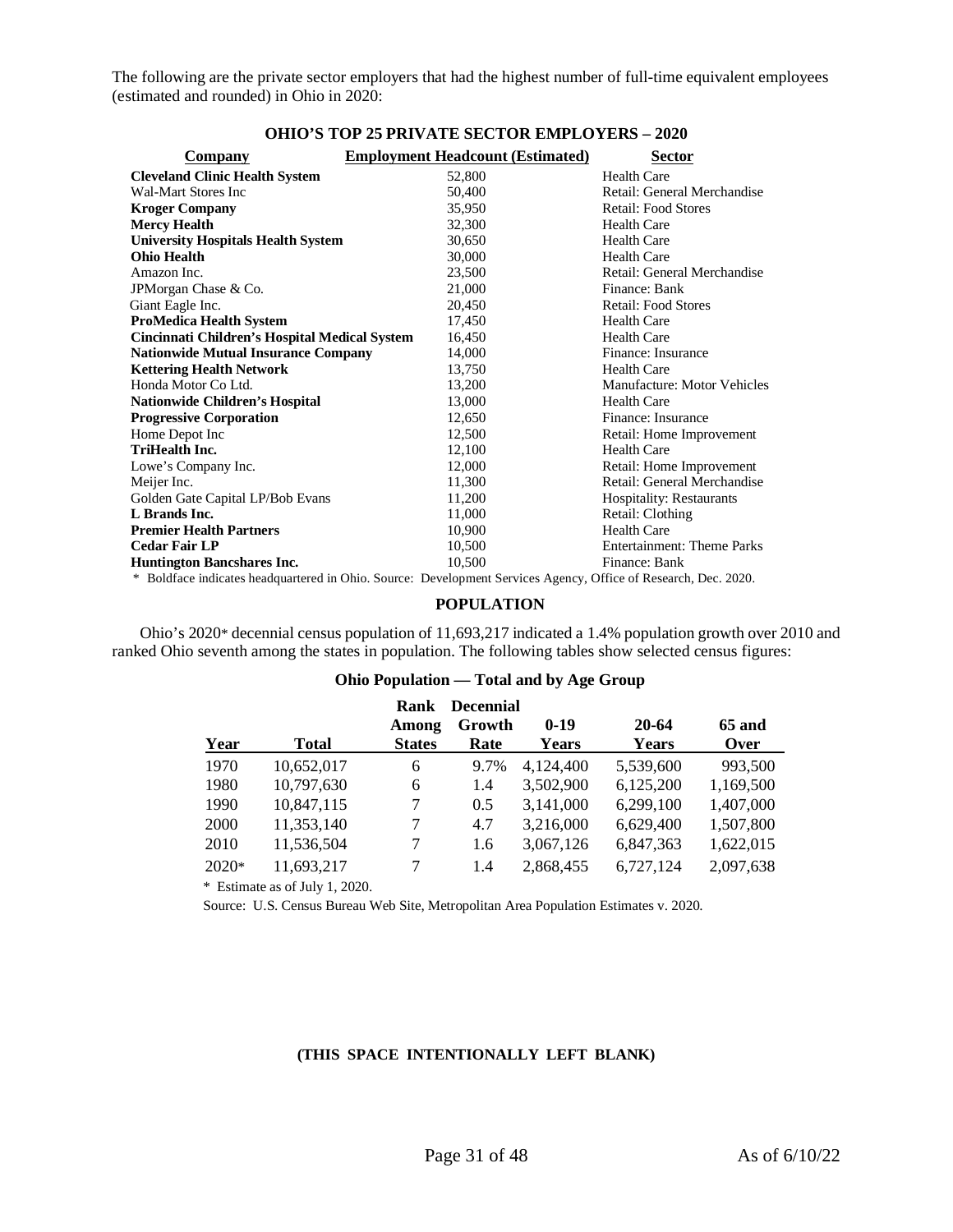The following are the private sector employers that had the highest number of full-time equivalent employees (estimated and rounded) in Ohio in 2020:

**OHIO'S TOP 25 PRIVATE SECTOR EMPLOYERS – 2020**

| Company | Employment Headcount (Estimated) | Sector |
|---|---|---|
| **Cleveland Clinic Health System** | 52,800 | Health Care |
| Wal-Mart Stores Inc | 50,400 | Retail: General Merchandise |
| **Kroger Company** | 35,950 | Retail: Food Stores |
| **Mercy Health** | 32,300 | Health Care |
| **University Hospitals Health System** | 30,650 | Health Care |
| **Ohio Health** | 30,000 | Health Care |
| Amazon Inc. | 23,500 | Retail: General Merchandise |
| JPMorgan Chase & Co. | 21,000 | Finance: Bank |
| Giant Eagle Inc. | 20,450 | Retail: Food Stores |
| **ProMedica Health System** | 17,450 | Health Care |
| **Cincinnati Children's Hospital Medical System** | 16,450 | Health Care |
| **Nationwide Mutual Insurance Company** | 14,000 | Finance: Insurance |
| **Kettering Health Network** | 13,750 | Health Care |
| Honda Motor Co Ltd. | 13,200 | Manufacture: Motor Vehicles |
| **Nationwide Children's Hospital** | 13,000 | Health Care |
| **Progressive Corporation** | 12,650 | Finance: Insurance |
| Home Depot Inc | 12,500 | Retail: Home Improvement |
| **TriHealth Inc.** | 12,100 | Health Care |
| Lowe's Company Inc. | 12,000 | Retail: Home Improvement |
| Meijer Inc. | 11,300 | Retail: General Merchandise |
| Golden Gate Capital LP/Bob Evans | 11,200 | Hospitality: Restaurants |
| **L Brands Inc.** | 11,000 | Retail: Clothing |
| **Premier Health Partners** | 10,900 | Health Care |
| **Cedar Fair LP** | 10,500 | Entertainment: Theme Parks |
| **Huntington Bancshares Inc.** | 10,500 | Finance: Bank |

\* Boldface indicates headquartered in Ohio. Source: Development Services Agency, Office of Research, Dec. 2020.

## POPULATION

Ohio's 2020* decennial census population of 11,693,217 indicated a 1.4% population growth over 2010 and ranked Ohio seventh among the states in population. The following tables show selected census figures:

**Ohio Population — Total and by Age Group**

| Year | Total | Rank Among States | Decennial Growth Rate | 0-19 Years | 20-64 Years | 65 and Over |
|---|---|---|---|---|---|---|
| 1970 | 10,652,017 | 6 | 9.7% | 4,124,400 | 5,539,600 | 993,500 |
| 1980 | 10,797,630 | 6 | 1.4 | 3,502,900 | 6,125,200 | 1,169,500 |
| 1990 | 10,847,115 | 7 | 0.5 | 3,141,000 | 6,299,100 | 1,407,000 |
| 2000 | 11,353,140 | 7 | 4.7 | 3,216,000 | 6,629,400 | 1,507,800 |
| 2010 | 11,536,504 | 7 | 1.6 | 3,067,126 | 6,847,363 | 1,622,015 |
| 2020* | 11,693,217 | 7 | 1.4 | 2,868,455 | 6,727,124 | 2,097,638 |

\* Estimate as of July 1, 2020.

Source: U.S. Census Bureau Web Site, Metropolitan Area Population Estimates v. 2020.

**(THIS SPACE INTENTIONALLY LEFT BLANK)**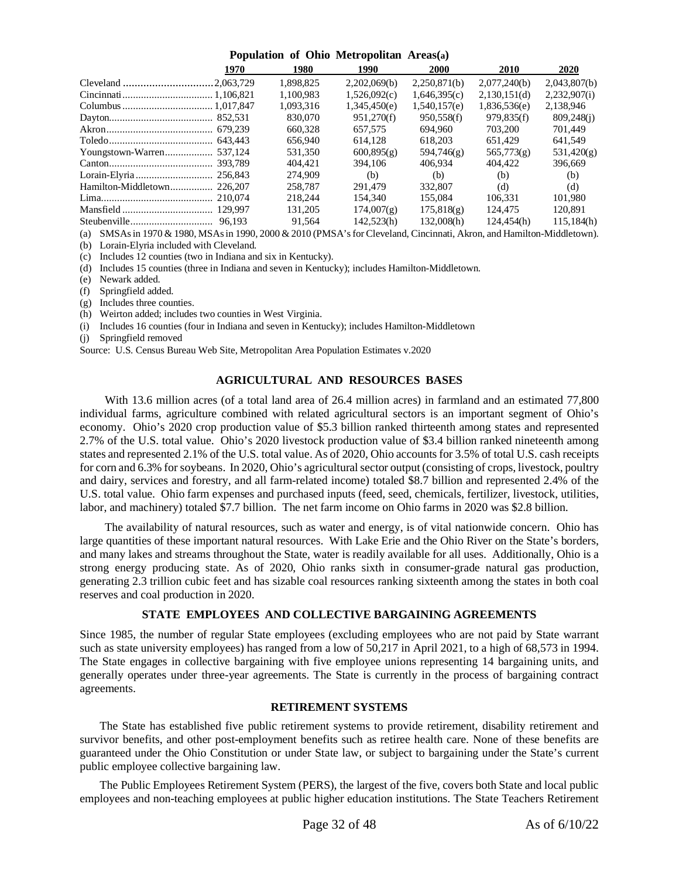**Population of Ohio Metropolitan Areas(a)**

| | 1970 | 1980 | 1990 | 2000 | 2010 | 2020 |
|---|---|---|---|---|---|---|
| Cleveland | 2,063,729 | 1,898,825 | 2,202,069(b) | 2,250,871(b) | 2,077,240(b) | 2,043,807(b) |
| Cincinnati | 1,106,821 | 1,100,983 | 1,526,092(c) | 1,646,395(c) | 2,130,151(d) | 2,232,907(i) |
| Columbus | 1,017,847 | 1,093,316 | 1,345,450(e) | 1,540,157(e) | 1,836,536(e) | 2,138,946 |
| Dayton | 852,531 | 830,070 | 951,270(f) | 950,558(f) | 979,835(f) | 809,248(j) |
| Akron | 679,239 | 660,328 | 657,575 | 694,960 | 703,200 | 701,449 |
| Toledo | 643,443 | 656,940 | 614,128 | 618,203 | 651,429 | 641,549 |
| Youngstown-Warren | 537,124 | 531,350 | 600,895(g) | 594,746(g) | 565,773(g) | 531,420(g) |
| Canton | 393,789 | 404,421 | 394,106 | 406,934 | 404,422 | 396,669 |
| Lorain-Elyria | 256,843 | 274,909 | (b) | (b) | (b) | (b) |
| Hamilton-Middletown | 226,207 | 258,787 | 291,479 | 332,807 | (d) | (d) |
| Lima | 210,074 | 218,244 | 154,340 | 155,084 | 106,331 | 101,980 |
| Mansfield | 129,997 | 131,205 | 174,007(g) | 175,818(g) | 124,475 | 120,891 |
| Steubenville | 96,193 | 91,564 | 142,523(h) | 132,008(h) | 124,454(h) | 115,184(h) |

(a) SMSAs in 1970 & 1980, MSAs in 1990, 2000 & 2010 (PMSA's for Cleveland, Cincinnati, Akron, and Hamilton-Middletown).
(b) Lorain-Elyria included with Cleveland.
(c) Includes 12 counties (two in Indiana and six in Kentucky).
(d) Includes 15 counties (three in Indiana and seven in Kentucky); includes Hamilton-Middletown.
(e) Newark added.
(f) Springfield added.
(g) Includes three counties.
(h) Weirton added; includes two counties in West Virginia.
(i) Includes 16 counties (four in Indiana and seven in Kentucky); includes Hamilton-Middletown
(j) Springfield removed

Source: U.S. Census Bureau Web Site, Metropolitan Area Population Estimates v.2020

## AGRICULTURAL AND RESOURCES BASES

With 13.6 million acres (of a total land area of 26.4 million acres) in farmland and an estimated 77,800 individual farms, agriculture combined with related agricultural sectors is an important segment of Ohio's economy. Ohio's 2020 crop production value of $5.3 billion ranked thirteenth among states and represented 2.7% of the U.S. total value. Ohio's 2020 livestock production value of $3.4 billion ranked nineteenth among states and represented 2.1% of the U.S. total value. As of 2020, Ohio accounts for 3.5% of total U.S. cash receipts for corn and 6.3% for soybeans. In 2020, Ohio's agricultural sector output (consisting of crops, livestock, poultry and dairy, services and forestry, and all farm-related income) totaled $8.7 billion and represented 2.4% of the U.S. total value. Ohio farm expenses and purchased inputs (feed, seed, chemicals, fertilizer, livestock, utilities, labor, and machinery) totaled $7.7 billion. The net farm income on Ohio farms in 2020 was $2.8 billion.

The availability of natural resources, such as water and energy, is of vital nationwide concern. Ohio has large quantities of these important natural resources. With Lake Erie and the Ohio River on the State's borders, and many lakes and streams throughout the State, water is readily available for all uses. Additionally, Ohio is a strong energy producing state. As of 2020, Ohio ranks sixth in consumer-grade natural gas production, generating 2.3 trillion cubic feet and has sizable coal resources ranking sixteenth among the states in both coal reserves and coal production in 2020.

## STATE EMPLOYEES AND COLLECTIVE BARGAINING AGREEMENTS

Since 1985, the number of regular State employees (excluding employees who are not paid by State warrant such as state university employees) has ranged from a low of 50,217 in April 2021, to a high of 68,573 in 1994. The State engages in collective bargaining with five employee unions representing 14 bargaining units, and generally operates under three-year agreements. The State is currently in the process of bargaining contract agreements.

## RETIREMENT SYSTEMS

The State has established five public retirement systems to provide retirement, disability retirement and survivor benefits, and other post-employment benefits such as retiree health care. None of these benefits are guaranteed under the Ohio Constitution or under State law, or subject to bargaining under the State's current public employee collective bargaining law.

The Public Employees Retirement System (PERS), the largest of the five, covers both State and local public employees and non-teaching employees at public higher education institutions. The State Teachers Retirement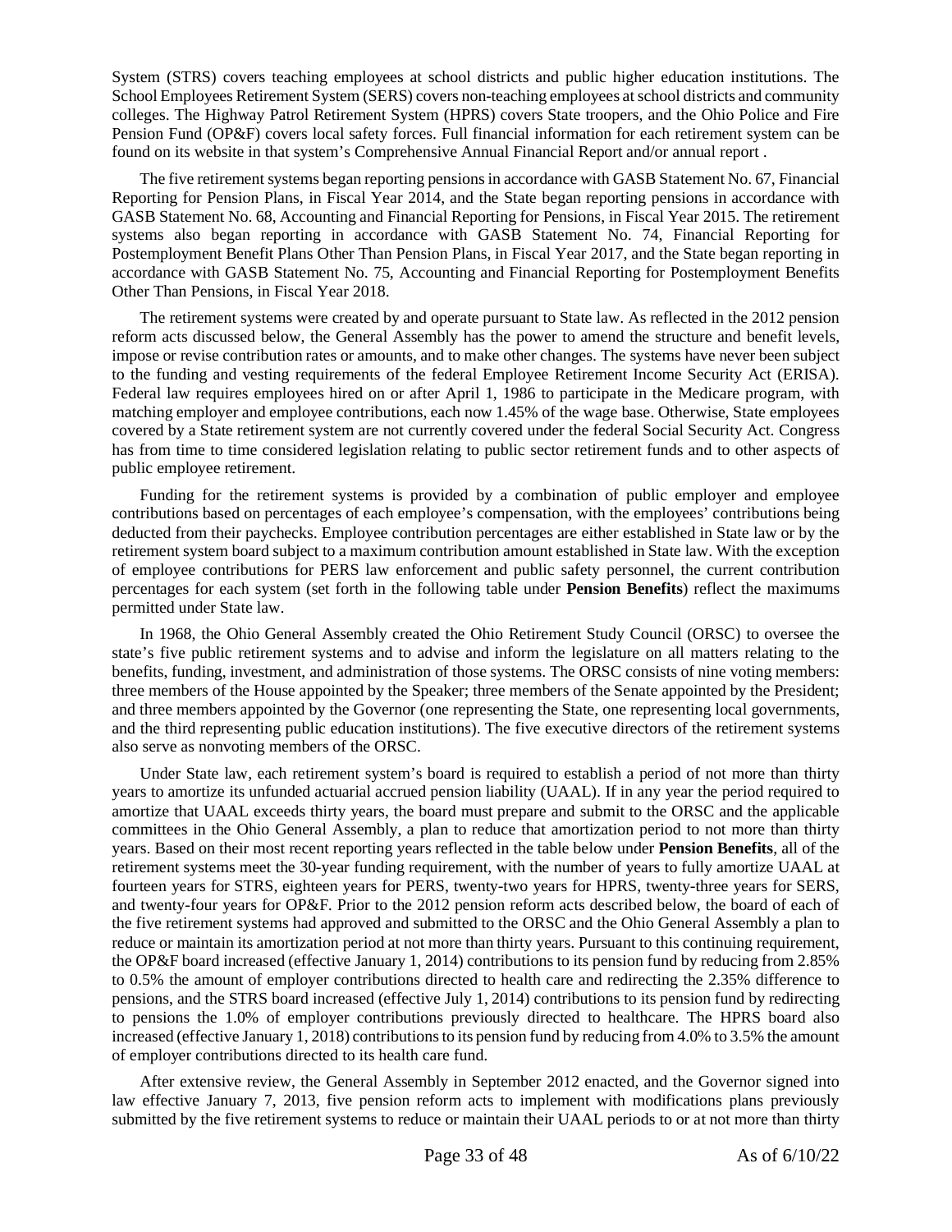System (STRS) covers teaching employees at school districts and public higher education institutions. The School Employees Retirement System (SERS) covers non-teaching employees at school districts and community colleges. The Highway Patrol Retirement System (HPRS) covers State troopers, and the Ohio Police and Fire Pension Fund (OP&F) covers local safety forces. Full financial information for each retirement system can be found on its website in that system's Comprehensive Annual Financial Report and/or annual report .

The five retirement systems began reporting pensions in accordance with GASB Statement No. 67, Financial Reporting for Pension Plans, in Fiscal Year 2014, and the State began reporting pensions in accordance with GASB Statement No. 68, Accounting and Financial Reporting for Pensions, in Fiscal Year 2015. The retirement systems also began reporting in accordance with GASB Statement No. 74, Financial Reporting for Postemployment Benefit Plans Other Than Pension Plans, in Fiscal Year 2017, and the State began reporting in accordance with GASB Statement No. 75, Accounting and Financial Reporting for Postemployment Benefits Other Than Pensions, in Fiscal Year 2018.

The retirement systems were created by and operate pursuant to State law. As reflected in the 2012 pension reform acts discussed below, the General Assembly has the power to amend the structure and benefit levels, impose or revise contribution rates or amounts, and to make other changes. The systems have never been subject to the funding and vesting requirements of the federal Employee Retirement Income Security Act (ERISA). Federal law requires employees hired on or after April 1, 1986 to participate in the Medicare program, with matching employer and employee contributions, each now 1.45% of the wage base. Otherwise, State employees covered by a State retirement system are not currently covered under the federal Social Security Act. Congress has from time to time considered legislation relating to public sector retirement funds and to other aspects of public employee retirement.

Funding for the retirement systems is provided by a combination of public employer and employee contributions based on percentages of each employee's compensation, with the employees' contributions being deducted from their paychecks. Employee contribution percentages are either established in State law or by the retirement system board subject to a maximum contribution amount established in State law. With the exception of employee contributions for PERS law enforcement and public safety personnel, the current contribution percentages for each system (set forth in the following table under **Pension Benefits**) reflect the maximums permitted under State law.

In 1968, the Ohio General Assembly created the Ohio Retirement Study Council (ORSC) to oversee the state's five public retirement systems and to advise and inform the legislature on all matters relating to the benefits, funding, investment, and administration of those systems. The ORSC consists of nine voting members: three members of the House appointed by the Speaker; three members of the Senate appointed by the President; and three members appointed by the Governor (one representing the State, one representing local governments, and the third representing public education institutions). The five executive directors of the retirement systems also serve as nonvoting members of the ORSC.

Under State law, each retirement system's board is required to establish a period of not more than thirty years to amortize its unfunded actuarial accrued pension liability (UAAL). If in any year the period required to amortize that UAAL exceeds thirty years, the board must prepare and submit to the ORSC and the applicable committees in the Ohio General Assembly, a plan to reduce that amortization period to not more than thirty years. Based on their most recent reporting years reflected in the table below under **Pension Benefits**, all of the retirement systems meet the 30-year funding requirement, with the number of years to fully amortize UAAL at fourteen years for STRS, eighteen years for PERS, twenty-two years for HPRS, twenty-three years for SERS, and twenty-four years for OP&F. Prior to the 2012 pension reform acts described below, the board of each of the five retirement systems had approved and submitted to the ORSC and the Ohio General Assembly a plan to reduce or maintain its amortization period at not more than thirty years. Pursuant to this continuing requirement, the OP&F board increased (effective January 1, 2014) contributions to its pension fund by reducing from 2.85% to 0.5% the amount of employer contributions directed to health care and redirecting the 2.35% difference to pensions, and the STRS board increased (effective July 1, 2014) contributions to its pension fund by redirecting to pensions the 1.0% of employer contributions previously directed to healthcare. The HPRS board also increased (effective January 1, 2018) contributions to its pension fund by reducing from 4.0% to 3.5% the amount of employer contributions directed to its health care fund.

After extensive review, the General Assembly in September 2012 enacted, and the Governor signed into law effective January 7, 2013, five pension reform acts to implement with modifications plans previously submitted by the five retirement systems to reduce or maintain their UAAL periods to or at not more than thirty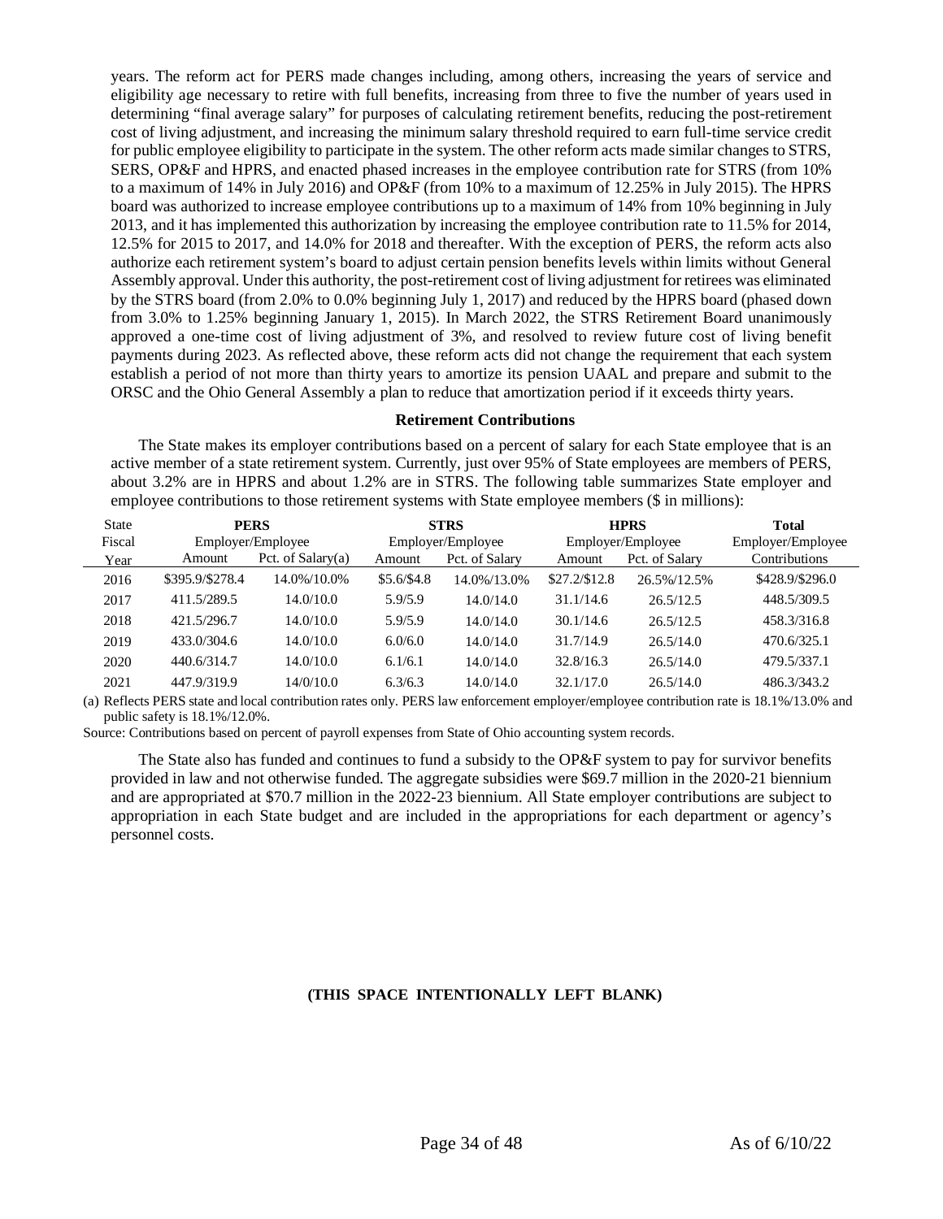years. The reform act for PERS made changes including, among others, increasing the years of service and eligibility age necessary to retire with full benefits, increasing from three to five the number of years used in determining "final average salary" for purposes of calculating retirement benefits, reducing the post-retirement cost of living adjustment, and increasing the minimum salary threshold required to earn full-time service credit for public employee eligibility to participate in the system. The other reform acts made similar changes to STRS, SERS, OP&F and HPRS, and enacted phased increases in the employee contribution rate for STRS (from 10% to a maximum of 14% in July 2016) and OP&F (from 10% to a maximum of 12.25% in July 2015). The HPRS board was authorized to increase employee contributions up to a maximum of 14% from 10% beginning in July 2013, and it has implemented this authorization by increasing the employee contribution rate to 11.5% for 2014, 12.5% for 2015 to 2017, and 14.0% for 2018 and thereafter. With the exception of PERS, the reform acts also authorize each retirement system's board to adjust certain pension benefits levels within limits without General Assembly approval. Under this authority, the post-retirement cost of living adjustment for retirees was eliminated by the STRS board (from 2.0% to 0.0% beginning July 1, 2017) and reduced by the HPRS board (phased down from 3.0% to 1.25% beginning January 1, 2015). In March 2022, the STRS Retirement Board unanimously approved a one-time cost of living adjustment of 3%, and resolved to review future cost of living benefit payments during 2023. As reflected above, these reform acts did not change the requirement that each system establish a period of not more than thirty years to amortize its pension UAAL and prepare and submit to the ORSC and the Ohio General Assembly a plan to reduce that amortization period if it exceeds thirty years.

### Retirement Contributions

The State makes its employer contributions based on a percent of salary for each State employee that is an active member of a state retirement system. Currently, just over 95% of State employees are members of PERS, about 3.2% are in HPRS and about 1.2% are in STRS. The following table summarizes State employer and employee contributions to those retirement systems with State employee members ($ in millions):

| State | PERS | | STRS | | HPRS | | Total |
|---|---|---|---|---|---|---|---|
| Fiscal | Employer/Employee | | Employer/Employee | | Employer/Employee | | Employer/Employee |
| Year | Amount | Pct. of Salary(a) | Amount | Pct. of Salary | Amount | Pct. of Salary | Contributions |
| 2016 | $395.9/$278.4 | 14.0%/10.0% | $5.6/$4.8 | 14.0%/13.0% | $27.2/$12.8 | 26.5%/12.5% | $428.9/$296.0 |
| 2017 | 411.5/289.5 | 14.0/10.0 | 5.9/5.9 | 14.0/14.0 | 31.1/14.6 | 26.5/12.5 | 448.5/309.5 |
| 2018 | 421.5/296.7 | 14.0/10.0 | 5.9/5.9 | 14.0/14.0 | 30.1/14.6 | 26.5/12.5 | 458.3/316.8 |
| 2019 | 433.0/304.6 | 14.0/10.0 | 6.0/6.0 | 14.0/14.0 | 31.7/14.9 | 26.5/14.0 | 470.6/325.1 |
| 2020 | 440.6/314.7 | 14.0/10.0 | 6.1/6.1 | 14.0/14.0 | 32.8/16.3 | 26.5/14.0 | 479.5/337.1 |
| 2021 | 447.9/319.9 | 14/0/10.0 | 6.3/6.3 | 14.0/14.0 | 32.1/17.0 | 26.5/14.0 | 486.3/343.2 |

(a) Reflects PERS state and local contribution rates only. PERS law enforcement employer/employee contribution rate is 18.1%/13.0% and public safety is 18.1%/12.0%.

Source: Contributions based on percent of payroll expenses from State of Ohio accounting system records.

The State also has funded and continues to fund a subsidy to the OP&F system to pay for survivor benefits provided in law and not otherwise funded. The aggregate subsidies were $69.7 million in the 2020-21 biennium and are appropriated at $70.7 million in the 2022-23 biennium. All State employer contributions are subject to appropriation in each State budget and are included in the appropriations for each department or agency's personnel costs.

**(THIS SPACE INTENTIONALLY LEFT BLANK)**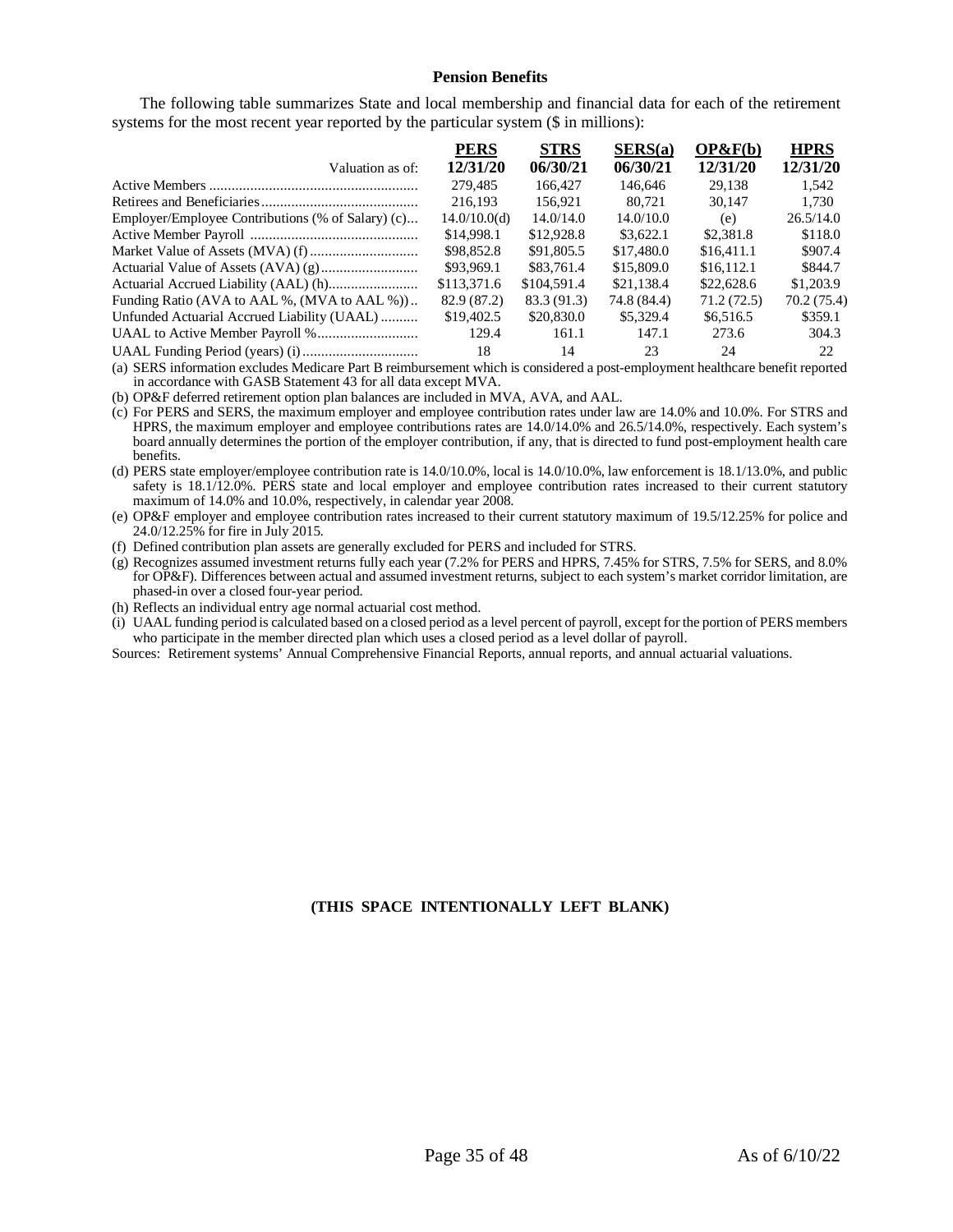### Pension Benefits

The following table summarizes State and local membership and financial data for each of the retirement systems for the most recent year reported by the particular system ($ in millions):

| Valuation as of: | PERS 12/31/20 | STRS 06/30/21 | SERS(a) 06/30/21 | OP&F(b) 12/31/20 | HPRS 12/31/20 |
|---|---|---|---|---|---|
| Active Members | 279,485 | 166,427 | 146,646 | 29,138 | 1,542 |
| Retirees and Beneficiaries | 216,193 | 156,921 | 80,721 | 30,147 | 1,730 |
| Employer/Employee Contributions (% of Salary) (c) | 14.0/10.0(d) | 14.0/14.0 | 14.0/10.0 | (e) | 26.5/14.0 |
| Active Member Payroll | $14,998.1 | $12,928.8 | $3,622.1 | $2,381.8 | $118.0 |
| Market Value of Assets (MVA) (f) | $98,852.8 | $91,805.5 | $17,480.0 | $16,411.1 | $907.4 |
| Actuarial Value of Assets (AVA) (g) | $93,969.1 | $83,761.4 | $15,809.0 | $16,112.1 | $844.7 |
| Actuarial Accrued Liability (AAL) (h) | $113,371.6 | $104,591.4 | $21,138.4 | $22,628.6 | $1,203.9 |
| Funding Ratio (AVA to AAL %, (MVA to AAL %)) | 82.9 (87.2) | 83.3 (91.3) | 74.8 (84.4) | 71.2 (72.5) | 70.2 (75.4) |
| Unfunded Actuarial Accrued Liability (UAAL) | $19,402.5 | $20,830.0 | $5,329.4 | $6,516.5 | $359.1 |
| UAAL to Active Member Payroll % | 129.4 | 161.1 | 147.1 | 273.6 | 304.3 |
| UAAL Funding Period (years) (i) | 18 | 14 | 23 | 24 | 22 |

(a) SERS information excludes Medicare Part B reimbursement which is considered a post-employment healthcare benefit reported in accordance with GASB Statement 43 for all data except MVA.

(b) OP&F deferred retirement option plan balances are included in MVA, AVA, and AAL.

(c) For PERS and SERS, the maximum employer and employee contribution rates under law are 14.0% and 10.0%. For STRS and HPRS, the maximum employer and employee contributions rates are 14.0/14.0% and 26.5/14.0%, respectively. Each system's board annually determines the portion of the employer contribution, if any, that is directed to fund post-employment health care benefits.

(d) PERS state employer/employee contribution rate is 14.0/10.0%, local is 14.0/10.0%, law enforcement is 18.1/13.0%, and public safety is 18.1/12.0%. PERS state and local employer and employee contribution rates increased to their current statutory maximum of 14.0% and 10.0%, respectively, in calendar year 2008.

(e) OP&F employer and employee contribution rates increased to their current statutory maximum of 19.5/12.25% for police and 24.0/12.25% for fire in July 2015.

(f) Defined contribution plan assets are generally excluded for PERS and included for STRS.

(g) Recognizes assumed investment returns fully each year (7.2% for PERS and HPRS, 7.45% for STRS, 7.5% for SERS, and 8.0% for OP&F). Differences between actual and assumed investment returns, subject to each system's market corridor limitation, are phased-in over a closed four-year period.

(h) Reflects an individual entry age normal actuarial cost method.

(i) UAAL funding period is calculated based on a closed period as a level percent of payroll, except for the portion of PERS members who participate in the member directed plan which uses a closed period as a level dollar of payroll.

Sources: Retirement systems' Annual Comprehensive Financial Reports, annual reports, and annual actuarial valuations.

**(THIS SPACE INTENTIONALLY LEFT BLANK)**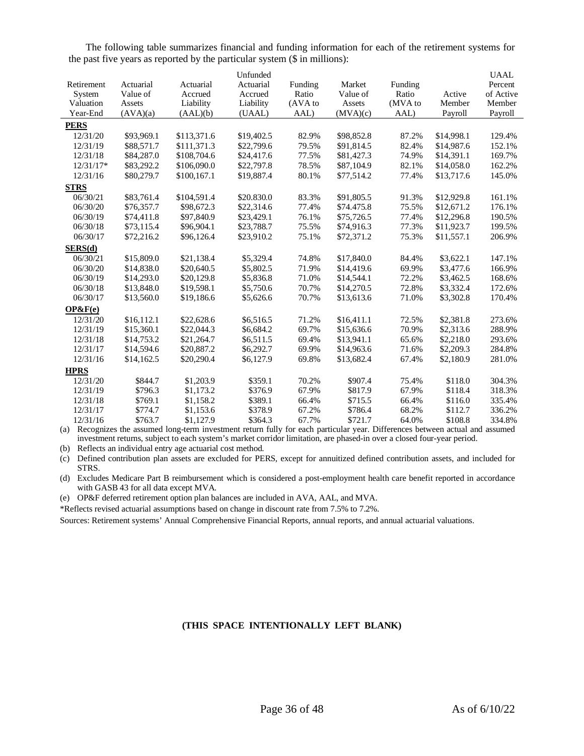The following table summarizes financial and funding information for each of the retirement systems for the past five years as reported by the particular system ($ in millions):

| Retirement System Valuation Year-End | Actuarial Value of Assets (AVA)(a) | Actuarial Accrued Liability (AAL)(b) | Unfunded Actuarial Accrued Liability (UAAL) | Funding Ratio (AVA to AAL) | Market Value of Assets (MVA)(c) | Funding Ratio (MVA to AAL) | Active Member Payroll | UAAL Percent of Active Member Payroll |
|---|---|---|---|---|---|---|---|---|
| **PERS** | | | | | | | | |
| 12/31/20 | $93,969.1 | $113,371.6 | $19,402.5 | 82.9% | $98,852.8 | 87.2% | $14,998.1 | 129.4% |
| 12/31/19 | $88,571.7 | $111,371.3 | $22,799.6 | 79.5% | $91,814.5 | 82.4% | $14,987.6 | 152.1% |
| 12/31/18 | $84,287.0 | $108,704.6 | $24,417.6 | 77.5% | $81,427.3 | 74.9% | $14,391.1 | 169.7% |
| 12/31/17* | $83,292.2 | $106,090.0 | $22,797.8 | 78.5% | $87,104.9 | 82.1% | $14,058.0 | 162.2% |
| 12/31/16 | $80,279.7 | $100,167.1 | $19,887.4 | 80.1% | $77,514.2 | 77.4% | $13,717.6 | 145.0% |
| **STRS** | | | | | | | | |
| 06/30/21 | $83,761.4 | $104,591.4 | $20.830.0 | 83.3% | $91,805.5 | 91.3% | $12,929.8 | 161.1% |
| 06/30/20 | $76,357.7 | $98,672.3 | $22,314.6 | 77.4% | $74.475.8 | 75.5% | $12,671.2 | 176.1% |
| 06/30/19 | $74,411.8 | $97,840.9 | $23,429.1 | 76.1% | $75,726.5 | 77.4% | $12,296.8 | 190.5% |
| 06/30/18 | $73,115.4 | $96,904.1 | $23,788.7 | 75.5% | $74,916.3 | 77.3% | $11,923.7 | 199.5% |
| 06/30/17 | $72,216.2 | $96,126.4 | $23,910.2 | 75.1% | $72,371.2 | 75.3% | $11,557.1 | 206.9% |
| **SERS(d)** | | | | | | | | |
| 06/30/21 | $15,809.0 | $21,138.4 | $5,329.4 | 74.8% | $17,840.0 | 84.4% | $3,622.1 | 147.1% |
| 06/30/20 | $14,838.0 | $20,640.5 | $5,802.5 | 71.9% | $14,419.6 | 69.9% | $3,477.6 | 166.9% |
| 06/30/19 | $14,293.0 | $20,129.8 | $5,836.8 | 71.0% | $14,544.1 | 72.2% | $3,462.5 | 168.6% |
| 06/30/18 | $13,848.0 | $19,598.1 | $5,750.6 | 70.7% | $14,270.5 | 72.8% | $3,332.4 | 172.6% |
| 06/30/17 | $13,560.0 | $19,186.6 | $5,626.6 | 70.7% | $13,613.6 | 71.0% | $3,302.8 | 170.4% |
| **OP&F(e)** | | | | | | | | |
| 12/31/20 | $16,112.1 | $22,628.6 | $6,516.5 | 71.2% | $16,411.1 | 72.5% | $2,381.8 | 273.6% |
| 12/31/19 | $15,360.1 | $22,044.3 | $6,684.2 | 69.7% | $15,636.6 | 70.9% | $2,313.6 | 288.9% |
| 12/31/18 | $14,753.2 | $21,264.7 | $6,511.5 | 69.4% | $13,941.1 | 65.6% | $2,218.0 | 293.6% |
| 12/31/17 | $14,594.6 | $20,887.2 | $6,292.7 | 69.9% | $14,963.6 | 71.6% | $2,209.3 | 284.8% |
| 12/31/16 | $14,162.5 | $20,290.4 | $6,127.9 | 69.8% | $13,682.4 | 67.4% | $2,180.9 | 281.0% |
| **HPRS** | | | | | | | | |
| 12/31/20 | $844.7 | $1,203.9 | $359.1 | 70.2% | $907.4 | 75.4% | $118.0 | 304.3% |
| 12/31/19 | $796.3 | $1,173.2 | $376.9 | 67.9% | $817.9 | 67.9% | $118.4 | 318.3% |
| 12/31/18 | $769.1 | $1,158.2 | $389.1 | 66.4% | $715.5 | 66.4% | $116.0 | 335.4% |
| 12/31/17 | $774.7 | $1,153.6 | $378.9 | 67.2% | $786.4 | 68.2% | $112.7 | 336.2% |
| 12/31/16 | $763.7 | $1,127.9 | $364.3 | 67.7% | $721.7 | 64.0% | $108.8 | 334.8% |

(a) Recognizes the assumed long-term investment return fully for each particular year. Differences between actual and assumed investment returns, subject to each system's market corridor limitation, are phased-in over a closed four-year period.

(b) Reflects an individual entry age actuarial cost method.

(c) Defined contribution plan assets are excluded for PERS, except for annuitized defined contribution assets, and included for STRS.

(d) Excludes Medicare Part B reimbursement which is considered a post-employment health care benefit reported in accordance with GASB 43 for all data except MVA.

(e) OP&F deferred retirement option plan balances are included in AVA, AAL, and MVA.

*Reflects revised actuarial assumptions based on change in discount rate from 7.5% to 7.2%.

Sources: Retirement systems' Annual Comprehensive Financial Reports, annual reports, and annual actuarial valuations.

**(THIS SPACE INTENTIONALLY LEFT BLANK)**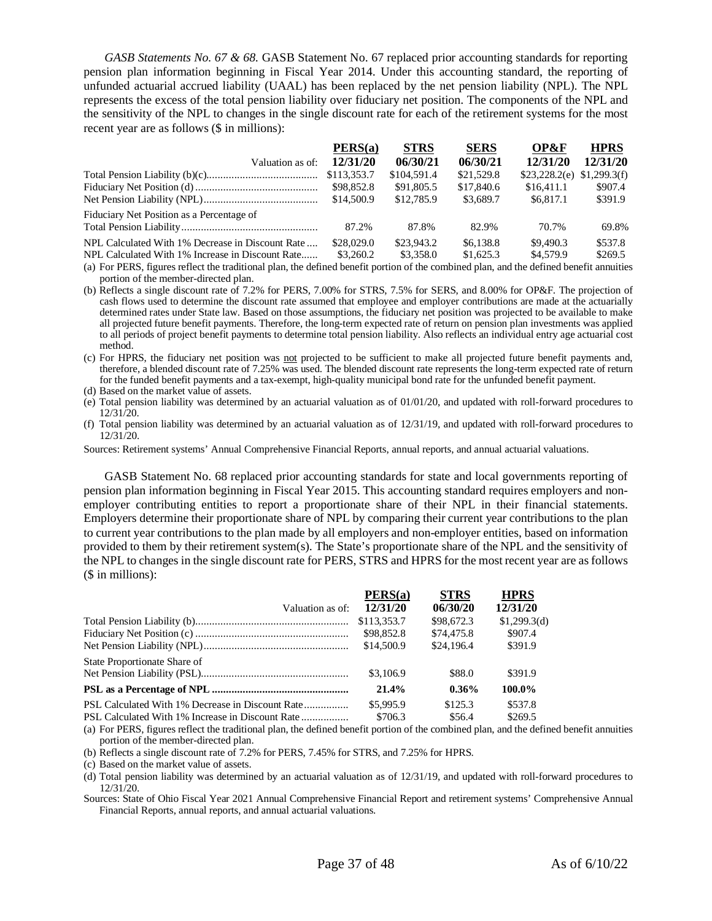*GASB Statements No. 67 & 68.* GASB Statement No. 67 replaced prior accounting standards for reporting pension plan information beginning in Fiscal Year 2014. Under this accounting standard, the reporting of unfunded actuarial accrued liability (UAAL) has been replaced by the net pension liability (NPL). The NPL represents the excess of the total pension liability over fiduciary net position. The components of the NPL and the sensitivity of the NPL to changes in the single discount rate for each of the retirement systems for the most recent year are as follows ($ in millions):

| | PERS(a) | STRS | SERS | OP&F | HPRS |
|---|---|---|---|---|---|
| Valuation as of: | 12/31/20 | 06/30/21 | 06/30/21 | 12/31/20 | 12/31/20 |
| Total Pension Liability (b)(c) | $113,353.7 | $104,591.4 | $21,529.8 | $23,228.2(e) | $1,299.3(f) |
| Fiduciary Net Position (d) | $98,852.8 | $91,805.5 | $17,840.6 | $16,411.1 | $907.4 |
| Net Pension Liability (NPL) | $14,500.9 | $12,785.9 | $3,689.7 | $6,817.1 | $391.9 |
| Fiduciary Net Position as a Percentage of Total Pension Liability | 87.2% | 87.8% | 82.9% | 70.7% | 69.8% |
| NPL Calculated With 1% Decrease in Discount Rate | $28,029.0 | $23,943.2 | $6,138.8 | $9,490.3 | $537.8 |
| NPL Calculated With 1% Increase in Discount Rate | $3,260.2 | $3,358.0 | $1,625.3 | $4,579.9 | $269.5 |

(a) For PERS, figures reflect the traditional plan, the defined benefit portion of the combined plan, and the defined benefit annuities portion of the member-directed plan.

(b) Reflects a single discount rate of 7.2% for PERS, 7.00% for STRS, 7.5% for SERS, and 8.00% for OP&F. The projection of cash flows used to determine the discount rate assumed that employee and employer contributions are made at the actuarially determined rates under State law. Based on those assumptions, the fiduciary net position was projected to be available to make all projected future benefit payments. Therefore, the long-term expected rate of return on pension plan investments was applied to all periods of project benefit payments to determine total pension liability. Also reflects an individual entry age actuarial cost method.

(c) For HPRS, the fiduciary net position was not projected to be sufficient to make all projected future benefit payments and, therefore, a blended discount rate of 7.25% was used. The blended discount rate represents the long-term expected rate of return for the funded benefit payments and a tax-exempt, high-quality municipal bond rate for the unfunded benefit payment.

(d) Based on the market value of assets.

(e) Total pension liability was determined by an actuarial valuation as of 01/01/20, and updated with roll-forward procedures to 12/31/20.

(f) Total pension liability was determined by an actuarial valuation as of 12/31/19, and updated with roll-forward procedures to 12/31/20.

Sources: Retirement systems' Annual Comprehensive Financial Reports, annual reports, and annual actuarial valuations.

GASB Statement No. 68 replaced prior accounting standards for state and local governments reporting of pension plan information beginning in Fiscal Year 2015. This accounting standard requires employers and non-employer contributing entities to report a proportionate share of their NPL in their financial statements. Employers determine their proportionate share of NPL by comparing their current year contributions to the plan to current year contributions to the plan made by all employers and non-employer entities, based on information provided to them by their retirement system(s). The State's proportionate share of the NPL and the sensitivity of the NPL to changes in the single discount rate for PERS, STRS and HPRS for the most recent year are as follows ($ in millions):

| | PERS(a) | STRS | HPRS |
|---|---|---|---|
| Valuation as of: | 12/31/20 | 06/30/20 | 12/31/20 |
| Total Pension Liability (b) | $113,353.7 | $98,672.3 | $1,299.3(d) |
| Fiduciary Net Position (c) | $98,852.8 | $74,475.8 | $907.4 |
| Net Pension Liability (NPL) | $14,500.9 | $24,196.4 | $391.9 |
| State Proportionate Share of Net Pension Liability (PSL) | $3,106.9 | $88.0 | $391.9 |
| **PSL as a Percentage of NPL** | **21.4%** | **0.36%** | **100.0%** |
| PSL Calculated With 1% Decrease in Discount Rate | $5,995.9 | $125.3 | $537.8 |
| PSL Calculated With 1% Increase in Discount Rate | $706.3 | $56.4 | $269.5 |

(a) For PERS, figures reflect the traditional plan, the defined benefit portion of the combined plan, and the defined benefit annuities portion of the member-directed plan.

(b) Reflects a single discount rate of 7.2% for PERS, 7.45% for STRS, and 7.25% for HPRS.

(c) Based on the market value of assets.

(d) Total pension liability was determined by an actuarial valuation as of 12/31/19, and updated with roll-forward procedures to 12/31/20.

Sources: State of Ohio Fiscal Year 2021 Annual Comprehensive Financial Report and retirement systems' Comprehensive Annual Financial Reports, annual reports, and annual actuarial valuations.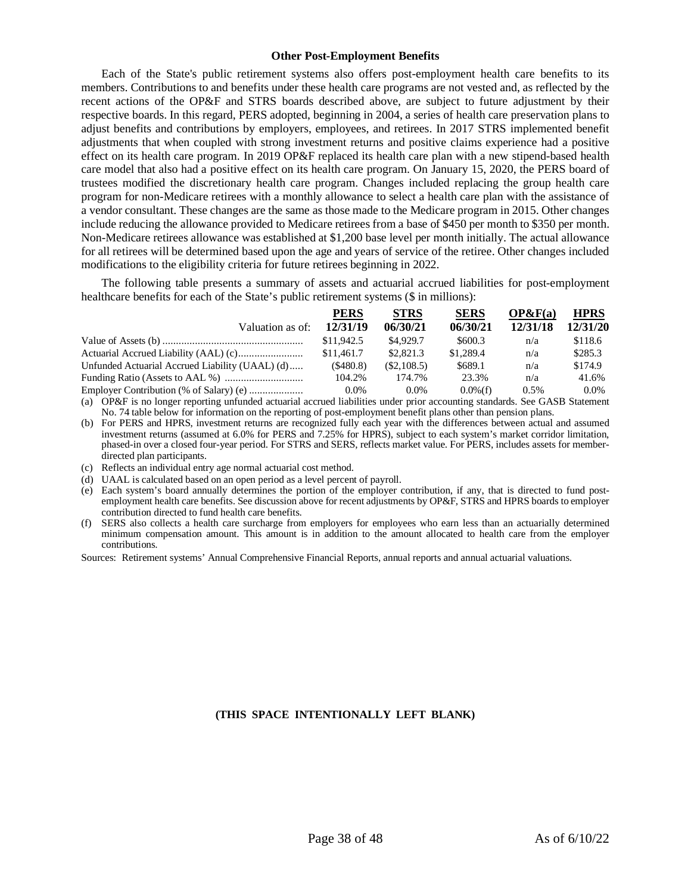### Other Post-Employment Benefits

Each of the State's public retirement systems also offers post-employment health care benefits to its members. Contributions to and benefits under these health care programs are not vested and, as reflected by the recent actions of the OP&F and STRS boards described above, are subject to future adjustment by their respective boards. In this regard, PERS adopted, beginning in 2004, a series of health care preservation plans to adjust benefits and contributions by employers, employees, and retirees. In 2017 STRS implemented benefit adjustments that when coupled with strong investment returns and positive claims experience had a positive effect on its health care program. In 2019 OP&F replaced its health care plan with a new stipend-based health care model that also had a positive effect on its health care program. On January 15, 2020, the PERS board of trustees modified the discretionary health care program. Changes included replacing the group health care program for non-Medicare retirees with a monthly allowance to select a health care plan with the assistance of a vendor consultant. These changes are the same as those made to the Medicare program in 2015. Other changes include reducing the allowance provided to Medicare retirees from a base of $450 per month to $350 per month. Non-Medicare retirees allowance was established at $1,200 base level per month initially. The actual allowance for all retirees will be determined based upon the age and years of service of the retiree. Other changes included modifications to the eligibility criteria for future retirees beginning in 2022.

The following table presents a summary of assets and actuarial accrued liabilities for post-employment healthcare benefits for each of the State's public retirement systems ($ in millions):

| | **PERS** | **STRS** | **SERS** | **OP&F(a)** | **HPRS** |
|---|---|---|---|---|---|
| Valuation as of: | **12/31/19** | **06/30/21** | **06/30/21** | **12/31/18** | **12/31/20** |
| Value of Assets (b) | $11,942.5 | $4,929.7 | $600.3 | n/a | $118.6 |
| Actuarial Accrued Liability (AAL) (c) | $11,461.7 | $2,821.3 | $1,289.4 | n/a | $285.3 |
| Unfunded Actuarial Accrued Liability (UAAL) (d) | ($480.8) | ($2,108.5) | $689.1 | n/a | $174.9 |
| Funding Ratio (Assets to AAL %) | 104.2% | 174.7% | 23.3% | n/a | 41.6% |
| Employer Contribution (% of Salary) (e) | 0.0% | 0.0% | 0.0%(f) | 0.5% | 0.0% |

(a) OP&F is no longer reporting unfunded actuarial accrued liabilities under prior accounting standards. See GASB Statement No. 74 table below for information on the reporting of post-employment benefit plans other than pension plans.

(b) For PERS and HPRS, investment returns are recognized fully each year with the differences between actual and assumed investment returns (assumed at 6.0% for PERS and 7.25% for HPRS), subject to each system's market corridor limitation, phased-in over a closed four-year period. For STRS and SERS, reflects market value. For PERS, includes assets for member-directed plan participants.

(c) Reflects an individual entry age normal actuarial cost method.

(d) UAAL is calculated based on an open period as a level percent of payroll.

(e) Each system's board annually determines the portion of the employer contribution, if any, that is directed to fund post-employment health care benefits. See discussion above for recent adjustments by OP&F, STRS and HPRS boards to employer contribution directed to fund health care benefits.

(f) SERS also collects a health care surcharge from employers for employees who earn less than an actuarially determined minimum compensation amount. This amount is in addition to the amount allocated to health care from the employer contributions.

Sources: Retirement systems' Annual Comprehensive Financial Reports, annual reports and annual actuarial valuations.

**(THIS SPACE INTENTIONALLY LEFT BLANK)**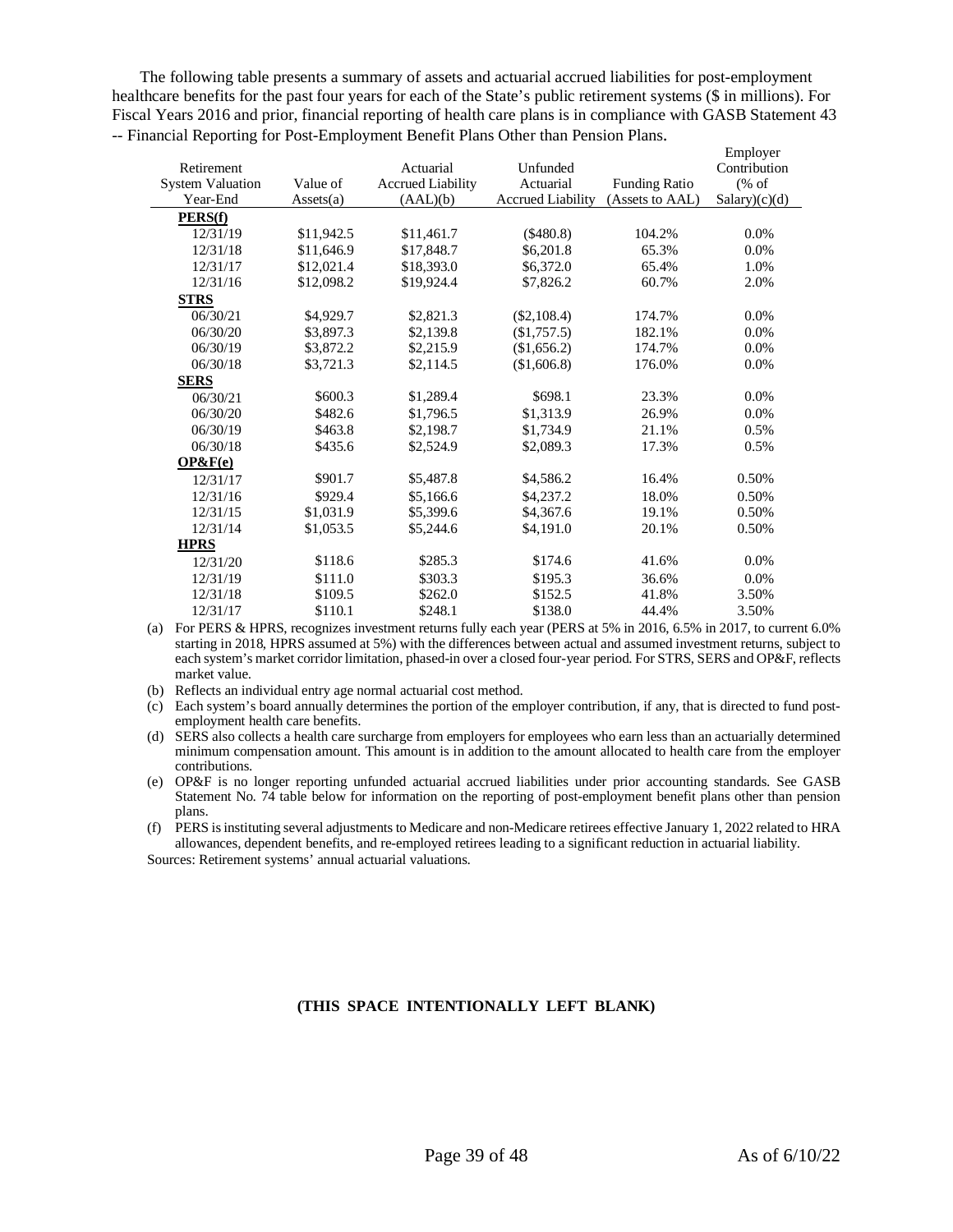The following table presents a summary of assets and actuarial accrued liabilities for post-employment healthcare benefits for the past four years for each of the State's public retirement systems ($ in millions). For Fiscal Years 2016 and prior, financial reporting of health care plans is in compliance with GASB Statement 43 -- Financial Reporting for Post-Employment Benefit Plans Other than Pension Plans.

| Retirement System Valuation Year-End | Value of Assets(a) | Actuarial Accrued Liability (AAL)(b) | Unfunded Actuarial Accrued Liability | Funding Ratio (Assets to AAL) | Employer Contribution (% of Salary)(c)(d) |
|---|---|---|---|---|---|
| **PERS(f)** | | | | | |
| 12/31/19 | $11,942.5 | $11,461.7 | ($480.8) | 104.2% | 0.0% |
| 12/31/18 | $11,646.9 | $17,848.7 | $6,201.8 | 65.3% | 0.0% |
| 12/31/17 | $12,021.4 | $18,393.0 | $6,372.0 | 65.4% | 1.0% |
| 12/31/16 | $12,098.2 | $19,924.4 | $7,826.2 | 60.7% | 2.0% |
| **STRS** | | | | | |
| 06/30/21 | $4,929.7 | $2,821.3 | ($2,108.4) | 174.7% | 0.0% |
| 06/30/20 | $3,897.3 | $2,139.8 | ($1,757.5) | 182.1% | 0.0% |
| 06/30/19 | $3,872.2 | $2,215.9 | ($1,656.2) | 174.7% | 0.0% |
| 06/30/18 | $3,721.3 | $2,114.5 | ($1,606.8) | 176.0% | 0.0% |
| **SERS** | | | | | |
| 06/30/21 | $600.3 | $1,289.4 | $698.1 | 23.3% | 0.0% |
| 06/30/20 | $482.6 | $1,796.5 | $1,313.9 | 26.9% | 0.0% |
| 06/30/19 | $463.8 | $2,198.7 | $1,734.9 | 21.1% | 0.5% |
| 06/30/18 | $435.6 | $2,524.9 | $2,089.3 | 17.3% | 0.5% |
| **OP&F(e)** | | | | | |
| 12/31/17 | $901.7 | $5,487.8 | $4,586.2 | 16.4% | 0.50% |
| 12/31/16 | $929.4 | $5,166.6 | $4,237.2 | 18.0% | 0.50% |
| 12/31/15 | $1,031.9 | $5,399.6 | $4,367.6 | 19.1% | 0.50% |
| 12/31/14 | $1,053.5 | $5,244.6 | $4,191.0 | 20.1% | 0.50% |
| **HPRS** | | | | | |
| 12/31/20 | $118.6 | $285.3 | $174.6 | 41.6% | 0.0% |
| 12/31/19 | $111.0 | $303.3 | $195.3 | 36.6% | 0.0% |
| 12/31/18 | $109.5 | $262.0 | $152.5 | 41.8% | 3.50% |
| 12/31/17 | $110.1 | $248.1 | $138.0 | 44.4% | 3.50% |

(a) For PERS & HPRS, recognizes investment returns fully each year (PERS at 5% in 2016, 6.5% in 2017, to current 6.0% starting in 2018, HPRS assumed at 5%) with the differences between actual and assumed investment returns, subject to each system's market corridor limitation, phased-in over a closed four-year period. For STRS, SERS and OP&F, reflects market value.

(b) Reflects an individual entry age normal actuarial cost method.

(c) Each system's board annually determines the portion of the employer contribution, if any, that is directed to fund post-employment health care benefits.

(d) SERS also collects a health care surcharge from employers for employees who earn less than an actuarially determined minimum compensation amount. This amount is in addition to the amount allocated to health care from the employer contributions.

(e) OP&F is no longer reporting unfunded actuarial accrued liabilities under prior accounting standards. See GASB Statement No. 74 table below for information on the reporting of post-employment benefit plans other than pension plans.

(f) PERS is instituting several adjustments to Medicare and non-Medicare retirees effective January 1, 2022 related to HRA allowances, dependent benefits, and re-employed retirees leading to a significant reduction in actuarial liability.

Sources: Retirement systems' annual actuarial valuations.

**(THIS SPACE INTENTIONALLY LEFT BLANK)**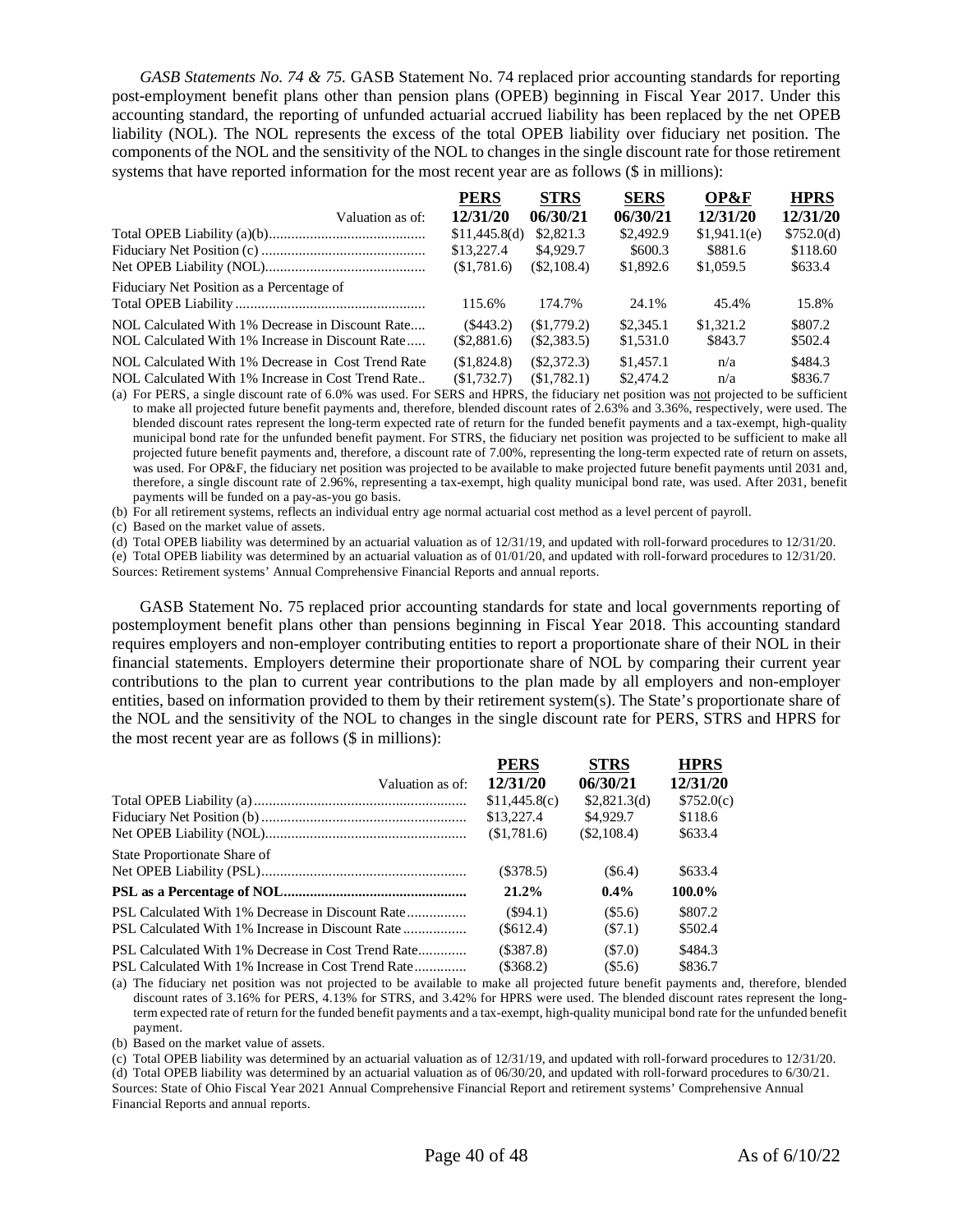*GASB Statements No. 74 & 75.* GASB Statement No. 74 replaced prior accounting standards for reporting post-employment benefit plans other than pension plans (OPEB) beginning in Fiscal Year 2017. Under this accounting standard, the reporting of unfunded actuarial accrued liability has been replaced by the net OPEB liability (NOL). The NOL represents the excess of the total OPEB liability over fiduciary net position. The components of the NOL and the sensitivity of the NOL to changes in the single discount rate for those retirement systems that have reported information for the most recent year are as follows ($ in millions):

| | PERS | STRS | SERS | OP&F | HPRS |
|---|---|---|---|---|---|
| Valuation as of: | 12/31/20 | 06/30/21 | 06/30/21 | 12/31/20 | 12/31/20 |
| Total OPEB Liability (a)(b) | $11,445.8(d) | $2,821.3 | $2,492.9 | $1,941.1(e) | $752.0(d) |
| Fiduciary Net Position (c) | $13,227.4 | $4,929.7 | $600.3 | $881.6 | $118.60 |
| Net OPEB Liability (NOL) | ($1,781.6) | ($2,108.4) | $1,892.6 | $1,059.5 | $633.4 |
| Fiduciary Net Position as a Percentage of Total OPEB Liability | 115.6% | 174.7% | 24.1% | 45.4% | 15.8% |
| NOL Calculated With 1% Decrease in Discount Rate | ($443.2) | ($1,779.2) | $2,345.1 | $1,321.2 | $807.2 |
| NOL Calculated With 1% Increase in Discount Rate | ($2,881.6) | ($2,383.5) | $1,531.0 | $843.7 | $502.4 |
| NOL Calculated With 1% Decrease in Cost Trend Rate | ($1,824.8) | ($2,372.3) | $1,457.1 | n/a | $484.3 |
| NOL Calculated With 1% Increase in Cost Trend Rate | ($1,732.7) | ($1,782.1) | $2,474.2 | n/a | $836.7 |

(a) For PERS, a single discount rate of 6.0% was used. For SERS and HPRS, the fiduciary net position was not projected to be sufficient to make all projected future benefit payments and, therefore, blended discount rates of 2.63% and 3.36%, respectively, were used. The blended discount rates represent the long-term expected rate of return for the funded benefit payments and a tax-exempt, high-quality municipal bond rate for the unfunded benefit payment. For STRS, the fiduciary net position was projected to be sufficient to make all projected future benefit payments and, therefore, a discount rate of 7.00%, representing the long-term expected rate of return on assets, was used. For OP&F, the fiduciary net position was projected to be available to make projected future benefit payments until 2031 and, therefore, a single discount rate of 2.96%, representing a tax-exempt, high quality municipal bond rate, was used. After 2031, benefit payments will be funded on a pay-as-you go basis.

(b) For all retirement systems, reflects an individual entry age normal actuarial cost method as a level percent of payroll.

(c) Based on the market value of assets.

(d) Total OPEB liability was determined by an actuarial valuation as of 12/31/19, and updated with roll-forward procedures to 12/31/20.

(e) Total OPEB liability was determined by an actuarial valuation as of 01/01/20, and updated with roll-forward procedures to 12/31/20.

Sources: Retirement systems' Annual Comprehensive Financial Reports and annual reports.

GASB Statement No. 75 replaced prior accounting standards for state and local governments reporting of postemployment benefit plans other than pensions beginning in Fiscal Year 2018. This accounting standard requires employers and non-employer contributing entities to report a proportionate share of their NOL in their financial statements. Employers determine their proportionate share of NOL by comparing their current year contributions to the plan to current year contributions to the plan made by all employers and non-employer entities, based on information provided to them by their retirement system(s). The State's proportionate share of the NOL and the sensitivity of the NOL to changes in the single discount rate for PERS, STRS and HPRS for the most recent year are as follows ($ in millions):

| | PERS | STRS | HPRS |
|---|---|---|---|
| Valuation as of: | 12/31/20 | 06/30/21 | 12/31/20 |
| Total OPEB Liability (a) | $11,445.8(c) | $2,821.3(d) | $752.0(c) |
| Fiduciary Net Position (b) | $13,227.4 | $4,929.7 | $118.6 |
| Net OPEB Liability (NOL) | ($1,781.6) | ($2,108.4) | $633.4 |
| State Proportionate Share of Net OPEB Liability (PSL) | ($378.5) | ($6.4) | $633.4 |
| **PSL as a Percentage of NOL** | **21.2%** | **0.4%** | **100.0%** |
| PSL Calculated With 1% Decrease in Discount Rate | ($94.1) | ($5.6) | $807.2 |
| PSL Calculated With 1% Increase in Discount Rate | ($612.4) | ($7.1) | $502.4 |
| PSL Calculated With 1% Decrease in Cost Trend Rate | ($387.8) | ($7.0) | $484.3 |
| PSL Calculated With 1% Increase in Cost Trend Rate | ($368.2) | ($5.6) | $836.7 |

(a) The fiduciary net position was not projected to be available to make all projected future benefit payments and, therefore, blended discount rates of 3.16% for PERS, 4.13% for STRS, and 3.42% for HPRS were used. The blended discount rates represent the long-term expected rate of return for the funded benefit payments and a tax-exempt, high-quality municipal bond rate for the unfunded benefit payment.

(b) Based on the market value of assets.

(c) Total OPEB liability was determined by an actuarial valuation as of 12/31/19, and updated with roll-forward procedures to 12/31/20.

(d) Total OPEB liability was determined by an actuarial valuation as of 06/30/20, and updated with roll-forward procedures to 6/30/21.

Sources: State of Ohio Fiscal Year 2021 Annual Comprehensive Financial Report and retirement systems' Comprehensive Annual Financial Reports and annual reports.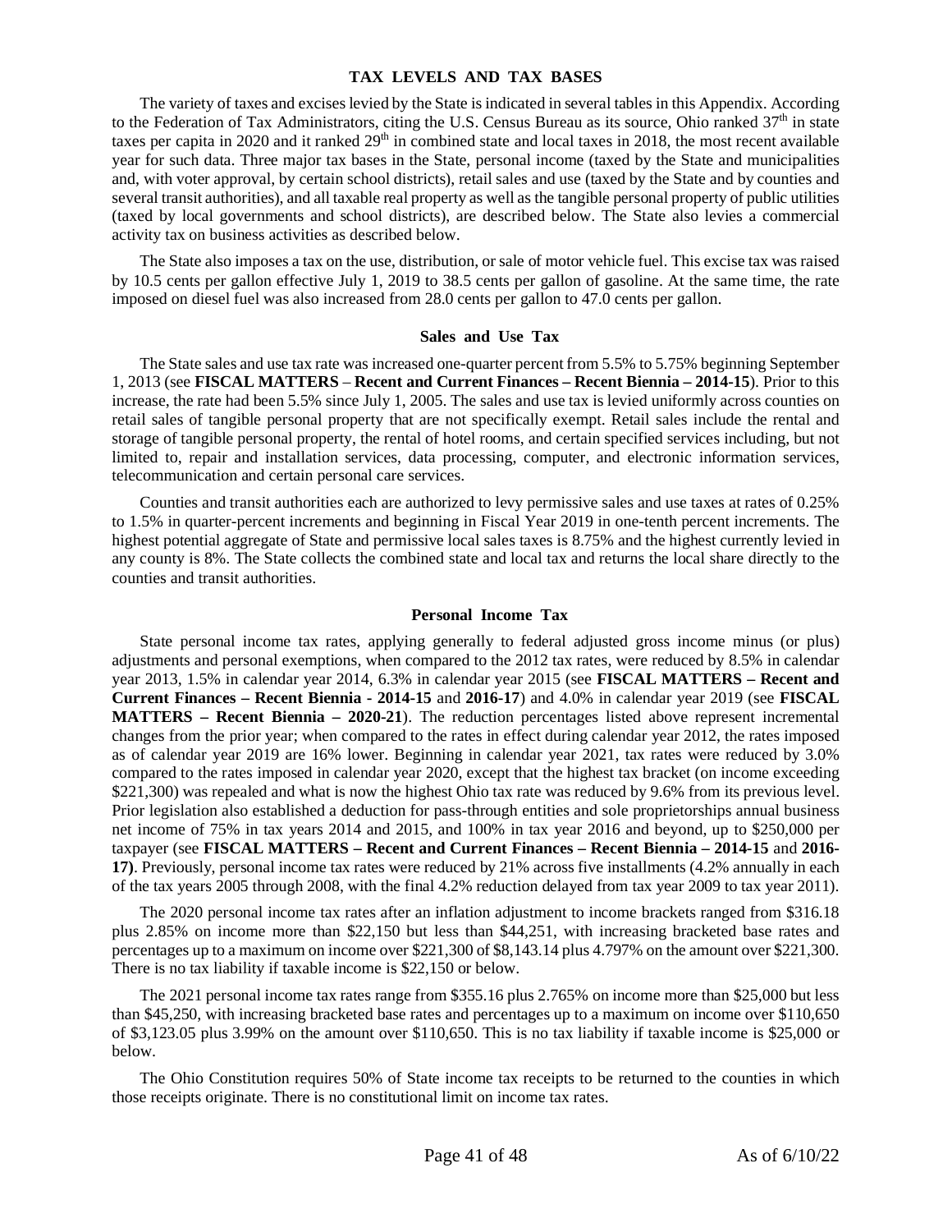## TAX LEVELS AND TAX BASES

The variety of taxes and excises levied by the State is indicated in several tables in this Appendix. According to the Federation of Tax Administrators, citing the U.S. Census Bureau as its source, Ohio ranked 37th in state taxes per capita in 2020 and it ranked 29th in combined state and local taxes in 2018, the most recent available year for such data. Three major tax bases in the State, personal income (taxed by the State and municipalities and, with voter approval, by certain school districts), retail sales and use (taxed by the State and by counties and several transit authorities), and all taxable real property as well as the tangible personal property of public utilities (taxed by local governments and school districts), are described below. The State also levies a commercial activity tax on business activities as described below.

The State also imposes a tax on the use, distribution, or sale of motor vehicle fuel. This excise tax was raised by 10.5 cents per gallon effective July 1, 2019 to 38.5 cents per gallon of gasoline. At the same time, the rate imposed on diesel fuel was also increased from 28.0 cents per gallon to 47.0 cents per gallon.

### Sales and Use Tax

The State sales and use tax rate was increased one-quarter percent from 5.5% to 5.75% beginning September 1, 2013 (see **FISCAL MATTERS** – **Recent and Current Finances – Recent Biennia – 2014-15**). Prior to this increase, the rate had been 5.5% since July 1, 2005. The sales and use tax is levied uniformly across counties on retail sales of tangible personal property that are not specifically exempt. Retail sales include the rental and storage of tangible personal property, the rental of hotel rooms, and certain specified services including, but not limited to, repair and installation services, data processing, computer, and electronic information services, telecommunication and certain personal care services.

Counties and transit authorities each are authorized to levy permissive sales and use taxes at rates of 0.25% to 1.5% in quarter-percent increments and beginning in Fiscal Year 2019 in one-tenth percent increments. The highest potential aggregate of State and permissive local sales taxes is 8.75% and the highest currently levied in any county is 8%. The State collects the combined state and local tax and returns the local share directly to the counties and transit authorities.

### Personal Income Tax

State personal income tax rates, applying generally to federal adjusted gross income minus (or plus) adjustments and personal exemptions, when compared to the 2012 tax rates, were reduced by 8.5% in calendar year 2013, 1.5% in calendar year 2014, 6.3% in calendar year 2015 (see **FISCAL MATTERS – Recent and Current Finances – Recent Biennia - 2014-15** and **2016-17**) and 4.0% in calendar year 2019 (see **FISCAL MATTERS – Recent Biennia – 2020-21**). The reduction percentages listed above represent incremental changes from the prior year; when compared to the rates in effect during calendar year 2012, the rates imposed as of calendar year 2019 are 16% lower. Beginning in calendar year 2021, tax rates were reduced by 3.0% compared to the rates imposed in calendar year 2020, except that the highest tax bracket (on income exceeding $221,300) was repealed and what is now the highest Ohio tax rate was reduced by 9.6% from its previous level. Prior legislation also established a deduction for pass-through entities and sole proprietorships annual business net income of 75% in tax years 2014 and 2015, and 100% in tax year 2016 and beyond, up to $250,000 per taxpayer (see **FISCAL MATTERS – Recent and Current Finances – Recent Biennia – 2014-15** and **2016-17)**. Previously, personal income tax rates were reduced by 21% across five installments (4.2% annually in each of the tax years 2005 through 2008, with the final 4.2% reduction delayed from tax year 2009 to tax year 2011).

The 2020 personal income tax rates after an inflation adjustment to income brackets ranged from $316.18 plus 2.85% on income more than $22,150 but less than $44,251, with increasing bracketed base rates and percentages up to a maximum on income over $221,300 of $8,143.14 plus 4.797% on the amount over $221,300. There is no tax liability if taxable income is $22,150 or below.

The 2021 personal income tax rates range from $355.16 plus 2.765% on income more than $25,000 but less than $45,250, with increasing bracketed base rates and percentages up to a maximum on income over $110,650 of $3,123.05 plus 3.99% on the amount over $110,650. This is no tax liability if taxable income is $25,000 or below.

The Ohio Constitution requires 50% of State income tax receipts to be returned to the counties in which those receipts originate. There is no constitutional limit on income tax rates.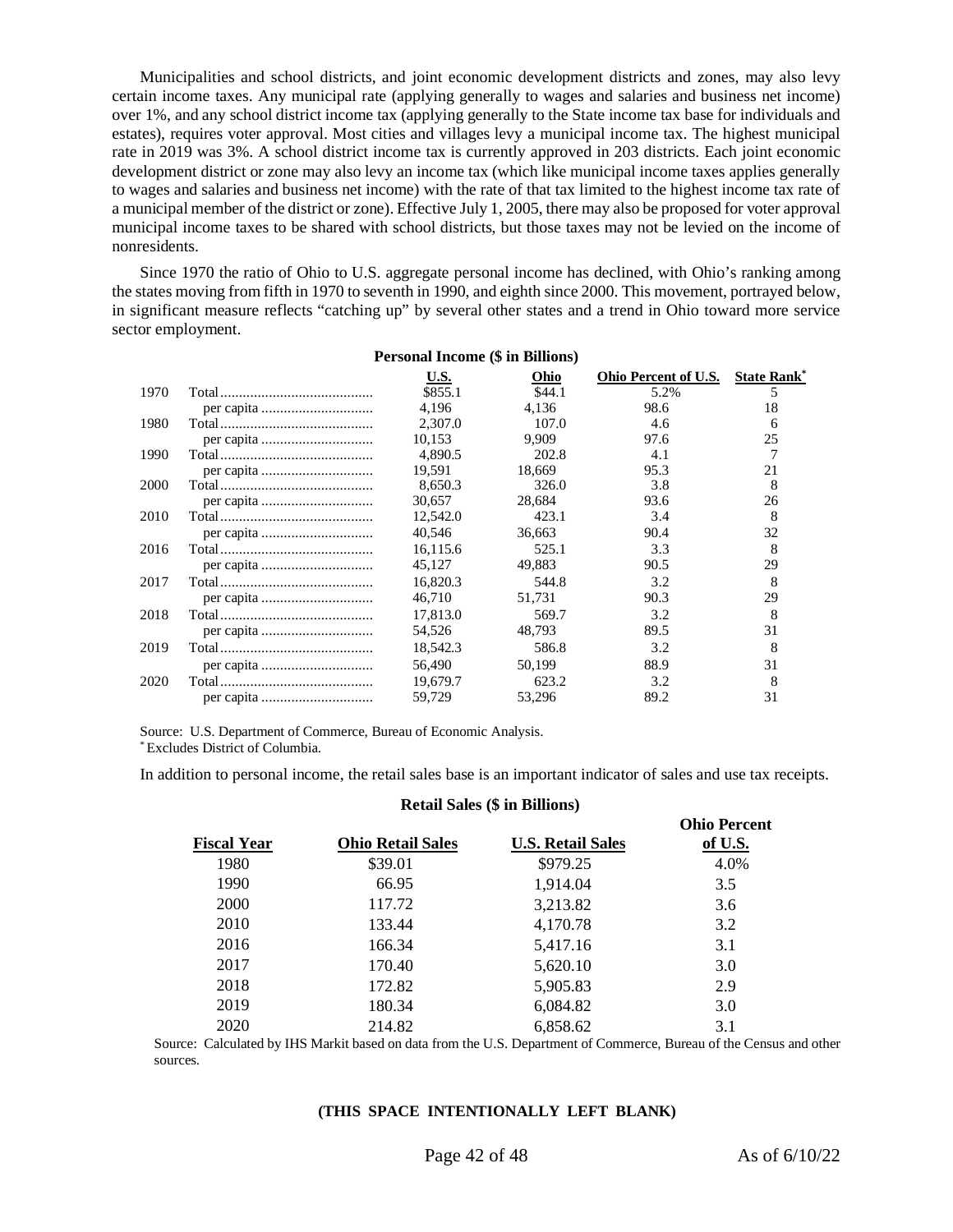Municipalities and school districts, and joint economic development districts and zones, may also levy certain income taxes. Any municipal rate (applying generally to wages and salaries and business net income) over 1%, and any school district income tax (applying generally to the State income tax base for individuals and estates), requires voter approval. Most cities and villages levy a municipal income tax. The highest municipal rate in 2019 was 3%. A school district income tax is currently approved in 203 districts. Each joint economic development district or zone may also levy an income tax (which like municipal income taxes applies generally to wages and salaries and business net income) with the rate of that tax limited to the highest income tax rate of a municipal member of the district or zone). Effective July 1, 2005, there may also be proposed for voter approval municipal income taxes to be shared with school districts, but those taxes may not be levied on the income of nonresidents.

Since 1970 the ratio of Ohio to U.S. aggregate personal income has declined, with Ohio's ranking among the states moving from fifth in 1970 to seventh in 1990, and eighth since 2000. This movement, portrayed below, in significant measure reflects "catching up" by several other states and a trend in Ohio toward more service sector employment.

**Personal Income ($ in Billions)**

| | | U.S. | Ohio | Ohio Percent of U.S. | State Rank* |
|---|---|---|---|---|---|
| 1970 | Total | $855.1 | $44.1 | 5.2% | 5 |
| | per capita | 4,196 | 4,136 | 98.6 | 18 |
| 1980 | Total | 2,307.0 | 107.0 | 4.6 | 6 |
| | per capita | 10,153 | 9,909 | 97.6 | 25 |
| 1990 | Total | 4,890.5 | 202.8 | 4.1 | 7 |
| | per capita | 19,591 | 18,669 | 95.3 | 21 |
| 2000 | Total | 8,650.3 | 326.0 | 3.8 | 8 |
| | per capita | 30,657 | 28,684 | 93.6 | 26 |
| 2010 | Total | 12,542.0 | 423.1 | 3.4 | 8 |
| | per capita | 40,546 | 36,663 | 90.4 | 32 |
| 2016 | Total | 16,115.6 | 525.1 | 3.3 | 8 |
| | per capita | 45,127 | 49,883 | 90.5 | 29 |
| 2017 | Total | 16,820.3 | 544.8 | 3.2 | 8 |
| | per capita | 46,710 | 51,731 | 90.3 | 29 |
| 2018 | Total | 17,813.0 | 569.7 | 3.2 | 8 |
| | per capita | 54,526 | 48,793 | 89.5 | 31 |
| 2019 | Total | 18,542.3 | 586.8 | 3.2 | 8 |
| | per capita | 56,490 | 50,199 | 88.9 | 31 |
| 2020 | Total | 19,679.7 | 623.2 | 3.2 | 8 |
| | per capita | 59,729 | 53,296 | 89.2 | 31 |

Source: U.S. Department of Commerce, Bureau of Economic Analysis.
\* Excludes District of Columbia.

In addition to personal income, the retail sales base is an important indicator of sales and use tax receipts.

**Retail Sales ($ in Billions)**

| Fiscal Year | Ohio Retail Sales | U.S. Retail Sales | Ohio Percent of U.S. |
|---|---|---|---|
| 1980 | $39.01 | $979.25 | 4.0% |
| 1990 | 66.95 | 1,914.04 | 3.5 |
| 2000 | 117.72 | 3,213.82 | 3.6 |
| 2010 | 133.44 | 4,170.78 | 3.2 |
| 2016 | 166.34 | 5,417.16 | 3.1 |
| 2017 | 170.40 | 5,620.10 | 3.0 |
| 2018 | 172.82 | 5,905.83 | 2.9 |
| 2019 | 180.34 | 6,084.82 | 3.0 |
| 2020 | 214.82 | 6,858.62 | 3.1 |

Source: Calculated by IHS Markit based on data from the U.S. Department of Commerce, Bureau of the Census and other sources.

**(THIS SPACE INTENTIONALLY LEFT BLANK)**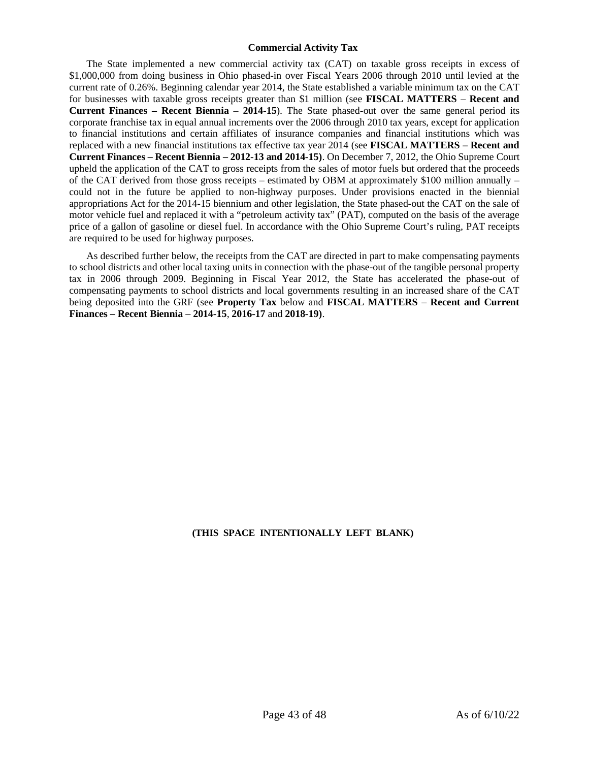### Commercial Activity Tax

The State implemented a new commercial activity tax (CAT) on taxable gross receipts in excess of $1,000,000 from doing business in Ohio phased-in over Fiscal Years 2006 through 2010 until levied at the current rate of 0.26%. Beginning calendar year 2014, the State established a variable minimum tax on the CAT for businesses with taxable gross receipts greater than $1 million (see **FISCAL MATTERS** – **Recent and Current Finances – Recent Biennia** – **2014-15**). The State phased-out over the same general period its corporate franchise tax in equal annual increments over the 2006 through 2010 tax years, except for application to financial institutions and certain affiliates of insurance companies and financial institutions which was replaced with a new financial institutions tax effective tax year 2014 (see **FISCAL MATTERS – Recent and Current Finances – Recent Biennia – 2012-13 and 2014-15)**. On December 7, 2012, the Ohio Supreme Court upheld the application of the CAT to gross receipts from the sales of motor fuels but ordered that the proceeds of the CAT derived from those gross receipts – estimated by OBM at approximately $100 million annually – could not in the future be applied to non-highway purposes. Under provisions enacted in the biennial appropriations Act for the 2014-15 biennium and other legislation, the State phased-out the CAT on the sale of motor vehicle fuel and replaced it with a "petroleum activity tax" (PAT), computed on the basis of the average price of a gallon of gasoline or diesel fuel. In accordance with the Ohio Supreme Court's ruling, PAT receipts are required to be used for highway purposes.

As described further below, the receipts from the CAT are directed in part to make compensating payments to school districts and other local taxing units in connection with the phase-out of the tangible personal property tax in 2006 through 2009. Beginning in Fiscal Year 2012, the State has accelerated the phase-out of compensating payments to school districts and local governments resulting in an increased share of the CAT being deposited into the GRF (see **Property Tax** below and **FISCAL MATTERS** – **Recent and Current Finances – Recent Biennia** – **2014-15**, **2016-17** and **2018-19)**.

**(THIS SPACE INTENTIONALLY LEFT BLANK)**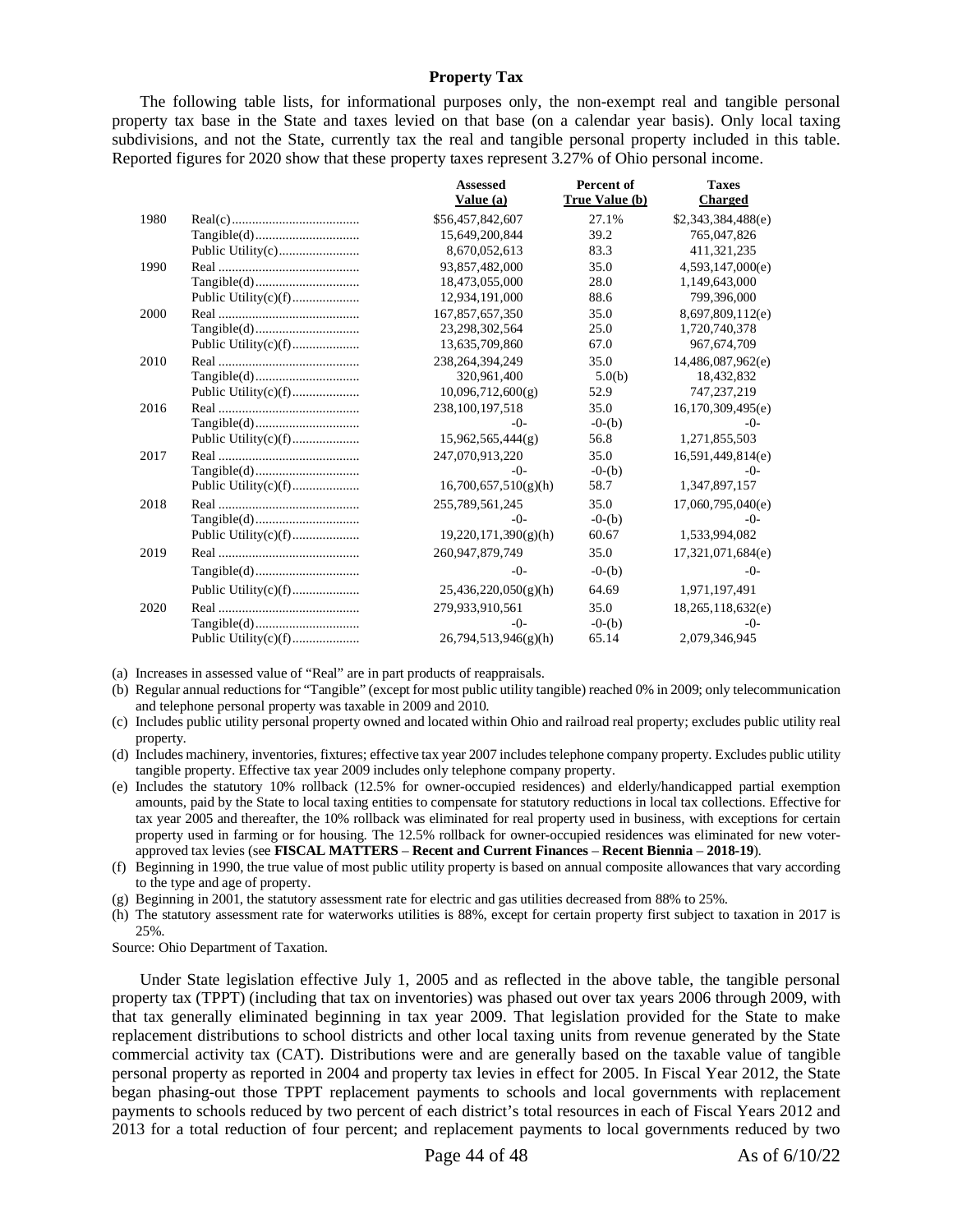**Property Tax**

The following table lists, for informational purposes only, the non-exempt real and tangible personal property tax base in the State and taxes levied on that base (on a calendar year basis). Only local taxing subdivisions, and not the State, currently tax the real and tangible personal property included in this table. Reported figures for 2020 show that these property taxes represent 3.27% of Ohio personal income.

| | | Assessed Value (a) | Percent of True Value (b) | Taxes Charged |
|---|---|---|---|---|
| 1980 | Real(c) | $56,457,842,607 | 27.1% | $2,343,384,488(e) |
| | Tangible(d) | 15,649,200,844 | 39.2 | 765,047,826 |
| | Public Utility(c) | 8,670,052,613 | 83.3 | 411,321,235 |
| 1990 | Real | 93,857,482,000 | 35.0 | 4,593,147,000(e) |
| | Tangible(d) | 18,473,055,000 | 28.0 | 1,149,643,000 |
| | Public Utility(c)(f) | 12,934,191,000 | 88.6 | 799,396,000 |
| 2000 | Real | 167,857,657,350 | 35.0 | 8,697,809,112(e) |
| | Tangible(d) | 23,298,302,564 | 25.0 | 1,720,740,378 |
| | Public Utility(c)(f) | 13,635,709,860 | 67.0 | 967,674,709 |
| 2010 | Real | 238,264,394,249 | 35.0 | 14,486,087,962(e) |
| | Tangible(d) | 320,961,400 | 5.0(b) | 18,432,832 |
| | Public Utility(c)(f) | 10,096,712,600(g) | 52.9 | 747,237,219 |
| 2016 | Real | 238,100,197,518 | 35.0 | 16,170,309,495(e) |
| | Tangible(d) | -0- | -0-(b) | -0- |
| | Public Utility(c)(f) | 15,962,565,444(g) | 56.8 | 1,271,855,503 |
| 2017 | Real | 247,070,913,220 | 35.0 | 16,591,449,814(e) |
| | Tangible(d) | -0- | -0-(b) | -0- |
| | Public Utility(c)(f) | 16,700,657,510(g)(h) | 58.7 | 1,347,897,157 |
| 2018 | Real | 255,789,561,245 | 35.0 | 17,060,795,040(e) |
| | Tangible(d) | -0- | -0-(b) | -0- |
| | Public Utility(c)(f) | 19,220,171,390(g)(h) | 60.67 | 1,533,994,082 |
| 2019 | Real | 260,947,879,749 | 35.0 | 17,321,071,684(e) |
| | Tangible(d) | -0- | -0-(b) | -0- |
| | Public Utility(c)(f) | 25,436,220,050(g)(h) | 64.69 | 1,971,197,491 |
| 2020 | Real | 279,933,910,561 | 35.0 | 18,265,118,632(e) |
| | Tangible(d) | -0- | -0-(b) | -0- |
| | Public Utility(c)(f) | 26,794,513,946(g)(h) | 65.14 | 2,079,346,945 |

(a) Increases in assessed value of "Real" are in part products of reappraisals.

(b) Regular annual reductions for "Tangible" (except for most public utility tangible) reached 0% in 2009; only telecommunication and telephone personal property was taxable in 2009 and 2010.

(c) Includes public utility personal property owned and located within Ohio and railroad real property; excludes public utility real property.

(d) Includes machinery, inventories, fixtures; effective tax year 2007 includes telephone company property. Excludes public utility tangible property. Effective tax year 2009 includes only telephone company property.

(e) Includes the statutory 10% rollback (12.5% for owner-occupied residences) and elderly/handicapped partial exemption amounts, paid by the State to local taxing entities to compensate for statutory reductions in local tax collections. Effective for tax year 2005 and thereafter, the 10% rollback was eliminated for real property used in business, with exceptions for certain property used in farming or for housing. The 12.5% rollback for owner-occupied residences was eliminated for new voter-approved tax levies (see **FISCAL MATTERS** – **Recent and Current Finances** – **Recent Biennia** – **2018-19**).

(f) Beginning in 1990, the true value of most public utility property is based on annual composite allowances that vary according to the type and age of property.

(g) Beginning in 2001, the statutory assessment rate for electric and gas utilities decreased from 88% to 25%.

(h) The statutory assessment rate for waterworks utilities is 88%, except for certain property first subject to taxation in 2017 is 25%.

Source: Ohio Department of Taxation.

Under State legislation effective July 1, 2005 and as reflected in the above table, the tangible personal property tax (TPPT) (including that tax on inventories) was phased out over tax years 2006 through 2009, with that tax generally eliminated beginning in tax year 2009. That legislation provided for the State to make replacement distributions to school districts and other local taxing units from revenue generated by the State commercial activity tax (CAT). Distributions were and are generally based on the taxable value of tangible personal property as reported in 2004 and property tax levies in effect for 2005. In Fiscal Year 2012, the State began phasing-out those TPPT replacement payments to schools and local governments with replacement payments to schools reduced by two percent of each district's total resources in each of Fiscal Years 2012 and 2013 for a total reduction of four percent; and replacement payments to local governments reduced by two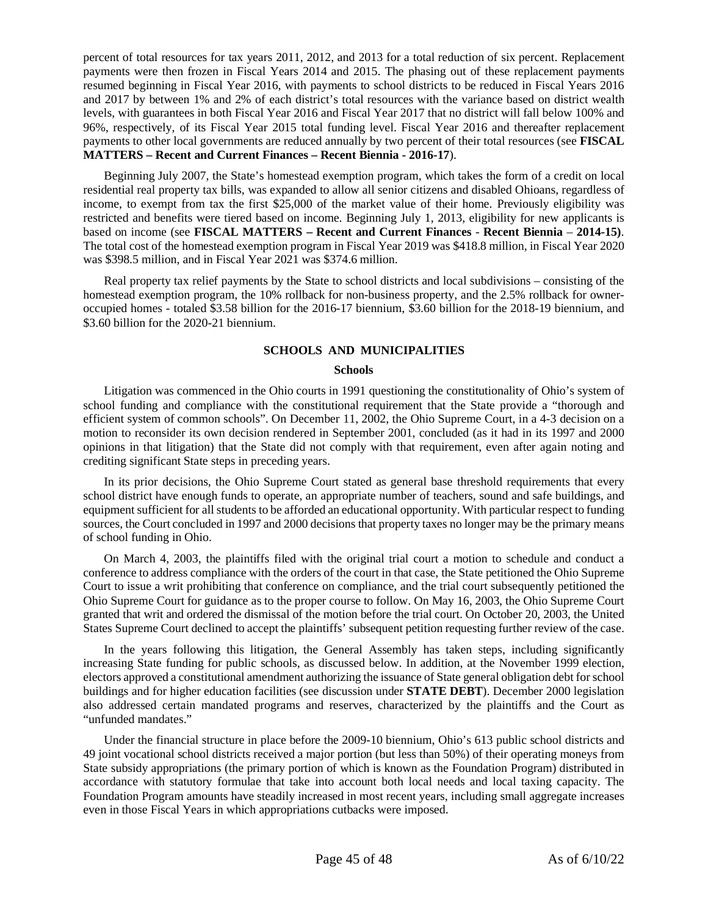percent of total resources for tax years 2011, 2012, and 2013 for a total reduction of six percent. Replacement payments were then frozen in Fiscal Years 2014 and 2015. The phasing out of these replacement payments resumed beginning in Fiscal Year 2016, with payments to school districts to be reduced in Fiscal Years 2016 and 2017 by between 1% and 2% of each district's total resources with the variance based on district wealth levels, with guarantees in both Fiscal Year 2016 and Fiscal Year 2017 that no district will fall below 100% and 96%, respectively, of its Fiscal Year 2015 total funding level. Fiscal Year 2016 and thereafter replacement payments to other local governments are reduced annually by two percent of their total resources (see **FISCAL MATTERS – Recent and Current Finances – Recent Biennia - 2016-17**).

Beginning July 2007, the State's homestead exemption program, which takes the form of a credit on local residential real property tax bills, was expanded to allow all senior citizens and disabled Ohioans, regardless of income, to exempt from tax the first $25,000 of the market value of their home. Previously eligibility was restricted and benefits were tiered based on income. Beginning July 1, 2013, eligibility for new applicants is based on income (see **FISCAL MATTERS – Recent and Current Finances** - **Recent Biennia** – **2014-15)**. The total cost of the homestead exemption program in Fiscal Year 2019 was $418.8 million, in Fiscal Year 2020 was $398.5 million, and in Fiscal Year 2021 was $374.6 million.

Real property tax relief payments by the State to school districts and local subdivisions – consisting of the homestead exemption program, the 10% rollback for non-business property, and the 2.5% rollback for owner-occupied homes - totaled $3.58 billion for the 2016-17 biennium, $3.60 billion for the 2018-19 biennium, and $3.60 billion for the 2020-21 biennium.

## SCHOOLS AND MUNICIPALITIES

### Schools

Litigation was commenced in the Ohio courts in 1991 questioning the constitutionality of Ohio's system of school funding and compliance with the constitutional requirement that the State provide a "thorough and efficient system of common schools". On December 11, 2002, the Ohio Supreme Court, in a 4-3 decision on a motion to reconsider its own decision rendered in September 2001, concluded (as it had in its 1997 and 2000 opinions in that litigation) that the State did not comply with that requirement, even after again noting and crediting significant State steps in preceding years.

In its prior decisions, the Ohio Supreme Court stated as general base threshold requirements that every school district have enough funds to operate, an appropriate number of teachers, sound and safe buildings, and equipment sufficient for all students to be afforded an educational opportunity. With particular respect to funding sources, the Court concluded in 1997 and 2000 decisions that property taxes no longer may be the primary means of school funding in Ohio.

On March 4, 2003, the plaintiffs filed with the original trial court a motion to schedule and conduct a conference to address compliance with the orders of the court in that case, the State petitioned the Ohio Supreme Court to issue a writ prohibiting that conference on compliance, and the trial court subsequently petitioned the Ohio Supreme Court for guidance as to the proper course to follow. On May 16, 2003, the Ohio Supreme Court granted that writ and ordered the dismissal of the motion before the trial court. On October 20, 2003, the United States Supreme Court declined to accept the plaintiffs' subsequent petition requesting further review of the case.

In the years following this litigation, the General Assembly has taken steps, including significantly increasing State funding for public schools, as discussed below. In addition, at the November 1999 election, electors approved a constitutional amendment authorizing the issuance of State general obligation debt for school buildings and for higher education facilities (see discussion under **STATE DEBT**). December 2000 legislation also addressed certain mandated programs and reserves, characterized by the plaintiffs and the Court as "unfunded mandates."

Under the financial structure in place before the 2009-10 biennium, Ohio's 613 public school districts and 49 joint vocational school districts received a major portion (but less than 50%) of their operating moneys from State subsidy appropriations (the primary portion of which is known as the Foundation Program) distributed in accordance with statutory formulae that take into account both local needs and local taxing capacity. The Foundation Program amounts have steadily increased in most recent years, including small aggregate increases even in those Fiscal Years in which appropriations cutbacks were imposed.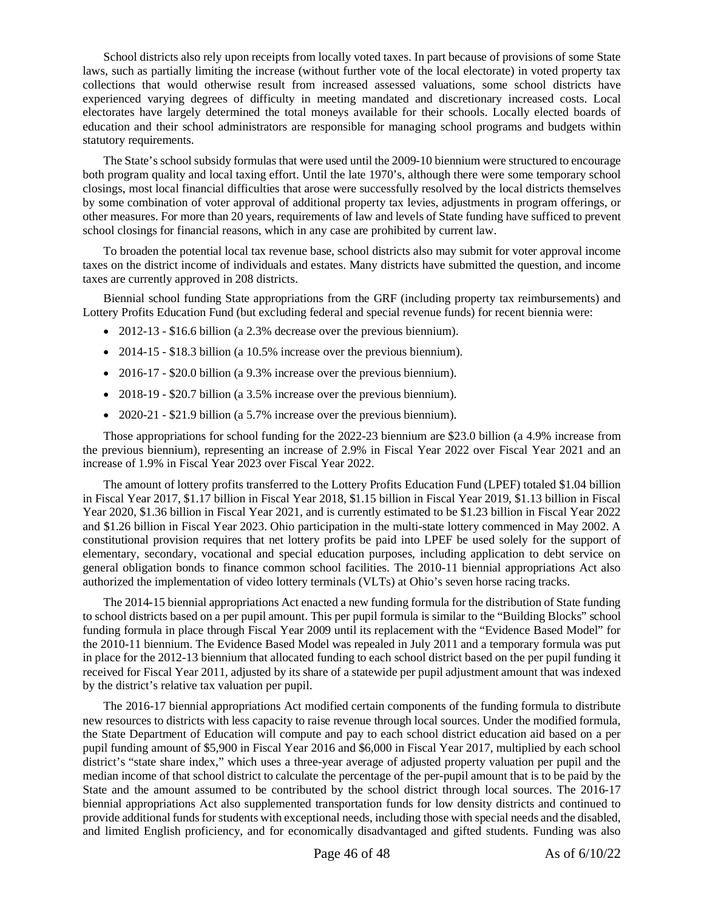School districts also rely upon receipts from locally voted taxes. In part because of provisions of some State laws, such as partially limiting the increase (without further vote of the local electorate) in voted property tax collections that would otherwise result from increased assessed valuations, some school districts have experienced varying degrees of difficulty in meeting mandated and discretionary increased costs. Local electorates have largely determined the total moneys available for their schools. Locally elected boards of education and their school administrators are responsible for managing school programs and budgets within statutory requirements.

The State's school subsidy formulas that were used until the 2009-10 biennium were structured to encourage both program quality and local taxing effort. Until the late 1970's, although there were some temporary school closings, most local financial difficulties that arose were successfully resolved by the local districts themselves by some combination of voter approval of additional property tax levies, adjustments in program offerings, or other measures. For more than 20 years, requirements of law and levels of State funding have sufficed to prevent school closings for financial reasons, which in any case are prohibited by current law.

To broaden the potential local tax revenue base, school districts also may submit for voter approval income taxes on the district income of individuals and estates. Many districts have submitted the question, and income taxes are currently approved in 208 districts.

Biennial school funding State appropriations from the GRF (including property tax reimbursements) and Lottery Profits Education Fund (but excluding federal and special revenue funds) for recent biennia were:

- 2012-13 - $16.6 billion (a 2.3% decrease over the previous biennium).
- 2014-15 - $18.3 billion (a 10.5% increase over the previous biennium).
- 2016-17 - $20.0 billion (a 9.3% increase over the previous biennium).
- 2018-19 - $20.7 billion (a 3.5% increase over the previous biennium).
- 2020-21 - $21.9 billion (a 5.7% increase over the previous biennium).

Those appropriations for school funding for the 2022-23 biennium are $23.0 billion (a 4.9% increase from the previous biennium), representing an increase of 2.9% in Fiscal Year 2022 over Fiscal Year 2021 and an increase of 1.9% in Fiscal Year 2023 over Fiscal Year 2022.

The amount of lottery profits transferred to the Lottery Profits Education Fund (LPEF) totaled $1.04 billion in Fiscal Year 2017, $1.17 billion in Fiscal Year 2018, $1.15 billion in Fiscal Year 2019, $1.13 billion in Fiscal Year 2020, $1.36 billion in Fiscal Year 2021, and is currently estimated to be $1.23 billion in Fiscal Year 2022 and $1.26 billion in Fiscal Year 2023. Ohio participation in the multi-state lottery commenced in May 2002. A constitutional provision requires that net lottery profits be paid into LPEF be used solely for the support of elementary, secondary, vocational and special education purposes, including application to debt service on general obligation bonds to finance common school facilities. The 2010-11 biennial appropriations Act also authorized the implementation of video lottery terminals (VLTs) at Ohio's seven horse racing tracks.

The 2014-15 biennial appropriations Act enacted a new funding formula for the distribution of State funding to school districts based on a per pupil amount. This per pupil formula is similar to the "Building Blocks" school funding formula in place through Fiscal Year 2009 until its replacement with the "Evidence Based Model" for the 2010-11 biennium. The Evidence Based Model was repealed in July 2011 and a temporary formula was put in place for the 2012-13 biennium that allocated funding to each school district based on the per pupil funding it received for Fiscal Year 2011, adjusted by its share of a statewide per pupil adjustment amount that was indexed by the district's relative tax valuation per pupil.

The 2016-17 biennial appropriations Act modified certain components of the funding formula to distribute new resources to districts with less capacity to raise revenue through local sources. Under the modified formula, the State Department of Education will compute and pay to each school district education aid based on a per pupil funding amount of $5,900 in Fiscal Year 2016 and $6,000 in Fiscal Year 2017, multiplied by each school district's "state share index," which uses a three-year average of adjusted property valuation per pupil and the median income of that school district to calculate the percentage of the per-pupil amount that is to be paid by the State and the amount assumed to be contributed by the school district through local sources. The 2016-17 biennial appropriations Act also supplemented transportation funds for low density districts and continued to provide additional funds for students with exceptional needs, including those with special needs and the disabled, and limited English proficiency, and for economically disadvantaged and gifted students. Funding was also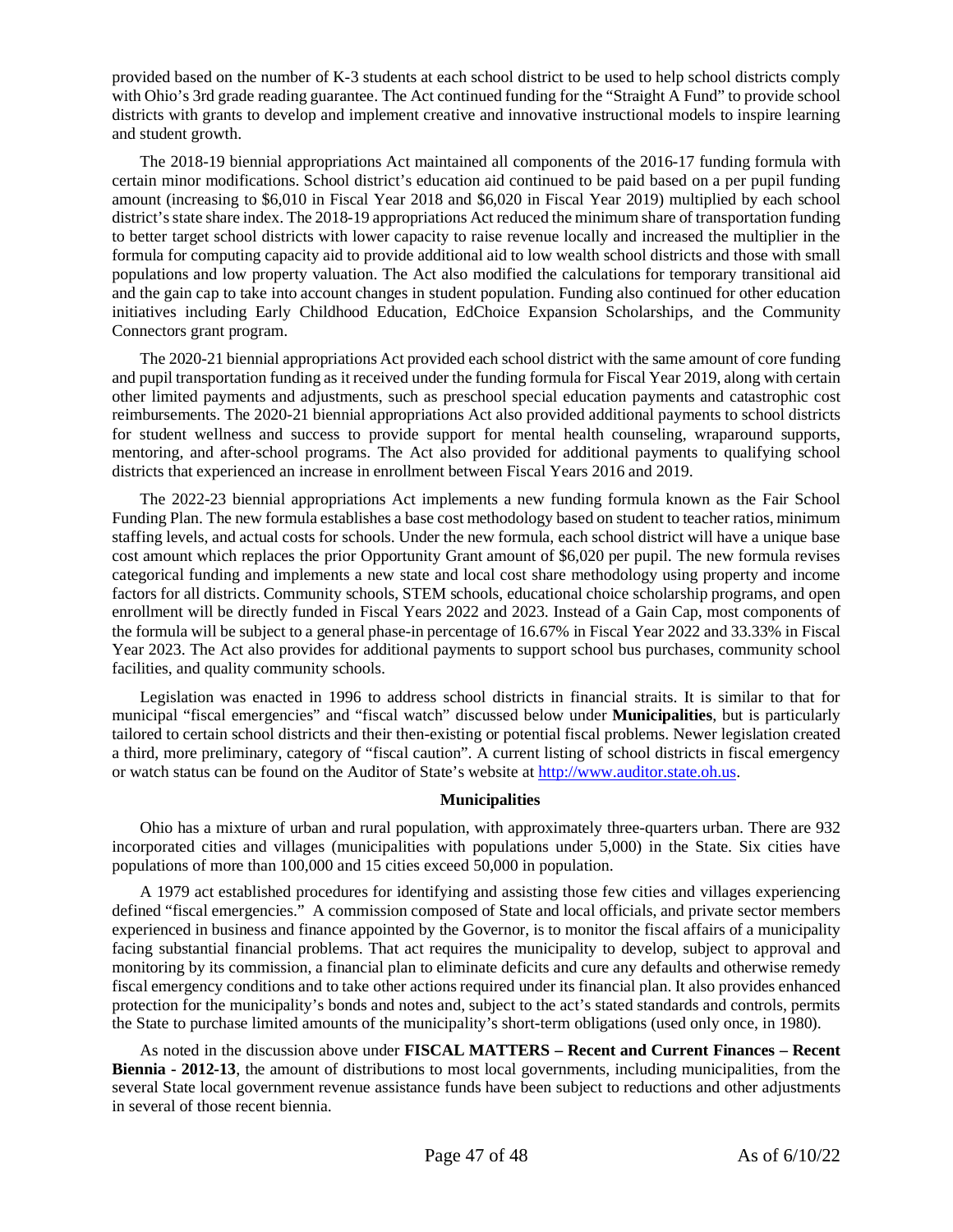provided based on the number of K-3 students at each school district to be used to help school districts comply with Ohio's 3rd grade reading guarantee. The Act continued funding for the "Straight A Fund" to provide school districts with grants to develop and implement creative and innovative instructional models to inspire learning and student growth.

The 2018-19 biennial appropriations Act maintained all components of the 2016-17 funding formula with certain minor modifications. School district's education aid continued to be paid based on a per pupil funding amount (increasing to $6,010 in Fiscal Year 2018 and $6,020 in Fiscal Year 2019) multiplied by each school district's state share index. The 2018-19 appropriations Act reduced the minimum share of transportation funding to better target school districts with lower capacity to raise revenue locally and increased the multiplier in the formula for computing capacity aid to provide additional aid to low wealth school districts and those with small populations and low property valuation. The Act also modified the calculations for temporary transitional aid and the gain cap to take into account changes in student population. Funding also continued for other education initiatives including Early Childhood Education, EdChoice Expansion Scholarships, and the Community Connectors grant program.

The 2020-21 biennial appropriations Act provided each school district with the same amount of core funding and pupil transportation funding as it received under the funding formula for Fiscal Year 2019, along with certain other limited payments and adjustments, such as preschool special education payments and catastrophic cost reimbursements. The 2020-21 biennial appropriations Act also provided additional payments to school districts for student wellness and success to provide support for mental health counseling, wraparound supports, mentoring, and after-school programs. The Act also provided for additional payments to qualifying school districts that experienced an increase in enrollment between Fiscal Years 2016 and 2019.

The 2022-23 biennial appropriations Act implements a new funding formula known as the Fair School Funding Plan. The new formula establishes a base cost methodology based on student to teacher ratios, minimum staffing levels, and actual costs for schools. Under the new formula, each school district will have a unique base cost amount which replaces the prior Opportunity Grant amount of $6,020 per pupil. The new formula revises categorical funding and implements a new state and local cost share methodology using property and income factors for all districts. Community schools, STEM schools, educational choice scholarship programs, and open enrollment will be directly funded in Fiscal Years 2022 and 2023. Instead of a Gain Cap, most components of the formula will be subject to a general phase-in percentage of 16.67% in Fiscal Year 2022 and 33.33% in Fiscal Year 2023. The Act also provides for additional payments to support school bus purchases, community school facilities, and quality community schools.

Legislation was enacted in 1996 to address school districts in financial straits. It is similar to that for municipal "fiscal emergencies" and "fiscal watch" discussed below under **Municipalities**, but is particularly tailored to certain school districts and their then-existing or potential fiscal problems. Newer legislation created a third, more preliminary, category of "fiscal caution". A current listing of school districts in fiscal emergency or watch status can be found on the Auditor of State's website at http://www.auditor.state.oh.us.

**Municipalities**

Ohio has a mixture of urban and rural population, with approximately three-quarters urban. There are 932 incorporated cities and villages (municipalities with populations under 5,000) in the State. Six cities have populations of more than 100,000 and 15 cities exceed 50,000 in population.

A 1979 act established procedures for identifying and assisting those few cities and villages experiencing defined "fiscal emergencies." A commission composed of State and local officials, and private sector members experienced in business and finance appointed by the Governor, is to monitor the fiscal affairs of a municipality facing substantial financial problems. That act requires the municipality to develop, subject to approval and monitoring by its commission, a financial plan to eliminate deficits and cure any defaults and otherwise remedy fiscal emergency conditions and to take other actions required under its financial plan. It also provides enhanced protection for the municipality's bonds and notes and, subject to the act's stated standards and controls, permits the State to purchase limited amounts of the municipality's short-term obligations (used only once, in 1980).

As noted in the discussion above under **FISCAL MATTERS – Recent and Current Finances – Recent Biennia - 2012-13**, the amount of distributions to most local governments, including municipalities, from the several State local government revenue assistance funds have been subject to reductions and other adjustments in several of those recent biennia.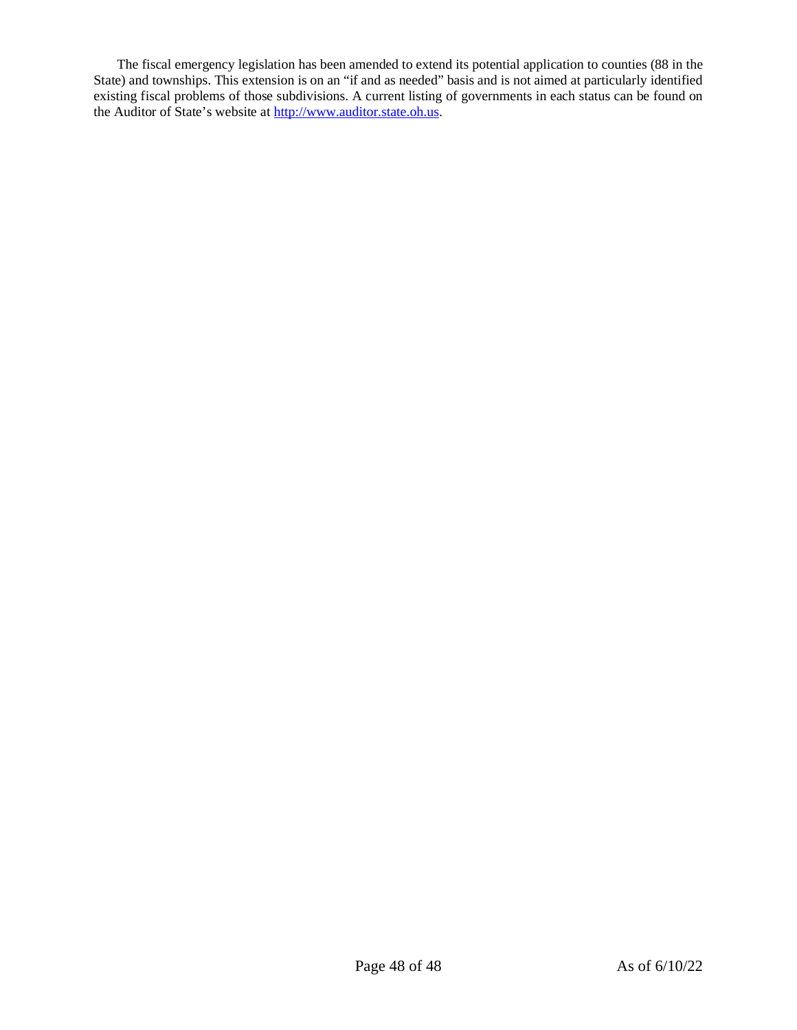The fiscal emergency legislation has been amended to extend its potential application to counties (88 in the State) and townships. This extension is on an "if and as needed" basis and is not aimed at particularly identified existing fiscal problems of those subdivisions. A current listing of governments in each status can be found on the Auditor of State's website at http://www.auditor.state.oh.us.